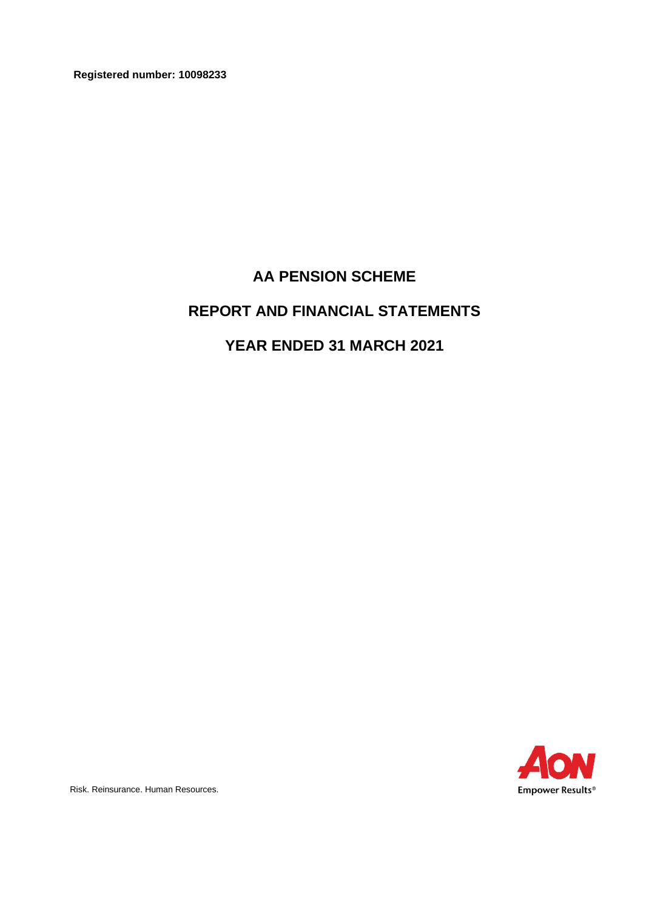**Registered number: 10098233**

# AA PENSION SCHEME

# REPORT AND FINANCIAL STATEMENTS

# YEAR ENDED 31 MARCH 2021

Risk. Reinsurance. Human Resources.

AON
Empower Results®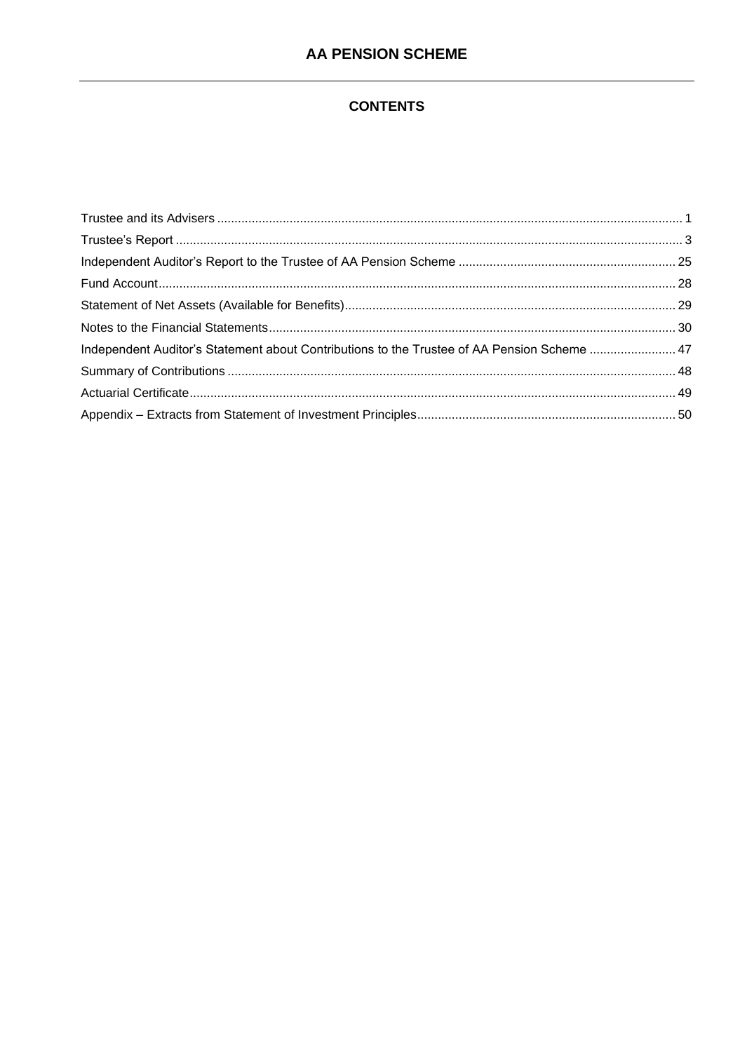# AA PENSION SCHEME

## CONTENTS

| | |
|---|---|
| Trustee and its Advisers | 1 |
| Trustee's Report | 3 |
| Independent Auditor's Report to the Trustee of AA Pension Scheme | 25 |
| Fund Account | 28 |
| Statement of Net Assets (Available for Benefits) | 29 |
| Notes to the Financial Statements | 30 |
| Independent Auditor's Statement about Contributions to the Trustee of AA Pension Scheme | 47 |
| Summary of Contributions | 48 |
| Actuarial Certificate | 49 |
| Appendix – Extracts from Statement of Investment Principles | 50 |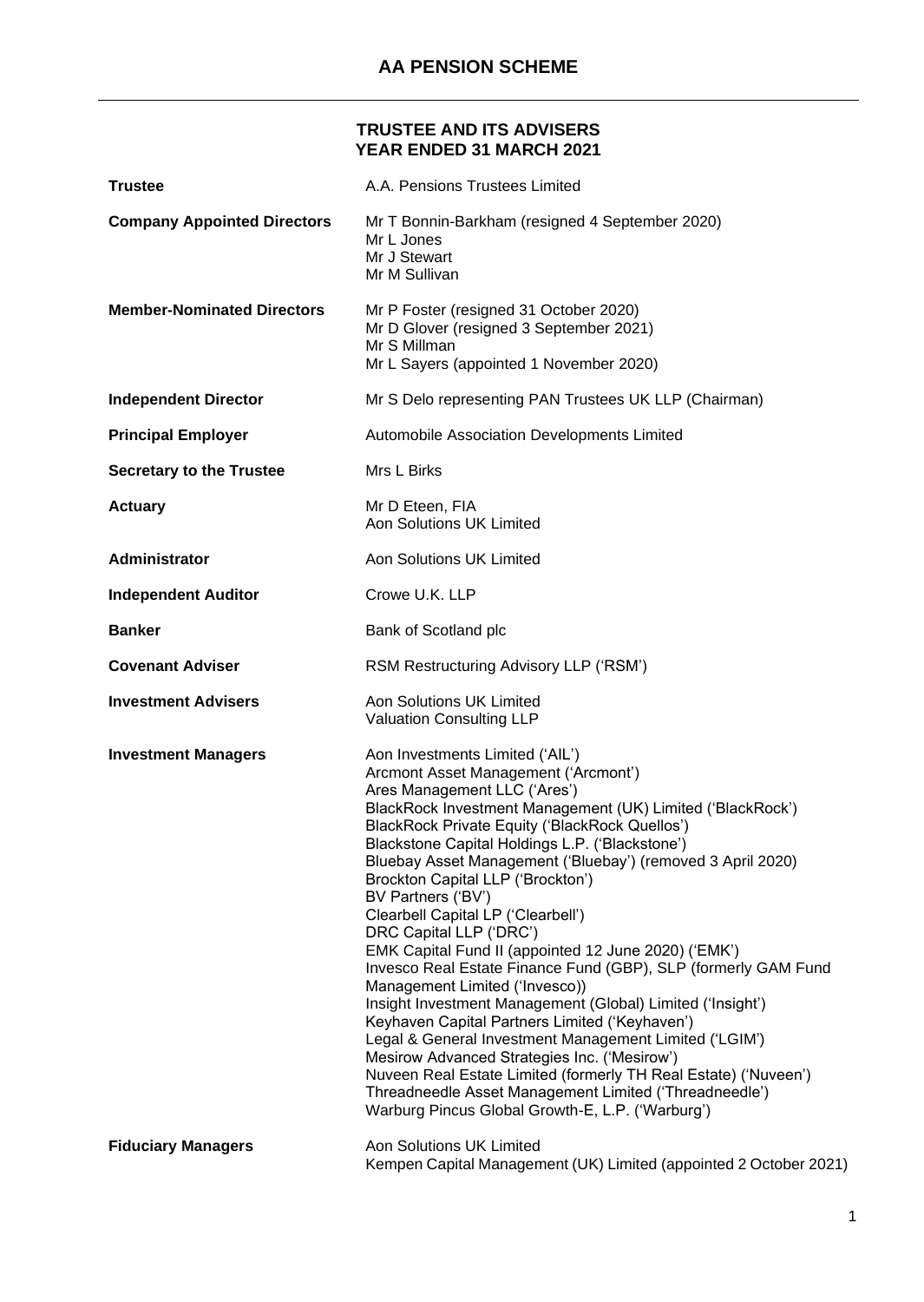# AA PENSION SCHEME

## TRUSTEE AND ITS ADVISERS
## YEAR ENDED 31 MARCH 2021

**Trustee**
A.A. Pensions Trustees Limited

**Company Appointed Directors**
Mr T Bonnin-Barkham (resigned 4 September 2020)
Mr L Jones
Mr J Stewart
Mr M Sullivan

**Member-Nominated Directors**
Mr P Foster (resigned 31 October 2020)
Mr D Glover (resigned 3 September 2021)
Mr S Millman
Mr L Sayers (appointed 1 November 2020)

**Independent Director**
Mr S Delo representing PAN Trustees UK LLP (Chairman)

**Principal Employer**
Automobile Association Developments Limited

**Secretary to the Trustee**
Mrs L Birks

**Actuary**
Mr D Eteen, FIA
Aon Solutions UK Limited

**Administrator**
Aon Solutions UK Limited

**Independent Auditor**
Crowe U.K. LLP

**Banker**
Bank of Scotland plc

**Covenant Adviser**
RSM Restructuring Advisory LLP ('RSM')

**Investment Advisers**
Aon Solutions UK Limited
Valuation Consulting LLP

**Investment Managers**
Aon Investments Limited ('AIL')
Arcmont Asset Management ('Arcmont')
Ares Management LLC ('Ares')
BlackRock Investment Management (UK) Limited ('BlackRock')
BlackRock Private Equity ('BlackRock Quellos')
Blackstone Capital Holdings L.P. ('Blackstone')
Bluebay Asset Management ('Bluebay') (removed 3 April 2020)
Brockton Capital LLP ('Brockton')
BV Partners ('BV')
Clearbell Capital LP ('Clearbell')
DRC Capital LLP ('DRC')
EMK Capital Fund II (appointed 12 June 2020) ('EMK')
Invesco Real Estate Finance Fund (GBP), SLP (formerly GAM Fund Management Limited ('Invesco))
Insight Investment Management (Global) Limited ('Insight')
Keyhaven Capital Partners Limited ('Keyhaven')
Legal & General Investment Management Limited ('LGIM')
Mesirow Advanced Strategies Inc. ('Mesirow')
Nuveen Real Estate Limited (formerly TH Real Estate) ('Nuveen')
Threadneedle Asset Management Limited ('Threadneedle')
Warburg Pincus Global Growth-E, L.P. ('Warburg')

**Fiduciary Managers**
Aon Solutions UK Limited
Kempen Capital Management (UK) Limited (appointed 2 October 2021)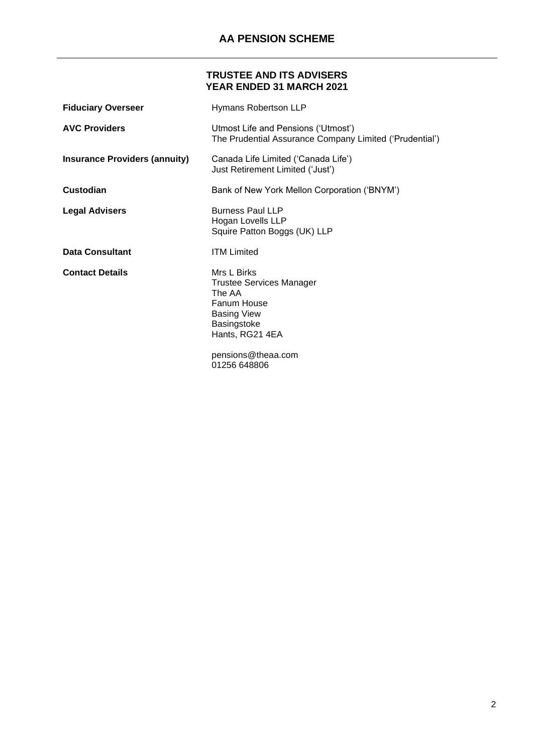## TRUSTEE AND ITS ADVISERS
## YEAR ENDED 31 MARCH 2021

| | |
|---|---|
| **Fiduciary Overseer** | Hymans Robertson LLP |
| **AVC Providers** | Utmost Life and Pensions ('Utmost')<br>The Prudential Assurance Company Limited ('Prudential') |
| **Insurance Providers (annuity)** | Canada Life Limited ('Canada Life')<br>Just Retirement Limited ('Just') |
| **Custodian** | Bank of New York Mellon Corporation ('BNYM') |
| **Legal Advisers** | Burness Paul LLP<br>Hogan Lovells LLP<br>Squire Patton Boggs (UK) LLP |
| **Data Consultant** | ITM Limited |
| **Contact Details** | Mrs L Birks<br>Trustee Services Manager<br>The AA<br>Fanum House<br>Basing View<br>Basingstoke<br>Hants, RG21 4EA<br><br>pensions@theaa.com<br>01256 648806 |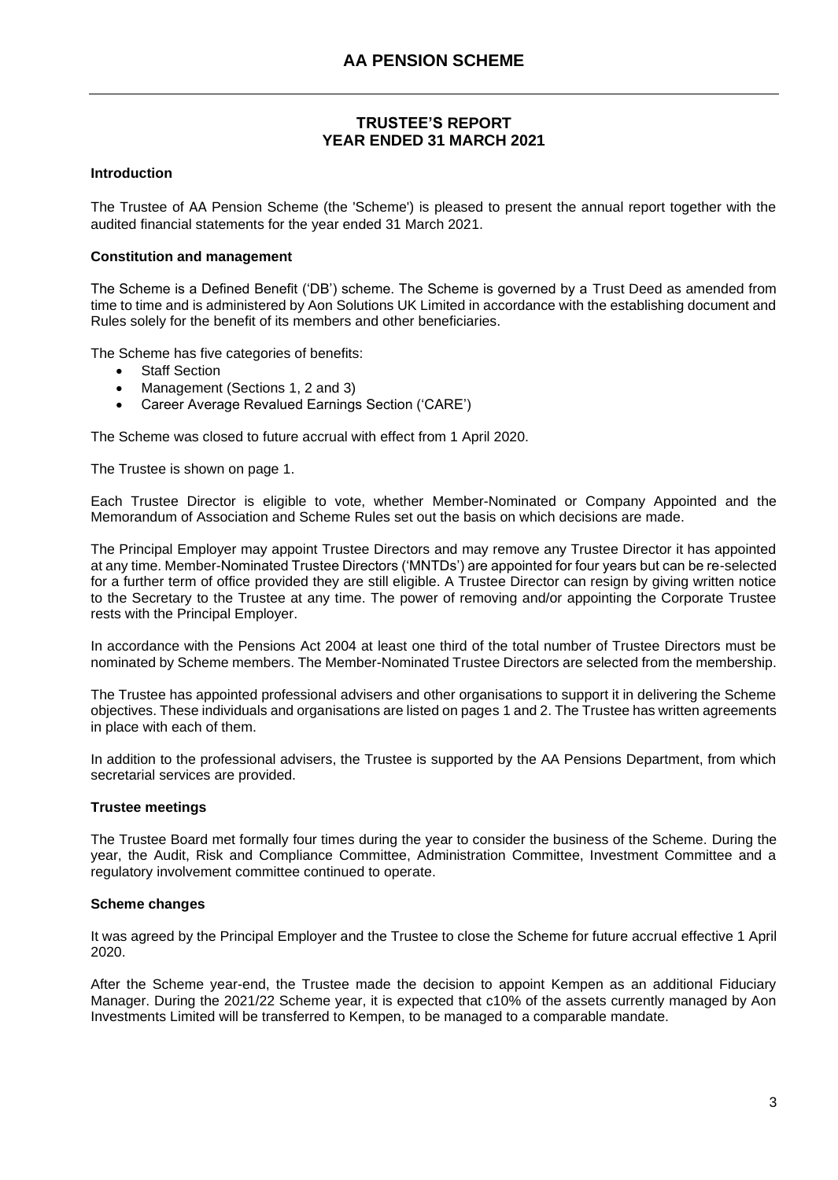# AA PENSION SCHEME

## TRUSTEE'S REPORT
## YEAR ENDED 31 MARCH 2021

### Introduction

The Trustee of AA Pension Scheme (the 'Scheme') is pleased to present the annual report together with the audited financial statements for the year ended 31 March 2021.

### Constitution and management

The Scheme is a Defined Benefit ('DB') scheme. The Scheme is governed by a Trust Deed as amended from time to time and is administered by Aon Solutions UK Limited in accordance with the establishing document and Rules solely for the benefit of its members and other beneficiaries.

The Scheme has five categories of benefits:

- Staff Section
- Management (Sections 1, 2 and 3)
- Career Average Revalued Earnings Section ('CARE')

The Scheme was closed to future accrual with effect from 1 April 2020.

The Trustee is shown on page 1.

Each Trustee Director is eligible to vote, whether Member-Nominated or Company Appointed and the Memorandum of Association and Scheme Rules set out the basis on which decisions are made.

The Principal Employer may appoint Trustee Directors and may remove any Trustee Director it has appointed at any time. Member-Nominated Trustee Directors ('MNTDs') are appointed for four years but can be re-selected for a further term of office provided they are still eligible. A Trustee Director can resign by giving written notice to the Secretary to the Trustee at any time. The power of removing and/or appointing the Corporate Trustee rests with the Principal Employer.

In accordance with the Pensions Act 2004 at least one third of the total number of Trustee Directors must be nominated by Scheme members. The Member-Nominated Trustee Directors are selected from the membership.

The Trustee has appointed professional advisers and other organisations to support it in delivering the Scheme objectives. These individuals and organisations are listed on pages 1 and 2. The Trustee has written agreements in place with each of them.

In addition to the professional advisers, the Trustee is supported by the AA Pensions Department, from which secretarial services are provided.

### Trustee meetings

The Trustee Board met formally four times during the year to consider the business of the Scheme. During the year, the Audit, Risk and Compliance Committee, Administration Committee, Investment Committee and a regulatory involvement committee continued to operate.

### Scheme changes

It was agreed by the Principal Employer and the Trustee to close the Scheme for future accrual effective 1 April 2020.

After the Scheme year-end, the Trustee made the decision to appoint Kempen as an additional Fiduciary Manager. During the 2021/22 Scheme year, it is expected that c10% of the assets currently managed by Aon Investments Limited will be transferred to Kempen, to be managed to a comparable mandate.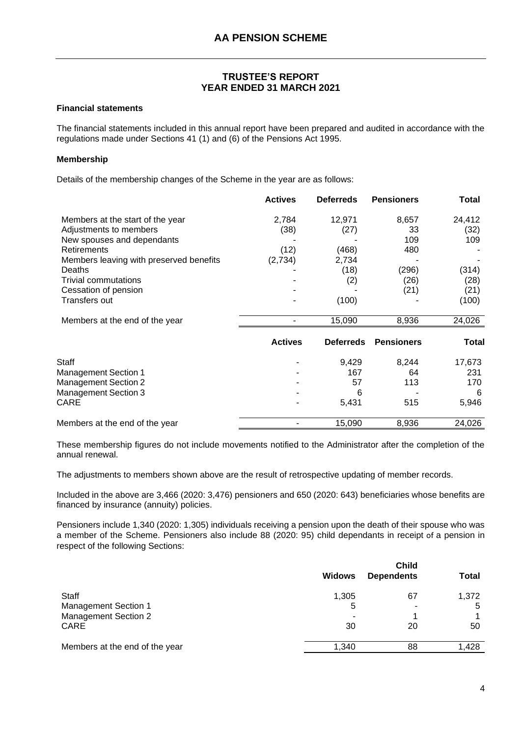# AA PENSION SCHEME

## TRUSTEE'S REPORT
## YEAR ENDED 31 MARCH 2021

### Financial statements

The financial statements included in this annual report have been prepared and audited in accordance with the regulations made under Sections 41 (1) and (6) of the Pensions Act 1995.

### Membership

Details of the membership changes of the Scheme in the year are as follows:

| | Actives | Deferreds | Pensioners | Total |
|---|---|---|---|---|
| Members at the start of the year | 2,784 | 12,971 | 8,657 | 24,412 |
| Adjustments to members | (38) | (27) | 33 | (32) |
| New spouses and dependants | - | - | 109 | 109 |
| Retirements | (12) | (468) | 480 | - |
| Members leaving with preserved benefits | (2,734) | 2,734 | - | - |
| Deaths | - | (18) | (296) | (314) |
| Trivial commutations | - | (2) | (26) | (28) |
| Cessation of pension | - | - | (21) | (21) |
| Transfers out | - | (100) | - | (100) |
| Members at the end of the year | - | 15,090 | 8,936 | 24,026 |

| | Actives | Deferreds | Pensioners | Total |
|---|---|---|---|---|
| Staff | - | 9,429 | 8,244 | 17,673 |
| Management Section 1 | - | 167 | 64 | 231 |
| Management Section 2 | - | 57 | 113 | 170 |
| Management Section 3 | - | 6 | - | 6 |
| CARE | - | 5,431 | 515 | 5,946 |
| Members at the end of the year | - | 15,090 | 8,936 | 24,026 |

These membership figures do not include movements notified to the Administrator after the completion of the annual renewal.

The adjustments to members shown above are the result of retrospective updating of member records.

Included in the above are 3,466 (2020: 3,476) pensioners and 650 (2020: 643) beneficiaries whose benefits are financed by insurance (annuity) policies.

Pensioners include 1,340 (2020: 1,305) individuals receiving a pension upon the death of their spouse who was a member of the Scheme. Pensioners also include 88 (2020: 95) child dependants in receipt of a pension in respect of the following Sections:

| | Widows | Child Dependents | Total |
|---|---|---|---|
| Staff | 1,305 | 67 | 1,372 |
| Management Section 1 | 5 | - | 5 |
| Management Section 2 | - | 1 | 1 |
| CARE | 30 | 20 | 50 |
| Members at the end of the year | 1,340 | 88 | 1,428 |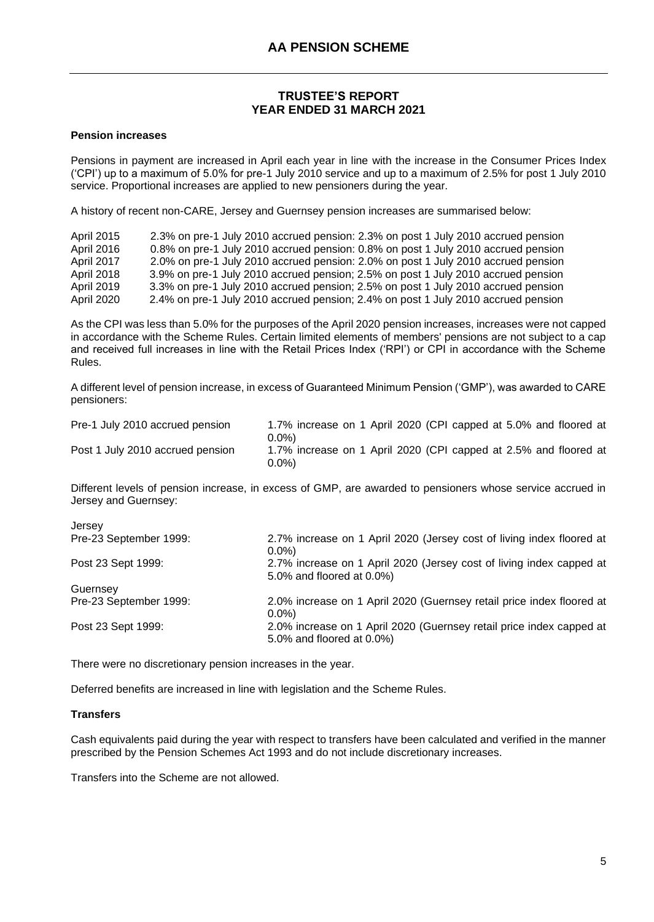# AA PENSION SCHEME

## TRUSTEE'S REPORT
## YEAR ENDED 31 MARCH 2021

### Pension increases

Pensions in payment are increased in April each year in line with the increase in the Consumer Prices Index ('CPI') up to a maximum of 5.0% for pre-1 July 2010 service and up to a maximum of 2.5% for post 1 July 2010 service. Proportional increases are applied to new pensioners during the year.

A history of recent non-CARE, Jersey and Guernsey pension increases are summarised below:

| | |
|---|---|
| April 2015 | 2.3% on pre-1 July 2010 accrued pension: 2.3% on post 1 July 2010 accrued pension |
| April 2016 | 0.8% on pre-1 July 2010 accrued pension: 0.8% on post 1 July 2010 accrued pension |
| April 2017 | 2.0% on pre-1 July 2010 accrued pension: 2.0% on post 1 July 2010 accrued pension |
| April 2018 | 3.9% on pre-1 July 2010 accrued pension; 2.5% on post 1 July 2010 accrued pension |
| April 2019 | 3.3% on pre-1 July 2010 accrued pension; 2.5% on post 1 July 2010 accrued pension |
| April 2020 | 2.4% on pre-1 July 2010 accrued pension; 2.4% on post 1 July 2010 accrued pension |

As the CPI was less than 5.0% for the purposes of the April 2020 pension increases, increases were not capped in accordance with the Scheme Rules. Certain limited elements of members' pensions are not subject to a cap and received full increases in line with the Retail Prices Index ('RPI') or CPI in accordance with the Scheme Rules.

A different level of pension increase, in excess of Guaranteed Minimum Pension ('GMP'), was awarded to CARE pensioners:

| | |
|---|---|
| Pre-1 July 2010 accrued pension | 1.7% increase on 1 April 2020 (CPI capped at 5.0% and floored at 0.0%) |
| Post 1 July 2010 accrued pension | 1.7% increase on 1 April 2020 (CPI capped at 2.5% and floored at 0.0%) |

Different levels of pension increase, in excess of GMP, are awarded to pensioners whose service accrued in Jersey and Guernsey:

| | |
|---|---|
| Jersey | |
| Pre-23 September 1999: | 2.7% increase on 1 April 2020 (Jersey cost of living index floored at 0.0%) |
| Post 23 Sept 1999: | 2.7% increase on 1 April 2020 (Jersey cost of living index capped at 5.0% and floored at 0.0%) |
| Guernsey | |
| Pre-23 September 1999: | 2.0% increase on 1 April 2020 (Guernsey retail price index floored at 0.0%) |
| Post 23 Sept 1999: | 2.0% increase on 1 April 2020 (Guernsey retail price index capped at 5.0% and floored at 0.0%) |

There were no discretionary pension increases in the year.

Deferred benefits are increased in line with legislation and the Scheme Rules.

### Transfers

Cash equivalents paid during the year with respect to transfers have been calculated and verified in the manner prescribed by the Pension Schemes Act 1993 and do not include discretionary increases.

Transfers into the Scheme are not allowed.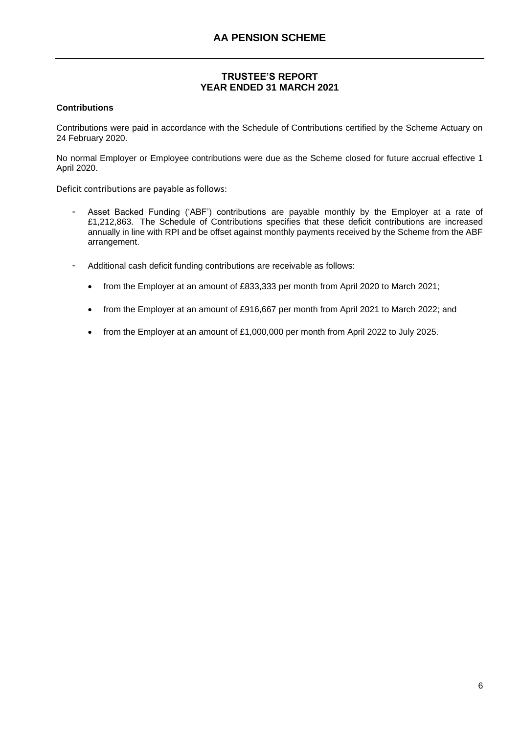## TRUSTEE'S REPORT
## YEAR ENDED 31 MARCH 2021

**Contributions**

Contributions were paid in accordance with the Schedule of Contributions certified by the Scheme Actuary on 24 February 2020.

No normal Employer or Employee contributions were due as the Scheme closed for future accrual effective 1 April 2020.

Deficit contributions are payable as follows:

- Asset Backed Funding ('ABF') contributions are payable monthly by the Employer at a rate of £1,212,863. The Schedule of Contributions specifies that these deficit contributions are increased annually in line with RPI and be offset against monthly payments received by the Scheme from the ABF arrangement.

- Additional cash deficit funding contributions are receivable as follows:

  - from the Employer at an amount of £833,333 per month from April 2020 to March 2021;

  - from the Employer at an amount of £916,667 per month from April 2021 to March 2022; and

  - from the Employer at an amount of £1,000,000 per month from April 2022 to July 2025.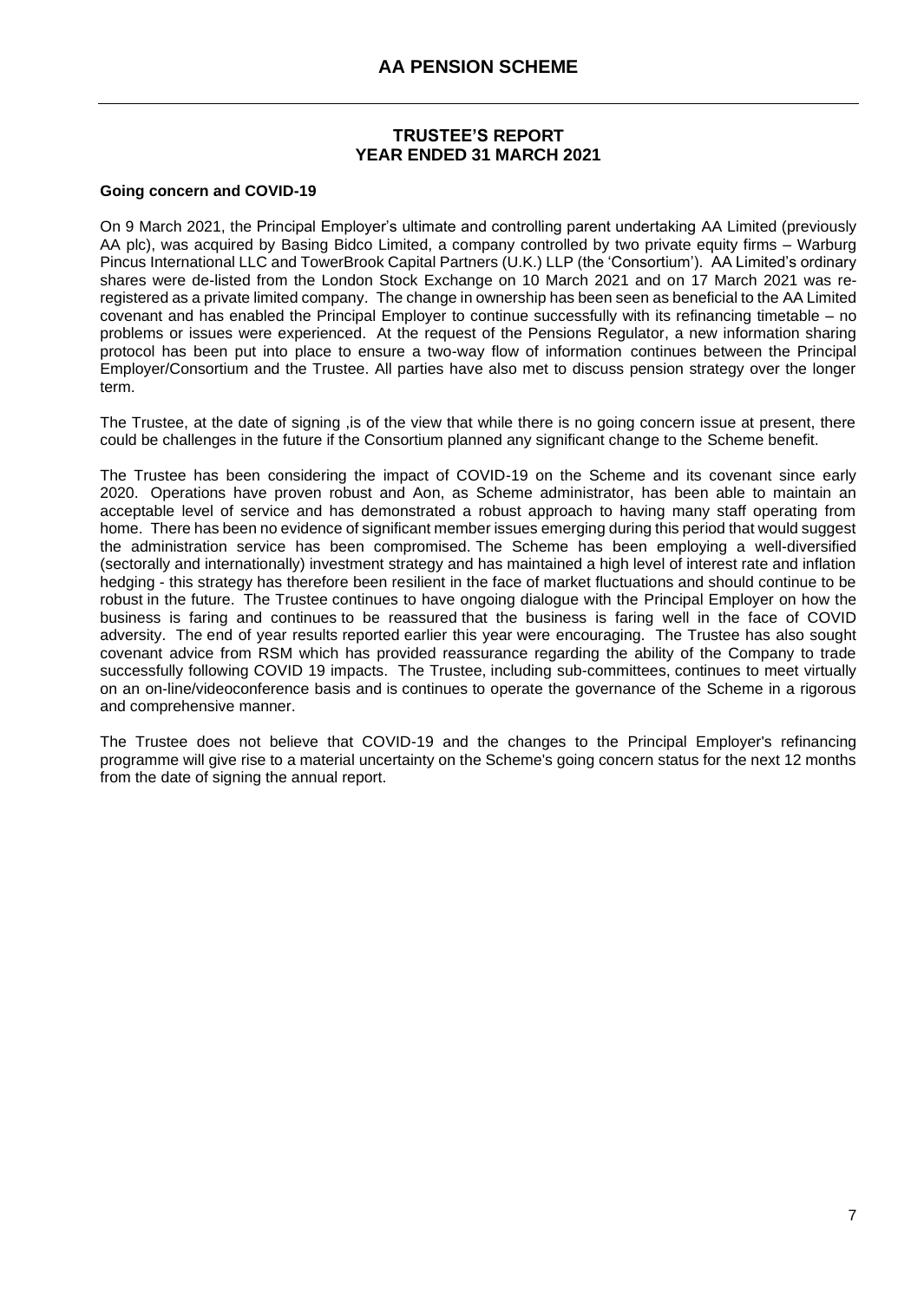## TRUSTEE'S REPORT
## YEAR ENDED 31 MARCH 2021

**Going concern and COVID-19**

On 9 March 2021, the Principal Employer's ultimate and controlling parent undertaking AA Limited (previously AA plc), was acquired by Basing Bidco Limited, a company controlled by two private equity firms – Warburg Pincus International LLC and TowerBrook Capital Partners (U.K.) LLP (the 'Consortium'). AA Limited's ordinary shares were de-listed from the London Stock Exchange on 10 March 2021 and on 17 March 2021 was re-registered as a private limited company. The change in ownership has been seen as beneficial to the AA Limited covenant and has enabled the Principal Employer to continue successfully with its refinancing timetable – no problems or issues were experienced. At the request of the Pensions Regulator, a new information sharing protocol has been put into place to ensure a two-way flow of information continues between the Principal Employer/Consortium and the Trustee. All parties have also met to discuss pension strategy over the longer term.

The Trustee, at the date of signing ,is of the view that while there is no going concern issue at present, there could be challenges in the future if the Consortium planned any significant change to the Scheme benefit.

The Trustee has been considering the impact of COVID-19 on the Scheme and its covenant since early 2020. Operations have proven robust and Aon, as Scheme administrator, has been able to maintain an acceptable level of service and has demonstrated a robust approach to having many staff operating from home. There has been no evidence of significant member issues emerging during this period that would suggest the administration service has been compromised. The Scheme has been employing a well-diversified (sectorally and internationally) investment strategy and has maintained a high level of interest rate and inflation hedging - this strategy has therefore been resilient in the face of market fluctuations and should continue to be robust in the future. The Trustee continues to have ongoing dialogue with the Principal Employer on how the business is faring and continues to be reassured that the business is faring well in the face of COVID adversity. The end of year results reported earlier this year were encouraging. The Trustee has also sought covenant advice from RSM which has provided reassurance regarding the ability of the Company to trade successfully following COVID 19 impacts. The Trustee, including sub-committees, continues to meet virtually on an on-line/videoconference basis and is continues to operate the governance of the Scheme in a rigorous and comprehensive manner.

The Trustee does not believe that COVID-19 and the changes to the Principal Employer's refinancing programme will give rise to a material uncertainty on the Scheme's going concern status for the next 12 months from the date of signing the annual report.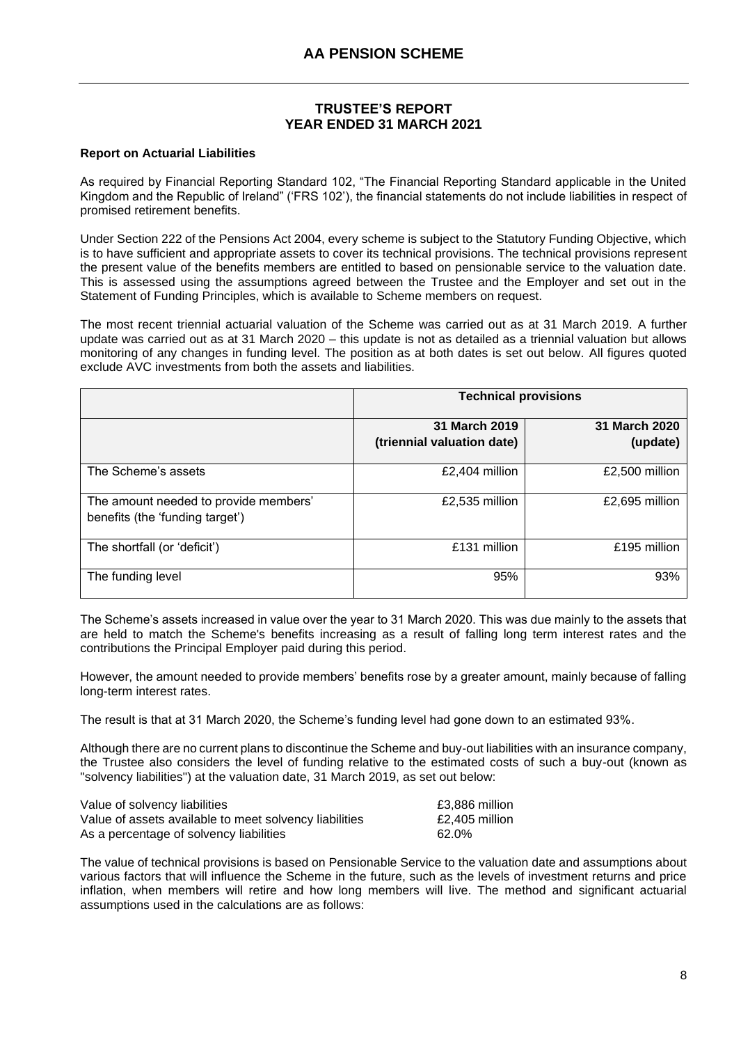## TRUSTEE'S REPORT
## YEAR ENDED 31 MARCH 2021

**Report on Actuarial Liabilities**

As required by Financial Reporting Standard 102, "The Financial Reporting Standard applicable in the United Kingdom and the Republic of Ireland" ('FRS 102'), the financial statements do not include liabilities in respect of promised retirement benefits.

Under Section 222 of the Pensions Act 2004, every scheme is subject to the Statutory Funding Objective, which is to have sufficient and appropriate assets to cover its technical provisions. The technical provisions represent the present value of the benefits members are entitled to based on pensionable service to the valuation date. This is assessed using the assumptions agreed between the Trustee and the Employer and set out in the Statement of Funding Principles, which is available to Scheme members on request.

The most recent triennial actuarial valuation of the Scheme was carried out as at 31 March 2019. A further update was carried out as at 31 March 2020 – this update is not as detailed as a triennial valuation but allows monitoring of any changes in funding level. The position as at both dates is set out below. All figures quoted exclude AVC investments from both the assets and liabilities.

| | **Technical provisions** | |
|---|---|---|
| | **31 March 2019 (triennial valuation date)** | **31 March 2020 (update)** |
| The Scheme's assets | £2,404 million | £2,500 million |
| The amount needed to provide members' benefits (the 'funding target') | £2,535 million | £2,695 million |
| The shortfall (or 'deficit') | £131 million | £195 million |
| The funding level | 95% | 93% |

The Scheme's assets increased in value over the year to 31 March 2020. This was due mainly to the assets that are held to match the Scheme's benefits increasing as a result of falling long term interest rates and the contributions the Principal Employer paid during this period.

However, the amount needed to provide members' benefits rose by a greater amount, mainly because of falling long-term interest rates.

The result is that at 31 March 2020, the Scheme's funding level had gone down to an estimated 93%.

Although there are no current plans to discontinue the Scheme and buy-out liabilities with an insurance company, the Trustee also considers the level of funding relative to the estimated costs of such a buy-out (known as "solvency liabilities") at the valuation date, 31 March 2019, as set out below:

| | |
|---|---|
| Value of solvency liabilities | £3,886 million |
| Value of assets available to meet solvency liabilities | £2,405 million |
| As a percentage of solvency liabilities | 62.0% |

The value of technical provisions is based on Pensionable Service to the valuation date and assumptions about various factors that will influence the Scheme in the future, such as the levels of investment returns and price inflation, when members will retire and how long members will live. The method and significant actuarial assumptions used in the calculations are as follows: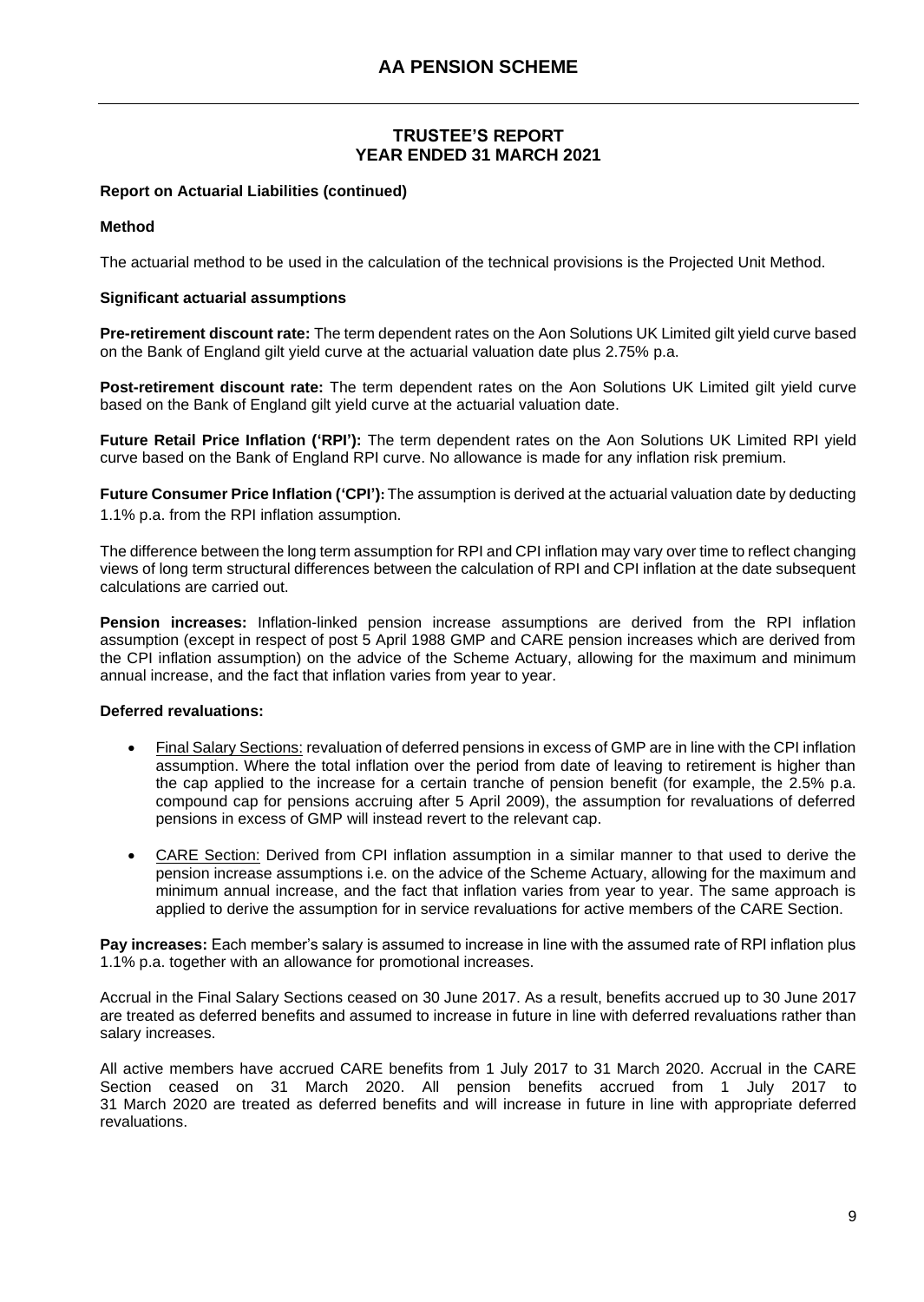# AA PENSION SCHEME

## TRUSTEE'S REPORT
## YEAR ENDED 31 MARCH 2021

**Report on Actuarial Liabilities (continued)**

**Method**

The actuarial method to be used in the calculation of the technical provisions is the Projected Unit Method.

**Significant actuarial assumptions**

**Pre-retirement discount rate:** The term dependent rates on the Aon Solutions UK Limited gilt yield curve based on the Bank of England gilt yield curve at the actuarial valuation date plus 2.75% p.a.

**Post-retirement discount rate:** The term dependent rates on the Aon Solutions UK Limited gilt yield curve based on the Bank of England gilt yield curve at the actuarial valuation date.

**Future Retail Price Inflation ('RPI'):** The term dependent rates on the Aon Solutions UK Limited RPI yield curve based on the Bank of England RPI curve. No allowance is made for any inflation risk premium.

**Future Consumer Price Inflation ('CPI'):** The assumption is derived at the actuarial valuation date by deducting 1.1% p.a. from the RPI inflation assumption.

The difference between the long term assumption for RPI and CPI inflation may vary over time to reflect changing views of long term structural differences between the calculation of RPI and CPI inflation at the date subsequent calculations are carried out.

**Pension increases:** Inflation-linked pension increase assumptions are derived from the RPI inflation assumption (except in respect of post 5 April 1988 GMP and CARE pension increases which are derived from the CPI inflation assumption) on the advice of the Scheme Actuary, allowing for the maximum and minimum annual increase, and the fact that inflation varies from year to year.

**Deferred revaluations:**

- Final Salary Sections: revaluation of deferred pensions in excess of GMP are in line with the CPI inflation assumption. Where the total inflation over the period from date of leaving to retirement is higher than the cap applied to the increase for a certain tranche of pension benefit (for example, the 2.5% p.a. compound cap for pensions accruing after 5 April 2009), the assumption for revaluations of deferred pensions in excess of GMP will instead revert to the relevant cap.
- CARE Section: Derived from CPI inflation assumption in a similar manner to that used to derive the pension increase assumptions i.e. on the advice of the Scheme Actuary, allowing for the maximum and minimum annual increase, and the fact that inflation varies from year to year. The same approach is applied to derive the assumption for in service revaluations for active members of the CARE Section.

**Pay increases:** Each member's salary is assumed to increase in line with the assumed rate of RPI inflation plus 1.1% p.a. together with an allowance for promotional increases.

Accrual in the Final Salary Sections ceased on 30 June 2017. As a result, benefits accrued up to 30 June 2017 are treated as deferred benefits and assumed to increase in future in line with deferred revaluations rather than salary increases.

All active members have accrued CARE benefits from 1 July 2017 to 31 March 2020. Accrual in the CARE Section ceased on 31 March 2020. All pension benefits accrued from 1 July 2017 to 31 March 2020 are treated as deferred benefits and will increase in future in line with appropriate deferred revaluations.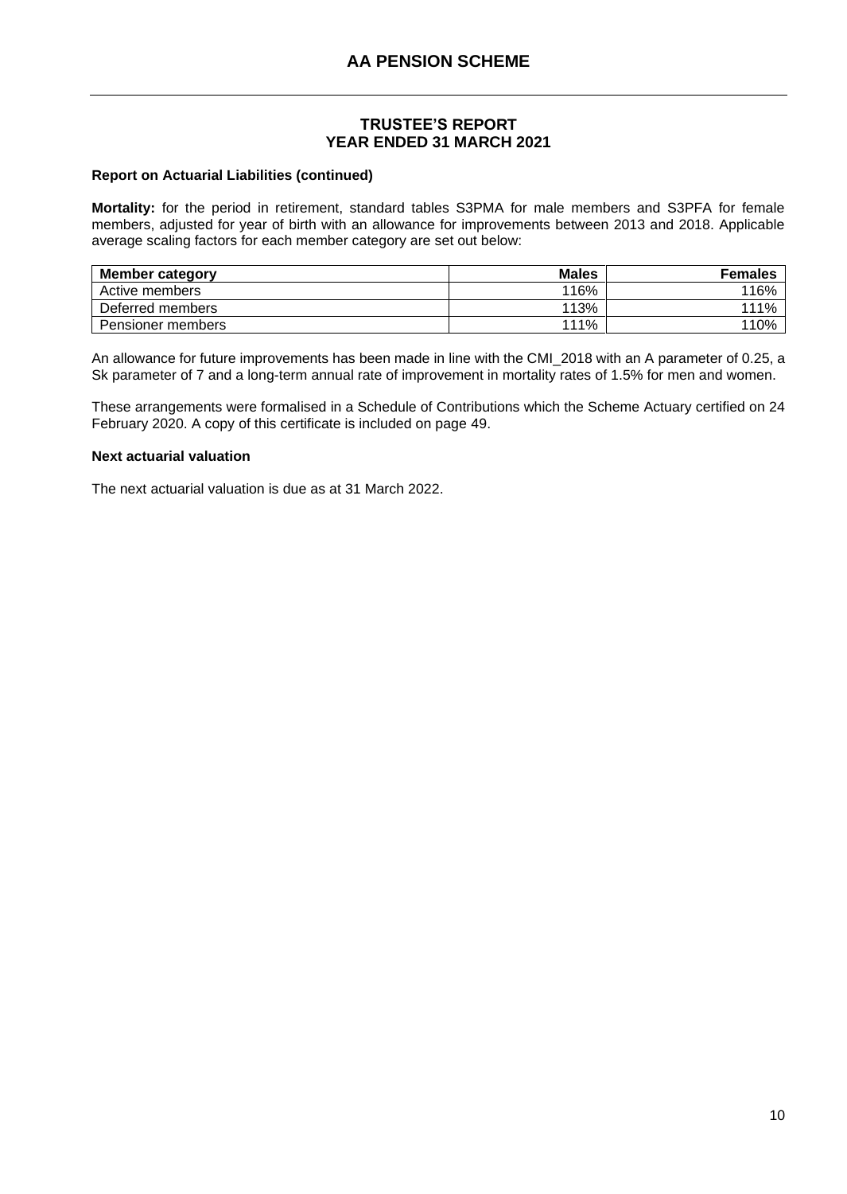# AA PENSION SCHEME

## TRUSTEE'S REPORT
## YEAR ENDED 31 MARCH 2021

### Report on Actuarial Liabilities (continued)

**Mortality:** for the period in retirement, standard tables S3PMA for male members and S3PFA for female members, adjusted for year of birth with an allowance for improvements between 2013 and 2018. Applicable average scaling factors for each member category are set out below:

| Member category | Males | Females |
|---|---:|---:|
| Active members | 116% | 116% |
| Deferred members | 113% | 111% |
| Pensioner members | 111% | 110% |

An allowance for future improvements has been made in line with the CMI_2018 with an A parameter of 0.25, a Sk parameter of 7 and a long-term annual rate of improvement in mortality rates of 1.5% for men and women.

These arrangements were formalised in a Schedule of Contributions which the Scheme Actuary certified on 24 February 2020. A copy of this certificate is included on page 49.

### Next actuarial valuation

The next actuarial valuation is due as at 31 March 2022.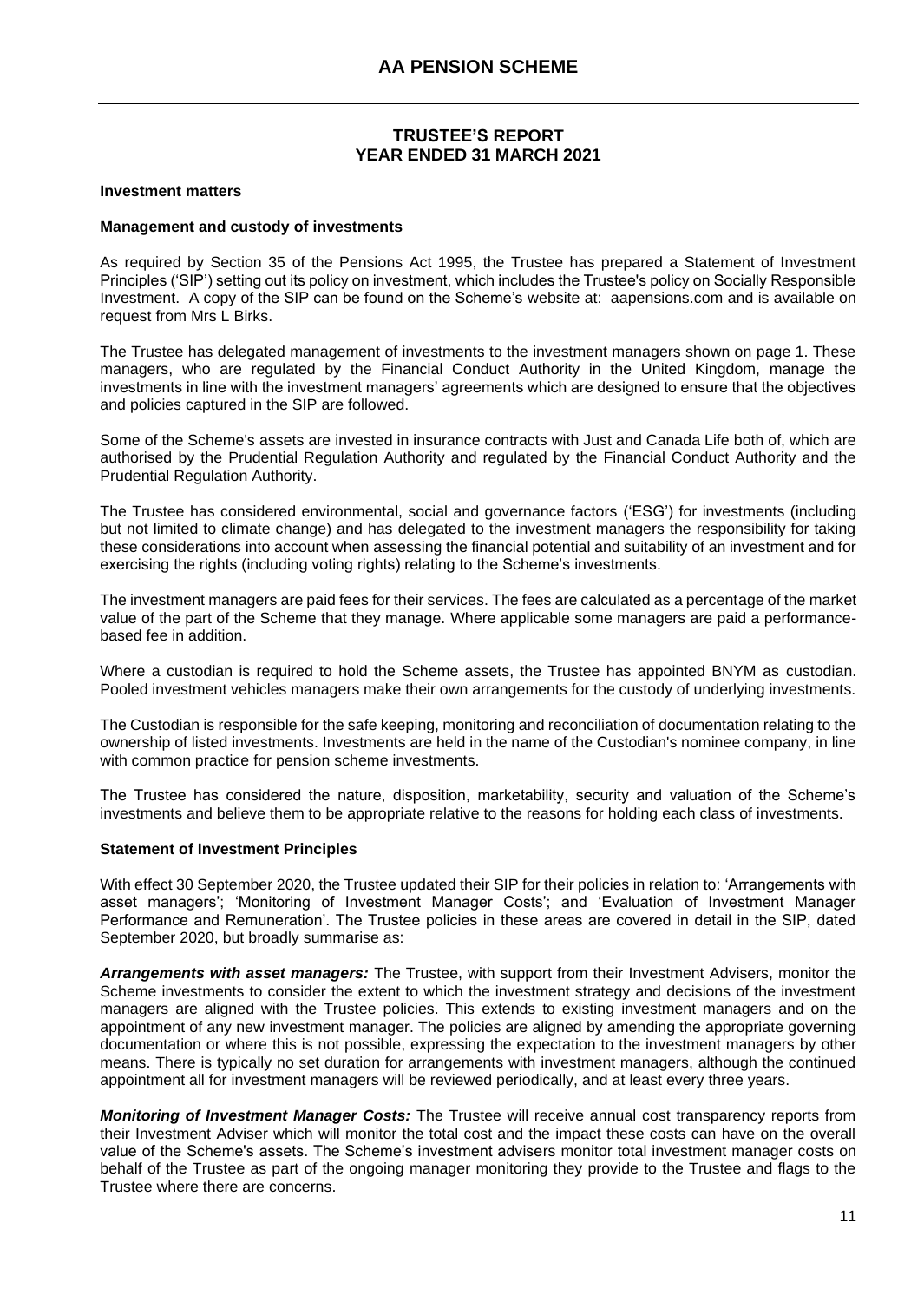# AA PENSION SCHEME

## TRUSTEE'S REPORT
## YEAR ENDED 31 MARCH 2021

### Investment matters

#### Management and custody of investments

As required by Section 35 of the Pensions Act 1995, the Trustee has prepared a Statement of Investment Principles ('SIP') setting out its policy on investment, which includes the Trustee's policy on Socially Responsible Investment. A copy of the SIP can be found on the Scheme's website at: aapensions.com and is available on request from Mrs L Birks.

The Trustee has delegated management of investments to the investment managers shown on page 1. These managers, who are regulated by the Financial Conduct Authority in the United Kingdom, manage the investments in line with the investment managers' agreements which are designed to ensure that the objectives and policies captured in the SIP are followed.

Some of the Scheme's assets are invested in insurance contracts with Just and Canada Life both of, which are authorised by the Prudential Regulation Authority and regulated by the Financial Conduct Authority and the Prudential Regulation Authority.

The Trustee has considered environmental, social and governance factors ('ESG') for investments (including but not limited to climate change) and has delegated to the investment managers the responsibility for taking these considerations into account when assessing the financial potential and suitability of an investment and for exercising the rights (including voting rights) relating to the Scheme's investments.

The investment managers are paid fees for their services. The fees are calculated as a percentage of the market value of the part of the Scheme that they manage. Where applicable some managers are paid a performance-based fee in addition.

Where a custodian is required to hold the Scheme assets, the Trustee has appointed BNYM as custodian. Pooled investment vehicles managers make their own arrangements for the custody of underlying investments.

The Custodian is responsible for the safe keeping, monitoring and reconciliation of documentation relating to the ownership of listed investments. Investments are held in the name of the Custodian's nominee company, in line with common practice for pension scheme investments.

The Trustee has considered the nature, disposition, marketability, security and valuation of the Scheme's investments and believe them to be appropriate relative to the reasons for holding each class of investments.

#### Statement of Investment Principles

With effect 30 September 2020, the Trustee updated their SIP for their policies in relation to: 'Arrangements with asset managers'; 'Monitoring of Investment Manager Costs'; and 'Evaluation of Investment Manager Performance and Remuneration'. The Trustee policies in these areas are covered in detail in the SIP, dated September 2020, but broadly summarise as:

***Arrangements with asset managers:*** The Trustee, with support from their Investment Advisers, monitor the Scheme investments to consider the extent to which the investment strategy and decisions of the investment managers are aligned with the Trustee policies. This extends to existing investment managers and on the appointment of any new investment manager. The policies are aligned by amending the appropriate governing documentation or where this is not possible, expressing the expectation to the investment managers by other means. There is typically no set duration for arrangements with investment managers, although the continued appointment all for investment managers will be reviewed periodically, and at least every three years.

***Monitoring of Investment Manager Costs:*** The Trustee will receive annual cost transparency reports from their Investment Adviser which will monitor the total cost and the impact these costs can have on the overall value of the Scheme's assets. The Scheme's investment advisers monitor total investment manager costs on behalf of the Trustee as part of the ongoing manager monitoring they provide to the Trustee and flags to the Trustee where there are concerns.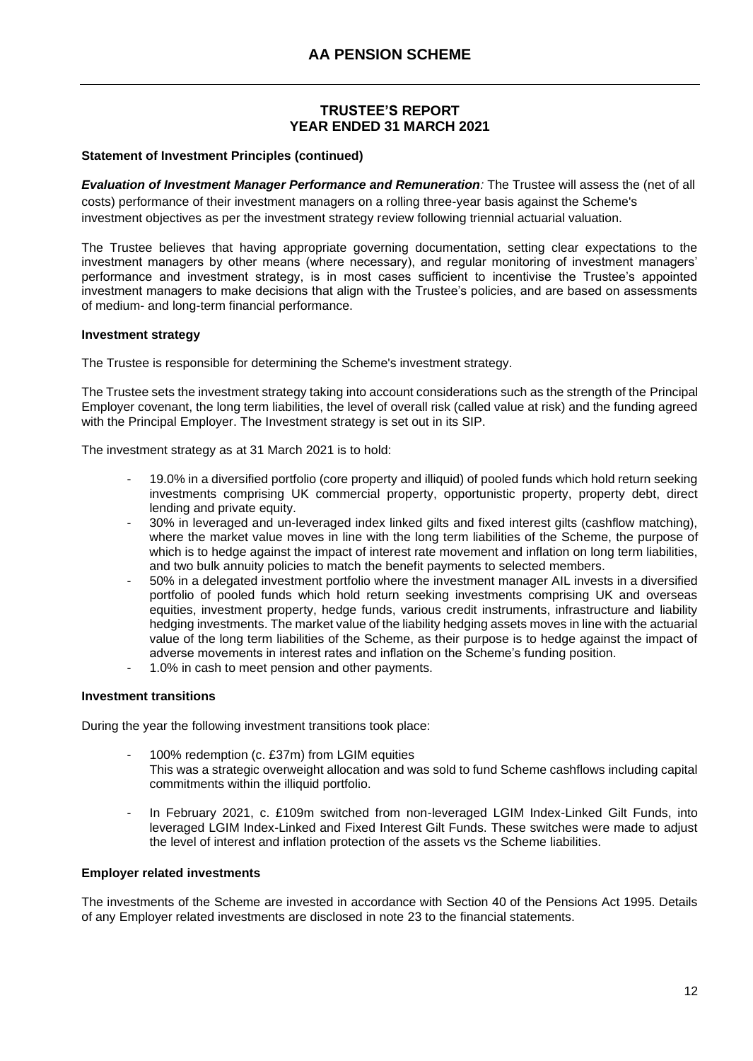# AA PENSION SCHEME

## TRUSTEE'S REPORT
## YEAR ENDED 31 MARCH 2021

**Statement of Investment Principles (continued)**

***Evaluation of Investment Manager Performance and Remuneration**:* The Trustee will assess the (net of all costs) performance of their investment managers on a rolling three-year basis against the Scheme's investment objectives as per the investment strategy review following triennial actuarial valuation.

The Trustee believes that having appropriate governing documentation, setting clear expectations to the investment managers by other means (where necessary), and regular monitoring of investment managers' performance and investment strategy, is in most cases sufficient to incentivise the Trustee's appointed investment managers to make decisions that align with the Trustee's policies, and are based on assessments of medium- and long-term financial performance.

**Investment strategy**

The Trustee is responsible for determining the Scheme's investment strategy.

The Trustee sets the investment strategy taking into account considerations such as the strength of the Principal Employer covenant, the long term liabilities, the level of overall risk (called value at risk) and the funding agreed with the Principal Employer. The Investment strategy is set out in its SIP.

The investment strategy as at 31 March 2021 is to hold:

- 19.0% in a diversified portfolio (core property and illiquid) of pooled funds which hold return seeking investments comprising UK commercial property, opportunistic property, property debt, direct lending and private equity.
- 30% in leveraged and un-leveraged index linked gilts and fixed interest gilts (cashflow matching), where the market value moves in line with the long term liabilities of the Scheme, the purpose of which is to hedge against the impact of interest rate movement and inflation on long term liabilities, and two bulk annuity policies to match the benefit payments to selected members.
- 50% in a delegated investment portfolio where the investment manager AIL invests in a diversified portfolio of pooled funds which hold return seeking investments comprising UK and overseas equities, investment property, hedge funds, various credit instruments, infrastructure and liability hedging investments. The market value of the liability hedging assets moves in line with the actuarial value of the long term liabilities of the Scheme, as their purpose is to hedge against the impact of adverse movements in interest rates and inflation on the Scheme's funding position.
- 1.0% in cash to meet pension and other payments.

**Investment transitions**

During the year the following investment transitions took place:

- 100% redemption (c. £37m) from LGIM equities
  This was a strategic overweight allocation and was sold to fund Scheme cashflows including capital commitments within the illiquid portfolio.

- In February 2021, c. £109m switched from non-leveraged LGIM Index-Linked Gilt Funds, into leveraged LGIM Index-Linked and Fixed Interest Gilt Funds. These switches were made to adjust the level of interest and inflation protection of the assets vs the Scheme liabilities.

**Employer related investments**

The investments of the Scheme are invested in accordance with Section 40 of the Pensions Act 1995. Details of any Employer related investments are disclosed in note 23 to the financial statements.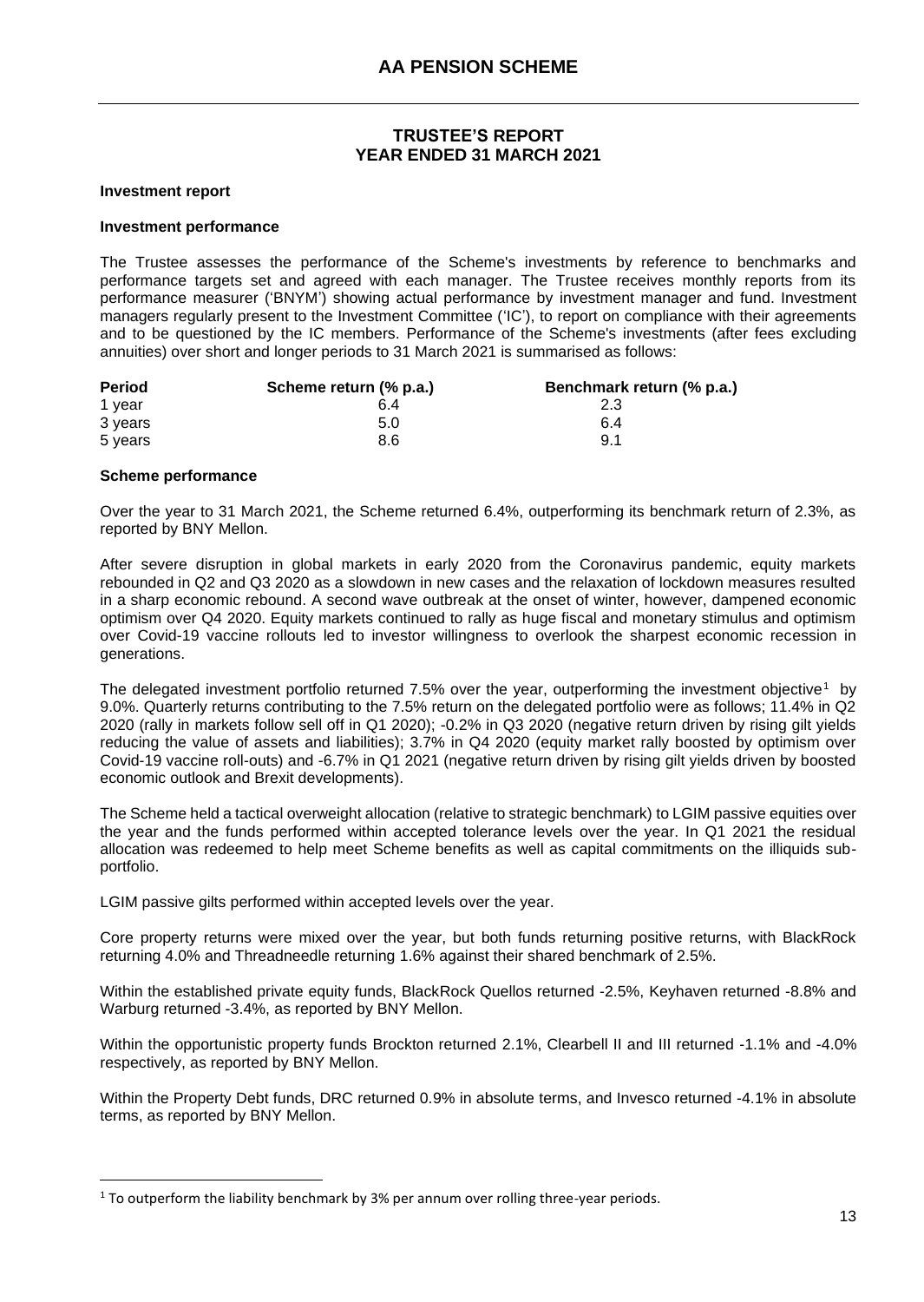# AA PENSION SCHEME

## TRUSTEE'S REPORT
## YEAR ENDED 31 MARCH 2021

**Investment report**

**Investment performance**

The Trustee assesses the performance of the Scheme's investments by reference to benchmarks and performance targets set and agreed with each manager. The Trustee receives monthly reports from its performance measurer ('BNYM') showing actual performance by investment manager and fund. Investment managers regularly present to the Investment Committee ('IC'), to report on compliance with their agreements and to be questioned by the IC members. Performance of the Scheme's investments (after fees excluding annuities) over short and longer periods to 31 March 2021 is summarised as follows:

| Period | Scheme return (% p.a.) | Benchmark return (% p.a.) |
|---|---|---|
| 1 year | 6.4 | 2.3 |
| 3 years | 5.0 | 6.4 |
| 5 years | 8.6 | 9.1 |

**Scheme performance**

Over the year to 31 March 2021, the Scheme returned 6.4%, outperforming its benchmark return of 2.3%, as reported by BNY Mellon.

After severe disruption in global markets in early 2020 from the Coronavirus pandemic, equity markets rebounded in Q2 and Q3 2020 as a slowdown in new cases and the relaxation of lockdown measures resulted in a sharp economic rebound. A second wave outbreak at the onset of winter, however, dampened economic optimism over Q4 2020. Equity markets continued to rally as huge fiscal and monetary stimulus and optimism over Covid-19 vaccine rollouts led to investor willingness to overlook the sharpest economic recession in generations.

The delegated investment portfolio returned 7.5% over the year, outperforming the investment objective[1] by 9.0%. Quarterly returns contributing to the 7.5% return on the delegated portfolio were as follows; 11.4% in Q2 2020 (rally in markets follow sell off in Q1 2020); -0.2% in Q3 2020 (negative return driven by rising gilt yields reducing the value of assets and liabilities); 3.7% in Q4 2020 (equity market rally boosted by optimism over Covid-19 vaccine roll-outs) and -6.7% in Q1 2021 (negative return driven by rising gilt yields driven by boosted economic outlook and Brexit developments).

The Scheme held a tactical overweight allocation (relative to strategic benchmark) to LGIM passive equities over the year and the funds performed within accepted tolerance levels over the year. In Q1 2021 the residual allocation was redeemed to help meet Scheme benefits as well as capital commitments on the illiquids sub-portfolio.

LGIM passive gilts performed within accepted levels over the year.

Core property returns were mixed over the year, but both funds returning positive returns, with BlackRock returning 4.0% and Threadneedle returning 1.6% against their shared benchmark of 2.5%.

Within the established private equity funds, BlackRock Quellos returned -2.5%, Keyhaven returned -8.8% and Warburg returned -3.4%, as reported by BNY Mellon.

Within the opportunistic property funds Brockton returned 2.1%, Clearbell II and III returned -1.1% and -4.0% respectively, as reported by BNY Mellon.

Within the Property Debt funds, DRC returned 0.9% in absolute terms, and Invesco returned -4.1% in absolute terms, as reported by BNY Mellon.

---

[1] To outperform the liability benchmark by 3% per annum over rolling three-year periods.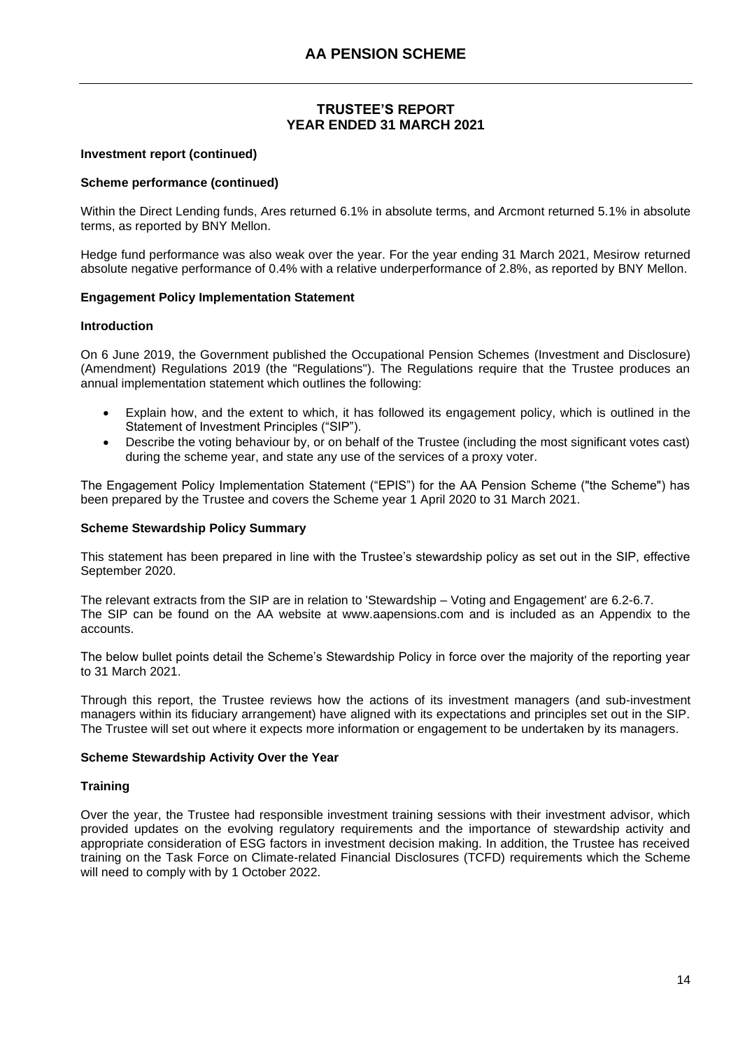**Investment report (continued)**

**Scheme performance (continued)**

Within the Direct Lending funds, Ares returned 6.1% in absolute terms, and Arcmont returned 5.1% in absolute terms, as reported by BNY Mellon.

Hedge fund performance was also weak over the year. For the year ending 31 March 2021, Mesirow returned absolute negative performance of 0.4% with a relative underperformance of 2.8%, as reported by BNY Mellon.

**Engagement Policy Implementation Statement**

**Introduction**

On 6 June 2019, the Government published the Occupational Pension Schemes (Investment and Disclosure) (Amendment) Regulations 2019 (the "Regulations"). The Regulations require that the Trustee produces an annual implementation statement which outlines the following:

- Explain how, and the extent to which, it has followed its engagement policy, which is outlined in the Statement of Investment Principles ("SIP").
- Describe the voting behaviour by, or on behalf of the Trustee (including the most significant votes cast) during the scheme year, and state any use of the services of a proxy voter.

The Engagement Policy Implementation Statement ("EPIS") for the AA Pension Scheme ("the Scheme") has been prepared by the Trustee and covers the Scheme year 1 April 2020 to 31 March 2021.

**Scheme Stewardship Policy Summary**

This statement has been prepared in line with the Trustee's stewardship policy as set out in the SIP, effective September 2020.

The relevant extracts from the SIP are in relation to 'Stewardship – Voting and Engagement' are 6.2-6.7.
The SIP can be found on the AA website at www.aapensions.com and is included as an Appendix to the accounts.

The below bullet points detail the Scheme's Stewardship Policy in force over the majority of the reporting year to 31 March 2021.

Through this report, the Trustee reviews how the actions of its investment managers (and sub-investment managers within its fiduciary arrangement) have aligned with its expectations and principles set out in the SIP. The Trustee will set out where it expects more information or engagement to be undertaken by its managers.

**Scheme Stewardship Activity Over the Year**

**Training**

Over the year, the Trustee had responsible investment training sessions with their investment advisor, which provided updates on the evolving regulatory requirements and the importance of stewardship activity and appropriate consideration of ESG factors in investment decision making. In addition, the Trustee has received training on the Task Force on Climate-related Financial Disclosures (TCFD) requirements which the Scheme will need to comply with by 1 October 2022.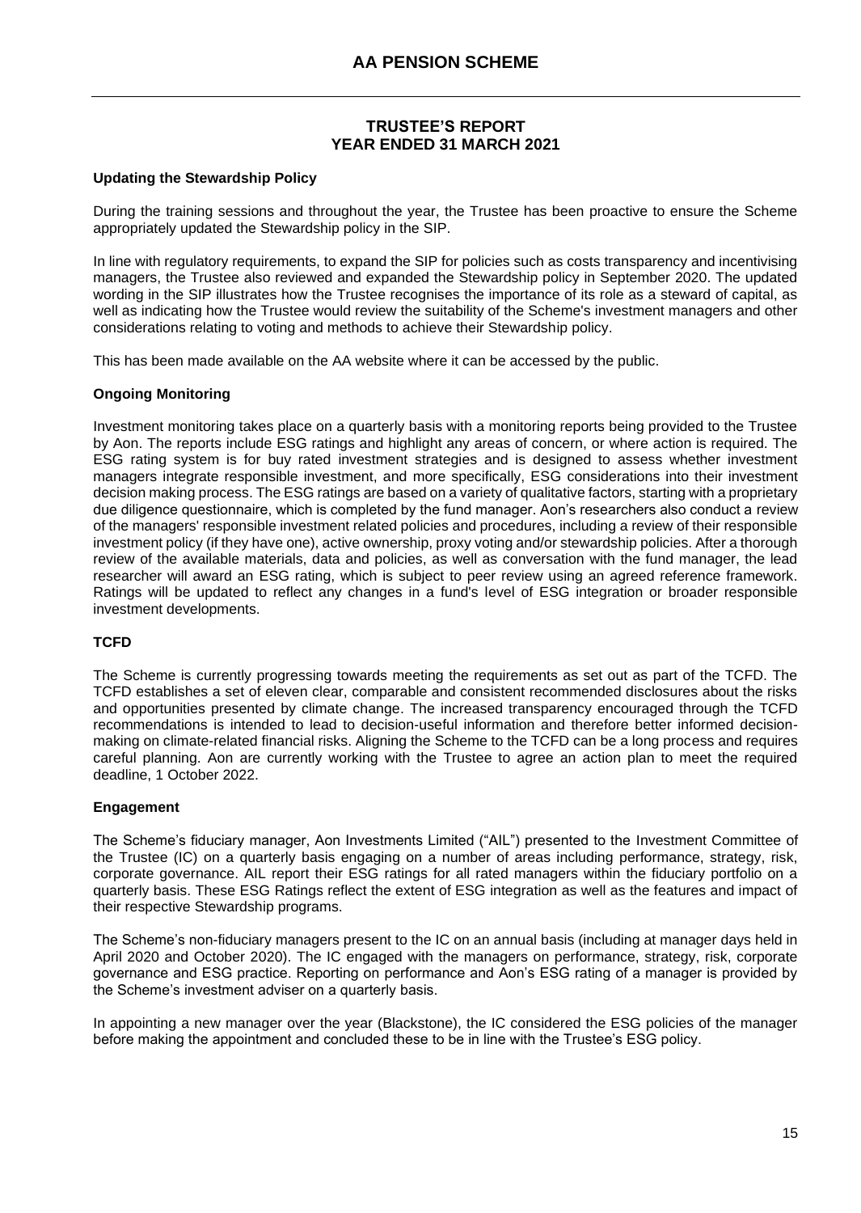### Updating the Stewardship Policy

During the training sessions and throughout the year, the Trustee has been proactive to ensure the Scheme appropriately updated the Stewardship policy in the SIP.

In line with regulatory requirements, to expand the SIP for policies such as costs transparency and incentivising managers, the Trustee also reviewed and expanded the Stewardship policy in September 2020. The updated wording in the SIP illustrates how the Trustee recognises the importance of its role as a steward of capital, as well as indicating how the Trustee would review the suitability of the Scheme's investment managers and other considerations relating to voting and methods to achieve their Stewardship policy.

This has been made available on the AA website where it can be accessed by the public.

### Ongoing Monitoring

Investment monitoring takes place on a quarterly basis with a monitoring reports being provided to the Trustee by Aon. The reports include ESG ratings and highlight any areas of concern, or where action is required. The ESG rating system is for buy rated investment strategies and is designed to assess whether investment managers integrate responsible investment, and more specifically, ESG considerations into their investment decision making process. The ESG ratings are based on a variety of qualitative factors, starting with a proprietary due diligence questionnaire, which is completed by the fund manager. Aon's researchers also conduct a review of the managers' responsible investment related policies and procedures, including a review of their responsible investment policy (if they have one), active ownership, proxy voting and/or stewardship policies. After a thorough review of the available materials, data and policies, as well as conversation with the fund manager, the lead researcher will award an ESG rating, which is subject to peer review using an agreed reference framework. Ratings will be updated to reflect any changes in a fund's level of ESG integration or broader responsible investment developments.

### TCFD

The Scheme is currently progressing towards meeting the requirements as set out as part of the TCFD. The TCFD establishes a set of eleven clear, comparable and consistent recommended disclosures about the risks and opportunities presented by climate change. The increased transparency encouraged through the TCFD recommendations is intended to lead to decision-useful information and therefore better informed decision-making on climate-related financial risks. Aligning the Scheme to the TCFD can be a long process and requires careful planning. Aon are currently working with the Trustee to agree an action plan to meet the required deadline, 1 October 2022.

### Engagement

The Scheme's fiduciary manager, Aon Investments Limited ("AIL") presented to the Investment Committee of the Trustee (IC) on a quarterly basis engaging on a number of areas including performance, strategy, risk, corporate governance. AIL report their ESG ratings for all rated managers within the fiduciary portfolio on a quarterly basis. These ESG Ratings reflect the extent of ESG integration as well as the features and impact of their respective Stewardship programs.

The Scheme's non-fiduciary managers present to the IC on an annual basis (including at manager days held in April 2020 and October 2020). The IC engaged with the managers on performance, strategy, risk, corporate governance and ESG practice. Reporting on performance and Aon's ESG rating of a manager is provided by the Scheme's investment adviser on a quarterly basis.

In appointing a new manager over the year (Blackstone), the IC considered the ESG policies of the manager before making the appointment and concluded these to be in line with the Trustee's ESG policy.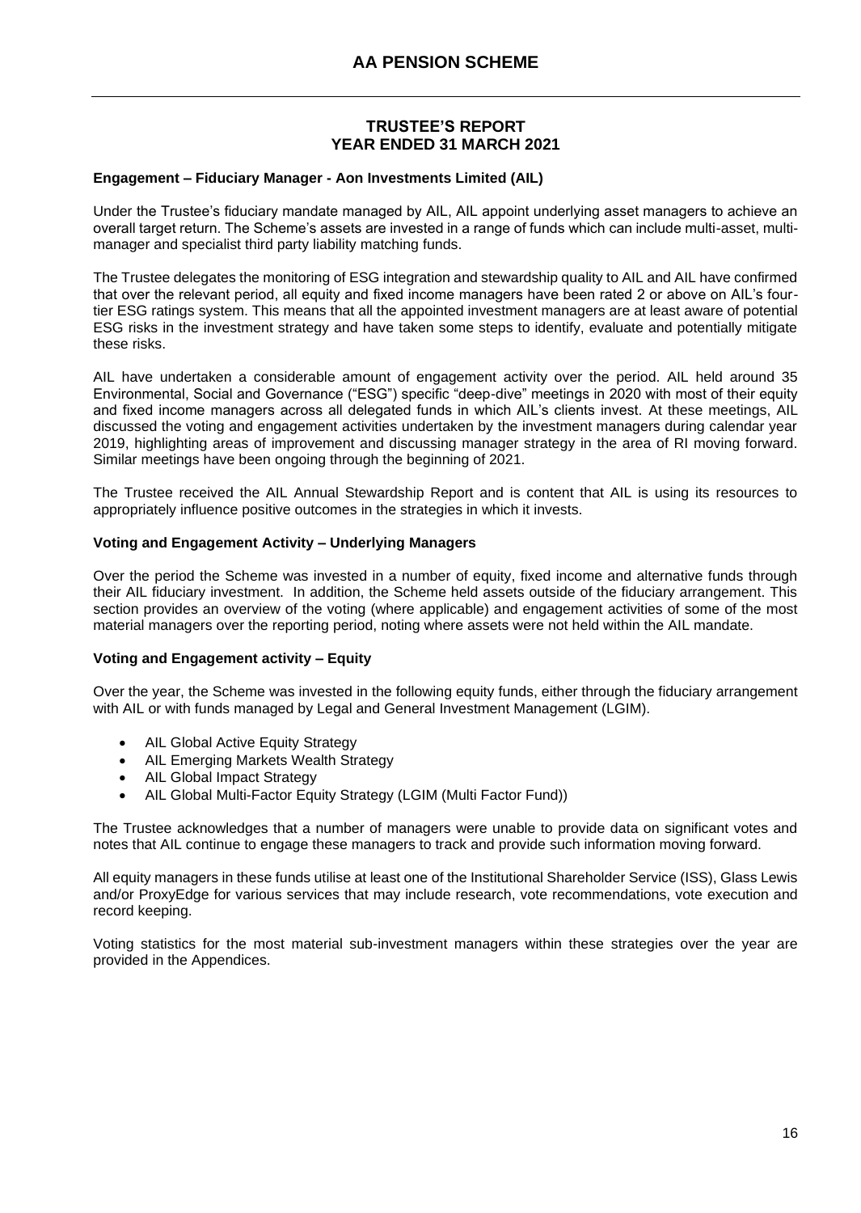# TRUSTEE'S REPORT
## YEAR ENDED 31 MARCH 2021

### Engagement – Fiduciary Manager - Aon Investments Limited (AIL)

Under the Trustee's fiduciary mandate managed by AIL, AIL appoint underlying asset managers to achieve an overall target return. The Scheme's assets are invested in a range of funds which can include multi-asset, multi-manager and specialist third party liability matching funds.

The Trustee delegates the monitoring of ESG integration and stewardship quality to AIL and AIL have confirmed that over the relevant period, all equity and fixed income managers have been rated 2 or above on AIL's four-tier ESG ratings system. This means that all the appointed investment managers are at least aware of potential ESG risks in the investment strategy and have taken some steps to identify, evaluate and potentially mitigate these risks.

AIL have undertaken a considerable amount of engagement activity over the period. AIL held around 35 Environmental, Social and Governance ("ESG") specific "deep-dive" meetings in 2020 with most of their equity and fixed income managers across all delegated funds in which AIL's clients invest. At these meetings, AIL discussed the voting and engagement activities undertaken by the investment managers during calendar year 2019, highlighting areas of improvement and discussing manager strategy in the area of RI moving forward. Similar meetings have been ongoing through the beginning of 2021.

The Trustee received the AIL Annual Stewardship Report and is content that AIL is using its resources to appropriately influence positive outcomes in the strategies in which it invests.

### Voting and Engagement Activity – Underlying Managers

Over the period the Scheme was invested in a number of equity, fixed income and alternative funds through their AIL fiduciary investment. In addition, the Scheme held assets outside of the fiduciary arrangement. This section provides an overview of the voting (where applicable) and engagement activities of some of the most material managers over the reporting period, noting where assets were not held within the AIL mandate.

### Voting and Engagement activity – Equity

Over the year, the Scheme was invested in the following equity funds, either through the fiduciary arrangement with AIL or with funds managed by Legal and General Investment Management (LGIM).

- AIL Global Active Equity Strategy
- AIL Emerging Markets Wealth Strategy
- AIL Global Impact Strategy
- AIL Global Multi-Factor Equity Strategy (LGIM (Multi Factor Fund))

The Trustee acknowledges that a number of managers were unable to provide data on significant votes and notes that AIL continue to engage these managers to track and provide such information moving forward.

All equity managers in these funds utilise at least one of the Institutional Shareholder Service (ISS), Glass Lewis and/or ProxyEdge for various services that may include research, vote recommendations, vote execution and record keeping.

Voting statistics for the most material sub-investment managers within these strategies over the year are provided in the Appendices.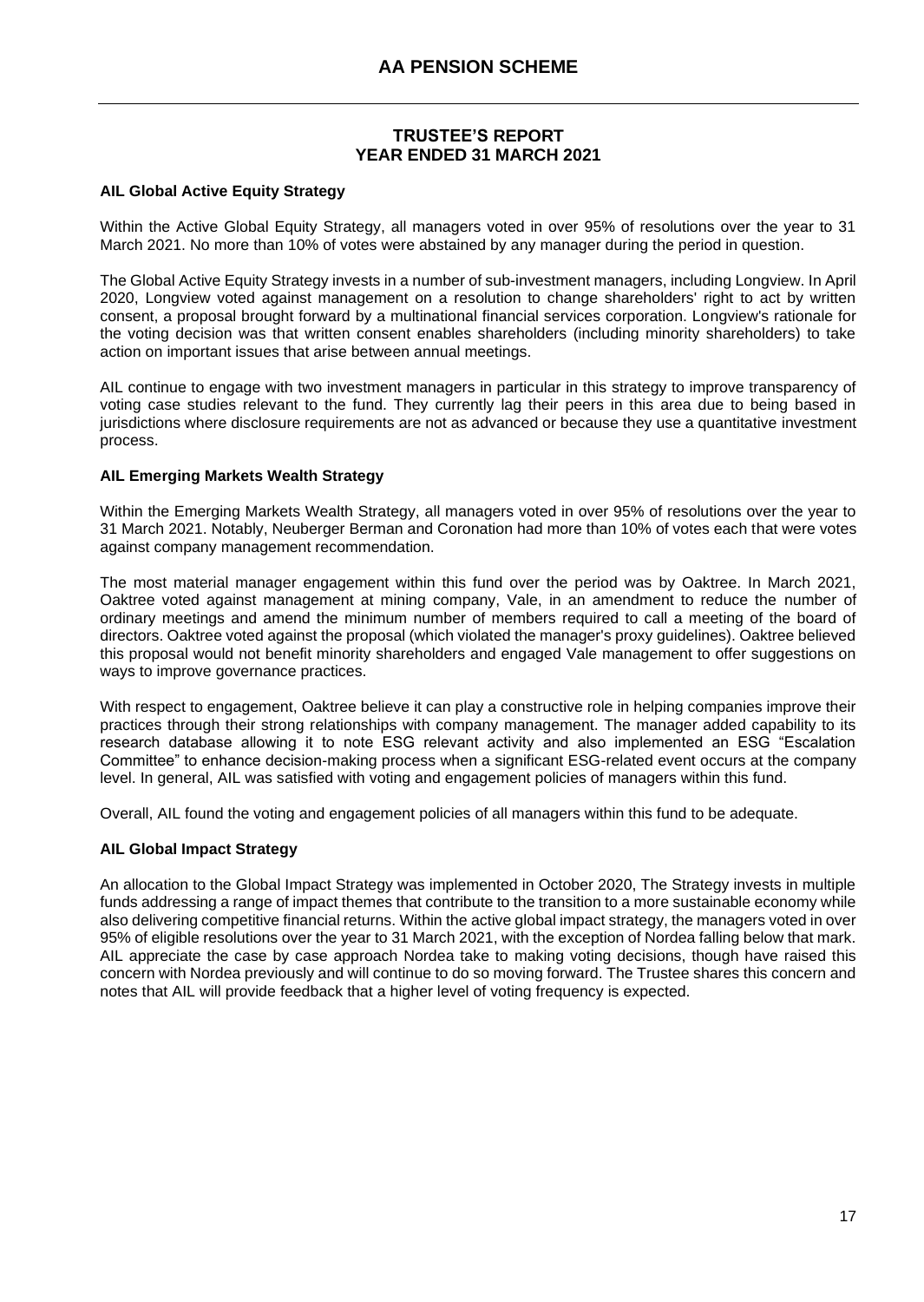### AIL Global Active Equity Strategy

Within the Active Global Equity Strategy, all managers voted in over 95% of resolutions over the year to 31 March 2021. No more than 10% of votes were abstained by any manager during the period in question.

The Global Active Equity Strategy invests in a number of sub-investment managers, including Longview. In April 2020, Longview voted against management on a resolution to change shareholders' right to act by written consent, a proposal brought forward by a multinational financial services corporation. Longview's rationale for the voting decision was that written consent enables shareholders (including minority shareholders) to take action on important issues that arise between annual meetings.

AIL continue to engage with two investment managers in particular in this strategy to improve transparency of voting case studies relevant to the fund. They currently lag their peers in this area due to being based in jurisdictions where disclosure requirements are not as advanced or because they use a quantitative investment process.

### AIL Emerging Markets Wealth Strategy

Within the Emerging Markets Wealth Strategy, all managers voted in over 95% of resolutions over the year to 31 March 2021. Notably, Neuberger Berman and Coronation had more than 10% of votes each that were votes against company management recommendation.

The most material manager engagement within this fund over the period was by Oaktree. In March 2021, Oaktree voted against management at mining company, Vale, in an amendment to reduce the number of ordinary meetings and amend the minimum number of members required to call a meeting of the board of directors. Oaktree voted against the proposal (which violated the manager's proxy guidelines). Oaktree believed this proposal would not benefit minority shareholders and engaged Vale management to offer suggestions on ways to improve governance practices.

With respect to engagement, Oaktree believe it can play a constructive role in helping companies improve their practices through their strong relationships with company management. The manager added capability to its research database allowing it to note ESG relevant activity and also implemented an ESG "Escalation Committee" to enhance decision-making process when a significant ESG-related event occurs at the company level. In general, AIL was satisfied with voting and engagement policies of managers within this fund.

Overall, AIL found the voting and engagement policies of all managers within this fund to be adequate.

### AIL Global Impact Strategy

An allocation to the Global Impact Strategy was implemented in October 2020, The Strategy invests in multiple funds addressing a range of impact themes that contribute to the transition to a more sustainable economy while also delivering competitive financial returns. Within the active global impact strategy, the managers voted in over 95% of eligible resolutions over the year to 31 March 2021, with the exception of Nordea falling below that mark. AIL appreciate the case by case approach Nordea take to making voting decisions, though have raised this concern with Nordea previously and will continue to do so moving forward. The Trustee shares this concern and notes that AIL will provide feedback that a higher level of voting frequency is expected.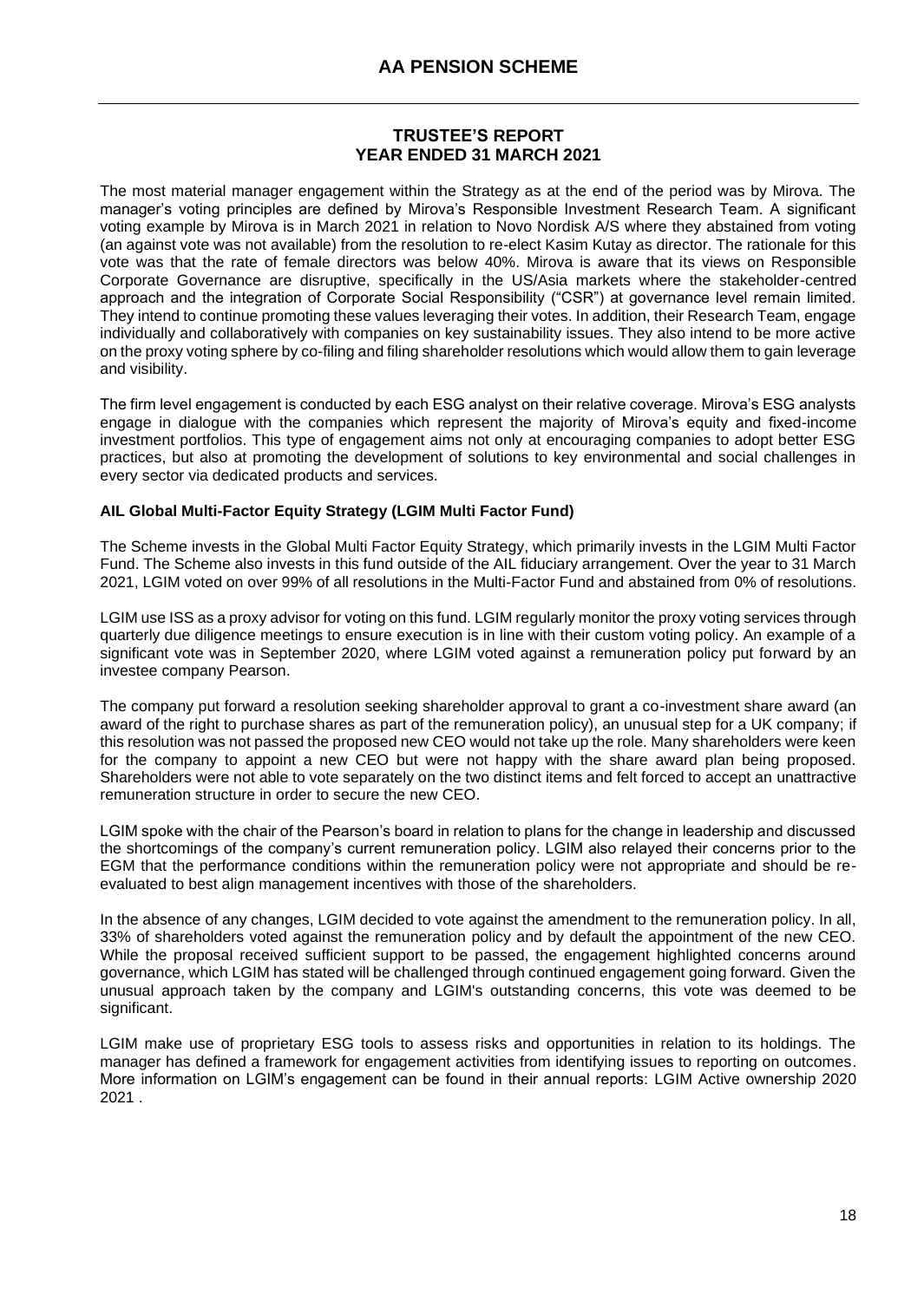The most material manager engagement within the Strategy as at the end of the period was by Mirova. The manager's voting principles are defined by Mirova's Responsible Investment Research Team. A significant voting example by Mirova is in March 2021 in relation to Novo Nordisk A/S where they abstained from voting (an against vote was not available) from the resolution to re-elect Kasim Kutay as director. The rationale for this vote was that the rate of female directors was below 40%. Mirova is aware that its views on Responsible Corporate Governance are disruptive, specifically in the US/Asia markets where the stakeholder-centred approach and the integration of Corporate Social Responsibility ("CSR") at governance level remain limited. They intend to continue promoting these values leveraging their votes. In addition, their Research Team, engage individually and collaboratively with companies on key sustainability issues. They also intend to be more active on the proxy voting sphere by co-filing and filing shareholder resolutions which would allow them to gain leverage and visibility.

The firm level engagement is conducted by each ESG analyst on their relative coverage. Mirova's ESG analysts engage in dialogue with the companies which represent the majority of Mirova's equity and fixed-income investment portfolios. This type of engagement aims not only at encouraging companies to adopt better ESG practices, but also at promoting the development of solutions to key environmental and social challenges in every sector via dedicated products and services.

**AIL Global Multi-Factor Equity Strategy (LGIM Multi Factor Fund)**

The Scheme invests in the Global Multi Factor Equity Strategy, which primarily invests in the LGIM Multi Factor Fund. The Scheme also invests in this fund outside of the AIL fiduciary arrangement. Over the year to 31 March 2021, LGIM voted on over 99% of all resolutions in the Multi-Factor Fund and abstained from 0% of resolutions.

LGIM use ISS as a proxy advisor for voting on this fund. LGIM regularly monitor the proxy voting services through quarterly due diligence meetings to ensure execution is in line with their custom voting policy. An example of a significant vote was in September 2020, where LGIM voted against a remuneration policy put forward by an investee company Pearson.

The company put forward a resolution seeking shareholder approval to grant a co-investment share award (an award of the right to purchase shares as part of the remuneration policy), an unusual step for a UK company; if this resolution was not passed the proposed new CEO would not take up the role. Many shareholders were keen for the company to appoint a new CEO but were not happy with the share award plan being proposed. Shareholders were not able to vote separately on the two distinct items and felt forced to accept an unattractive remuneration structure in order to secure the new CEO.

LGIM spoke with the chair of the Pearson's board in relation to plans for the change in leadership and discussed the shortcomings of the company's current remuneration policy. LGIM also relayed their concerns prior to the EGM that the performance conditions within the remuneration policy were not appropriate and should be re-evaluated to best align management incentives with those of the shareholders.

In the absence of any changes, LGIM decided to vote against the amendment to the remuneration policy. In all, 33% of shareholders voted against the remuneration policy and by default the appointment of the new CEO. While the proposal received sufficient support to be passed, the engagement highlighted concerns around governance, which LGIM has stated will be challenged through continued engagement going forward. Given the unusual approach taken by the company and LGIM's outstanding concerns, this vote was deemed to be significant.

LGIM make use of proprietary ESG tools to assess risks and opportunities in relation to its holdings. The manager has defined a framework for engagement activities from identifying issues to reporting on outcomes. More information on LGIM's engagement can be found in their annual reports: LGIM Active ownership 2020 2021 .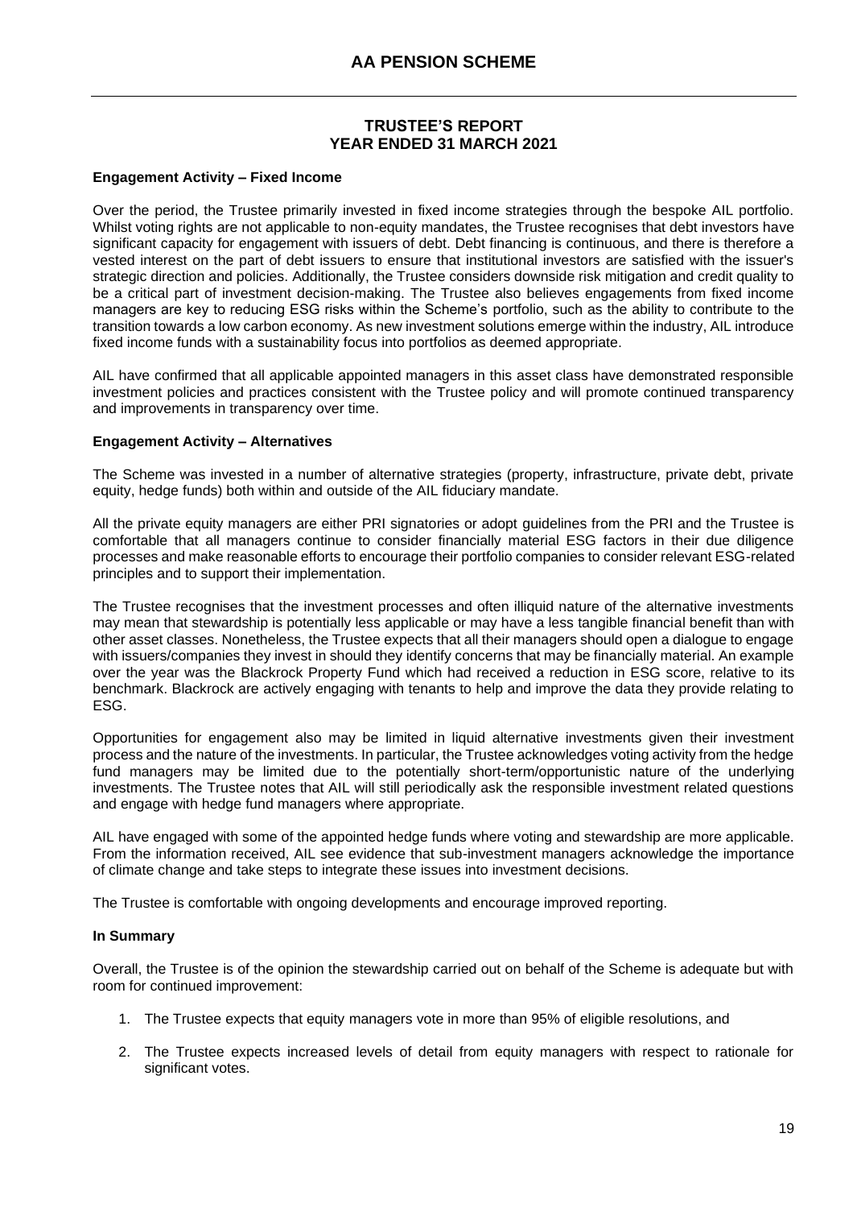**Engagement Activity – Fixed Income**

Over the period, the Trustee primarily invested in fixed income strategies through the bespoke AIL portfolio. Whilst voting rights are not applicable to non-equity mandates, the Trustee recognises that debt investors have significant capacity for engagement with issuers of debt. Debt financing is continuous, and there is therefore a vested interest on the part of debt issuers to ensure that institutional investors are satisfied with the issuer's strategic direction and policies. Additionally, the Trustee considers downside risk mitigation and credit quality to be a critical part of investment decision-making. The Trustee also believes engagements from fixed income managers are key to reducing ESG risks within the Scheme's portfolio, such as the ability to contribute to the transition towards a low carbon economy. As new investment solutions emerge within the industry, AIL introduce fixed income funds with a sustainability focus into portfolios as deemed appropriate.

AIL have confirmed that all applicable appointed managers in this asset class have demonstrated responsible investment policies and practices consistent with the Trustee policy and will promote continued transparency and improvements in transparency over time.

**Engagement Activity – Alternatives**

The Scheme was invested in a number of alternative strategies (property, infrastructure, private debt, private equity, hedge funds) both within and outside of the AIL fiduciary mandate.

All the private equity managers are either PRI signatories or adopt guidelines from the PRI and the Trustee is comfortable that all managers continue to consider financially material ESG factors in their due diligence processes and make reasonable efforts to encourage their portfolio companies to consider relevant ESG-related principles and to support their implementation.

The Trustee recognises that the investment processes and often illiquid nature of the alternative investments may mean that stewardship is potentially less applicable or may have a less tangible financial benefit than with other asset classes. Nonetheless, the Trustee expects that all their managers should open a dialogue to engage with issuers/companies they invest in should they identify concerns that may be financially material. An example over the year was the Blackrock Property Fund which had received a reduction in ESG score, relative to its benchmark. Blackrock are actively engaging with tenants to help and improve the data they provide relating to ESG.

Opportunities for engagement also may be limited in liquid alternative investments given their investment process and the nature of the investments. In particular, the Trustee acknowledges voting activity from the hedge fund managers may be limited due to the potentially short-term/opportunistic nature of the underlying investments. The Trustee notes that AIL will still periodically ask the responsible investment related questions and engage with hedge fund managers where appropriate.

AIL have engaged with some of the appointed hedge funds where voting and stewardship are more applicable. From the information received, AIL see evidence that sub-investment managers acknowledge the importance of climate change and take steps to integrate these issues into investment decisions.

The Trustee is comfortable with ongoing developments and encourage improved reporting.

**In Summary**

Overall, the Trustee is of the opinion the stewardship carried out on behalf of the Scheme is adequate but with room for continued improvement:

1. The Trustee expects that equity managers vote in more than 95% of eligible resolutions, and
2. The Trustee expects increased levels of detail from equity managers with respect to rationale for significant votes.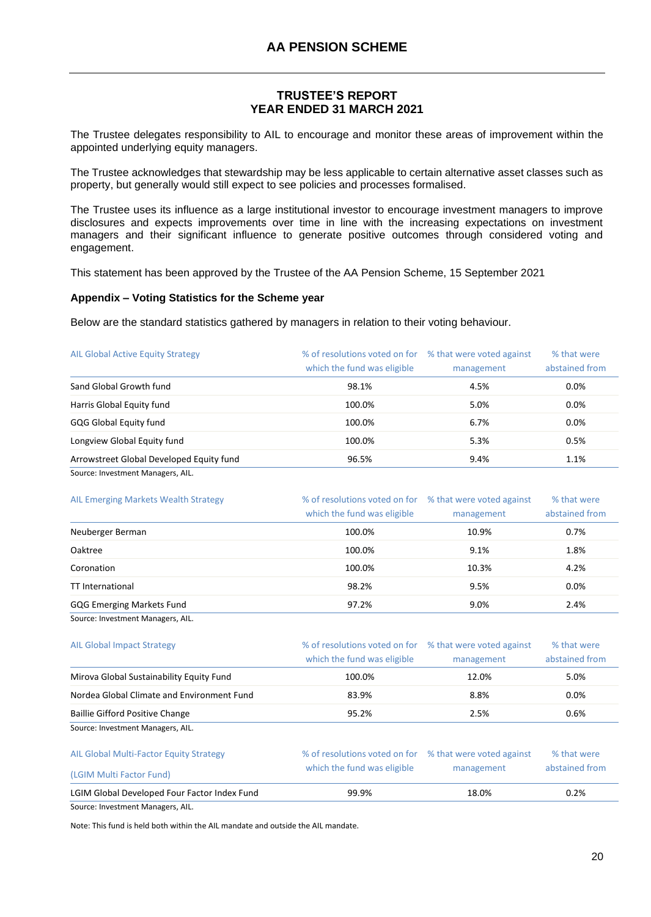## TRUSTEE'S REPORT
## YEAR ENDED 31 MARCH 2021

The Trustee delegates responsibility to AIL to encourage and monitor these areas of improvement within the appointed underlying equity managers.

The Trustee acknowledges that stewardship may be less applicable to certain alternative asset classes such as property, but generally would still expect to see policies and processes formalised.

The Trustee uses its influence as a large institutional investor to encourage investment managers to improve disclosures and expects improvements over time in line with the increasing expectations on investment managers and their significant influence to generate positive outcomes through considered voting and engagement.

This statement has been approved by the Trustee of the AA Pension Scheme, 15 September 2021

**Appendix – Voting Statistics for the Scheme year**

Below are the standard statistics gathered by managers in relation to their voting behaviour.

| AIL Global Active Equity Strategy | % of resolutions voted on for which the fund was eligible | % that were voted against management | % that were abstained from |
|---|---|---|---|
| Sand Global Growth fund | 98.1% | 4.5% | 0.0% |
| Harris Global Equity fund | 100.0% | 5.0% | 0.0% |
| GQG Global Equity fund | 100.0% | 6.7% | 0.0% |
| Longview Global Equity fund | 100.0% | 5.3% | 0.5% |
| Arrowstreet Global Developed Equity fund | 96.5% | 9.4% | 1.1% |

Source: Investment Managers, AIL.

| AIL Emerging Markets Wealth Strategy | % of resolutions voted on for which the fund was eligible | % that were voted against management | % that were abstained from |
|---|---|---|---|
| Neuberger Berman | 100.0% | 10.9% | 0.7% |
| Oaktree | 100.0% | 9.1% | 1.8% |
| Coronation | 100.0% | 10.3% | 4.2% |
| TT International | 98.2% | 9.5% | 0.0% |
| GQG Emerging Markets Fund | 97.2% | 9.0% | 2.4% |

Source: Investment Managers, AIL.

| AIL Global Impact Strategy | % of resolutions voted on for which the fund was eligible | % that were voted against management | % that were abstained from |
|---|---|---|---|
| Mirova Global Sustainability Equity Fund | 100.0% | 12.0% | 5.0% |
| Nordea Global Climate and Environment Fund | 83.9% | 8.8% | 0.0% |
| Baillie Gifford Positive Change | 95.2% | 2.5% | 0.6% |

Source: Investment Managers, AIL.

| AIL Global Multi-Factor Equity Strategy (LGIM Multi Factor Fund) | % of resolutions voted on for which the fund was eligible | % that were voted against management | % that were abstained from |
|---|---|---|---|
| LGIM Global Developed Four Factor Index Fund | 99.9% | 18.0% | 0.2% |

Source: Investment Managers, AIL.

Note: This fund is held both within the AIL mandate and outside the AIL mandate.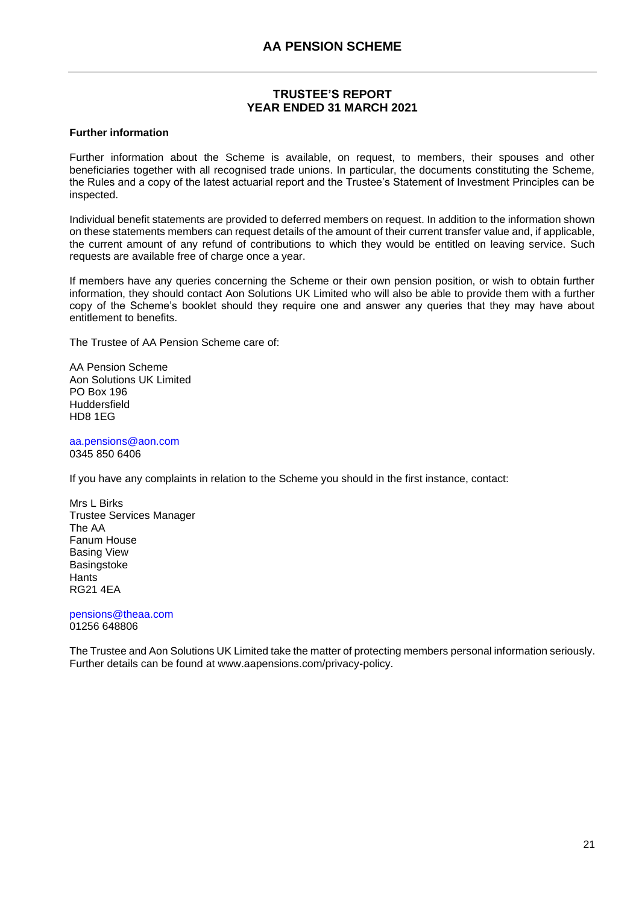## TRUSTEE'S REPORT
## YEAR ENDED 31 MARCH 2021

### Further information

Further information about the Scheme is available, on request, to members, their spouses and other beneficiaries together with all recognised trade unions. In particular, the documents constituting the Scheme, the Rules and a copy of the latest actuarial report and the Trustee's Statement of Investment Principles can be inspected.

Individual benefit statements are provided to deferred members on request. In addition to the information shown on these statements members can request details of the amount of their current transfer value and, if applicable, the current amount of any refund of contributions to which they would be entitled on leaving service. Such requests are available free of charge once a year.

If members have any queries concerning the Scheme or their own pension position, or wish to obtain further information, they should contact Aon Solutions UK Limited who will also be able to provide them with a further copy of the Scheme's booklet should they require one and answer any queries that they may have about entitlement to benefits.

The Trustee of AA Pension Scheme care of:

AA Pension Scheme  
Aon Solutions UK Limited  
PO Box 196  
Huddersfield  
HD8 1EG

aa.pensions@aon.com  
0345 850 6406

If you have any complaints in relation to the Scheme you should in the first instance, contact:

Mrs L Birks  
Trustee Services Manager  
The AA  
Fanum House  
Basing View  
Basingstoke  
Hants  
RG21 4EA

pensions@theaa.com  
01256 648806

The Trustee and Aon Solutions UK Limited take the matter of protecting members personal information seriously. Further details can be found at www.aapensions.com/privacy-policy.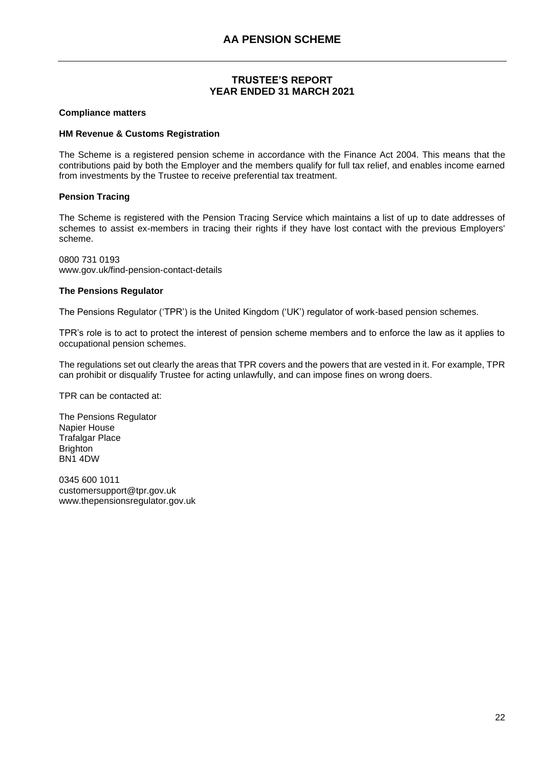# AA PENSION SCHEME

## TRUSTEE'S REPORT
## YEAR ENDED 31 MARCH 2021

### Compliance matters

#### HM Revenue & Customs Registration

The Scheme is a registered pension scheme in accordance with the Finance Act 2004. This means that the contributions paid by both the Employer and the members qualify for full tax relief, and enables income earned from investments by the Trustee to receive preferential tax treatment.

#### Pension Tracing

The Scheme is registered with the Pension Tracing Service which maintains a list of up to date addresses of schemes to assist ex-members in tracing their rights if they have lost contact with the previous Employers' scheme.

0800 731 0193
www.gov.uk/find-pension-contact-details

#### The Pensions Regulator

The Pensions Regulator ('TPR') is the United Kingdom ('UK') regulator of work-based pension schemes.

TPR's role is to act to protect the interest of pension scheme members and to enforce the law as it applies to occupational pension schemes.

The regulations set out clearly the areas that TPR covers and the powers that are vested in it. For example, TPR can prohibit or disqualify Trustee for acting unlawfully, and can impose fines on wrong doers.

TPR can be contacted at:

The Pensions Regulator
Napier House
Trafalgar Place
Brighton
BN1 4DW

0345 600 1011
customersupport@tpr.gov.uk
www.thepensionsregulator.gov.uk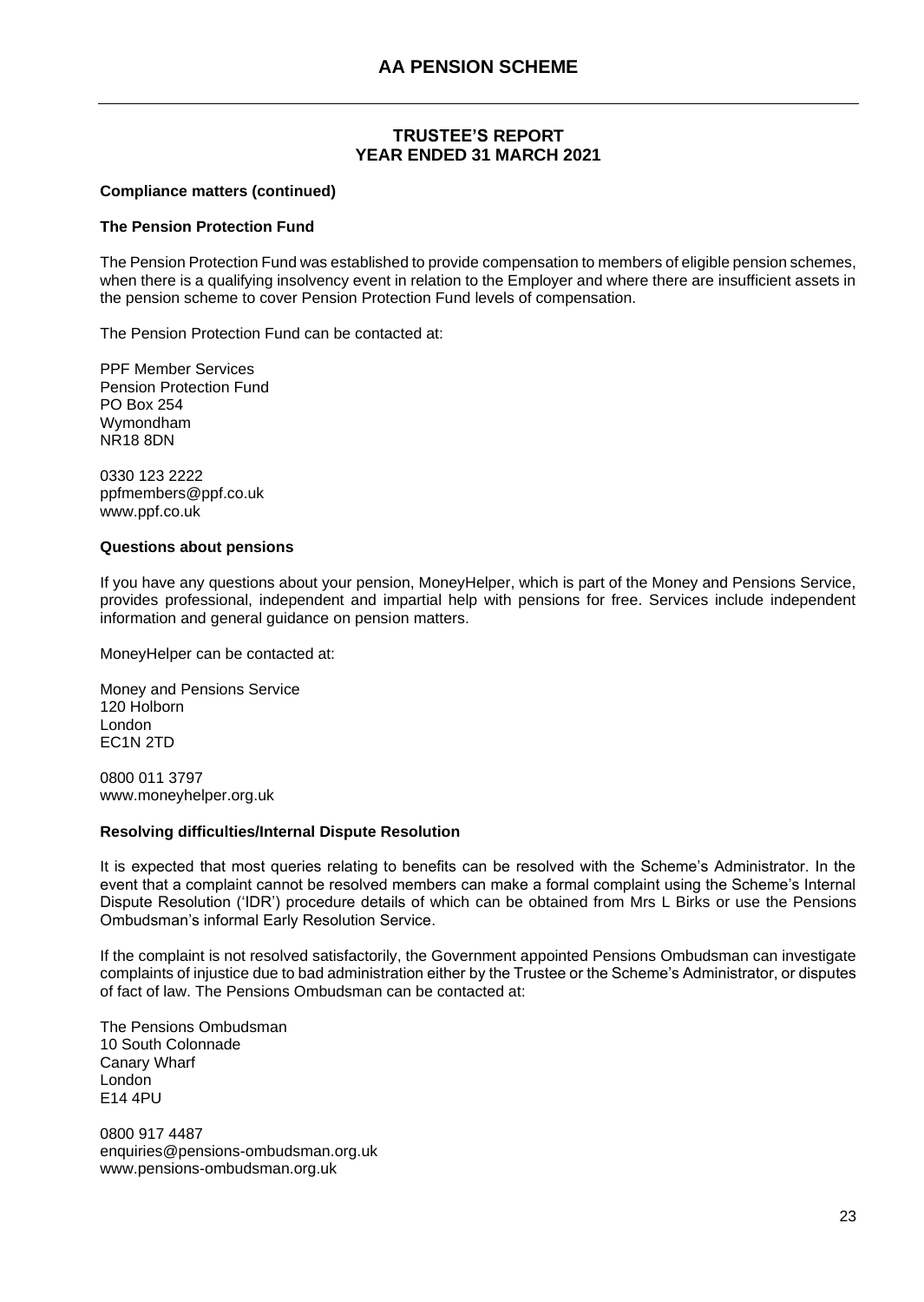## TRUSTEE'S REPORT
## YEAR ENDED 31 MARCH 2021

**Compliance matters (continued)**

**The Pension Protection Fund**

The Pension Protection Fund was established to provide compensation to members of eligible pension schemes, when there is a qualifying insolvency event in relation to the Employer and where there are insufficient assets in the pension scheme to cover Pension Protection Fund levels of compensation.

The Pension Protection Fund can be contacted at:

PPF Member Services
Pension Protection Fund
PO Box 254
Wymondham
NR18 8DN

0330 123 2222
ppfmembers@ppf.co.uk
www.ppf.co.uk

**Questions about pensions**

If you have any questions about your pension, MoneyHelper, which is part of the Money and Pensions Service, provides professional, independent and impartial help with pensions for free. Services include independent information and general guidance on pension matters.

MoneyHelper can be contacted at:

Money and Pensions Service
120 Holborn
London
EC1N 2TD

0800 011 3797
www.moneyhelper.org.uk

**Resolving difficulties/Internal Dispute Resolution**

It is expected that most queries relating to benefits can be resolved with the Scheme's Administrator. In the event that a complaint cannot be resolved members can make a formal complaint using the Scheme's Internal Dispute Resolution ('IDR') procedure details of which can be obtained from Mrs L Birks or use the Pensions Ombudsman's informal Early Resolution Service.

If the complaint is not resolved satisfactorily, the Government appointed Pensions Ombudsman can investigate complaints of injustice due to bad administration either by the Trustee or the Scheme's Administrator, or disputes of fact of law. The Pensions Ombudsman can be contacted at:

The Pensions Ombudsman
10 South Colonnade
Canary Wharf
London
E14 4PU

0800 917 4487
enquiries@pensions-ombudsman.org.uk
www.pensions-ombudsman.org.uk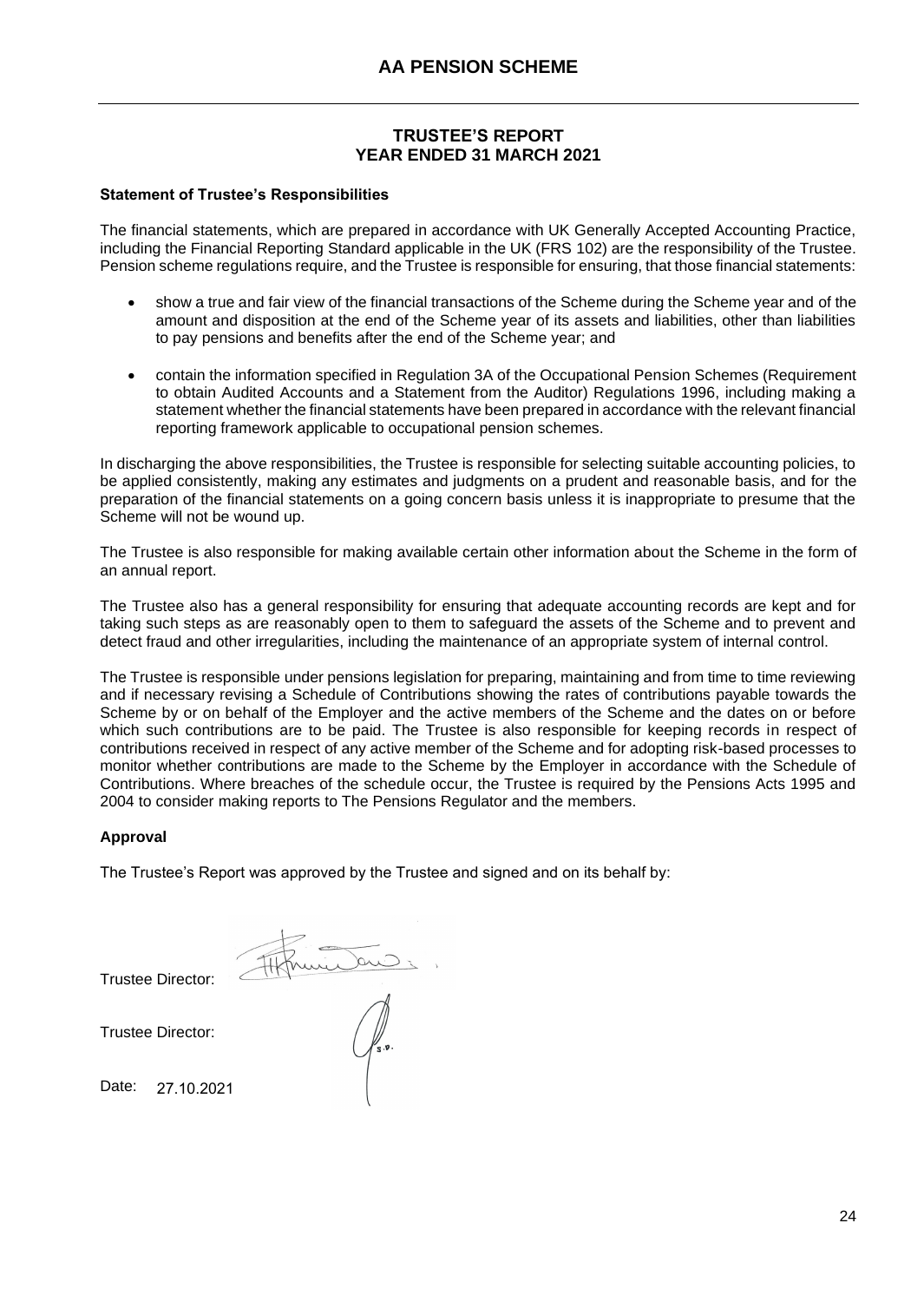## TRUSTEE'S REPORT
## YEAR ENDED 31 MARCH 2021

**Statement of Trustee's Responsibilities**

The financial statements, which are prepared in accordance with UK Generally Accepted Accounting Practice, including the Financial Reporting Standard applicable in the UK (FRS 102) are the responsibility of the Trustee. Pension scheme regulations require, and the Trustee is responsible for ensuring, that those financial statements:

- show a true and fair view of the financial transactions of the Scheme during the Scheme year and of the amount and disposition at the end of the Scheme year of its assets and liabilities, other than liabilities to pay pensions and benefits after the end of the Scheme year; and
- contain the information specified in Regulation 3A of the Occupational Pension Schemes (Requirement to obtain Audited Accounts and a Statement from the Auditor) Regulations 1996, including making a statement whether the financial statements have been prepared in accordance with the relevant financial reporting framework applicable to occupational pension schemes.

In discharging the above responsibilities, the Trustee is responsible for selecting suitable accounting policies, to be applied consistently, making any estimates and judgments on a prudent and reasonable basis, and for the preparation of the financial statements on a going concern basis unless it is inappropriate to presume that the Scheme will not be wound up.

The Trustee is also responsible for making available certain other information about the Scheme in the form of an annual report.

The Trustee also has a general responsibility for ensuring that adequate accounting records are kept and for taking such steps as are reasonably open to them to safeguard the assets of the Scheme and to prevent and detect fraud and other irregularities, including the maintenance of an appropriate system of internal control.

The Trustee is responsible under pensions legislation for preparing, maintaining and from time to time reviewing and if necessary revising a Schedule of Contributions showing the rates of contributions payable towards the Scheme by or on behalf of the Employer and the active members of the Scheme and the dates on or before which such contributions are to be paid. The Trustee is also responsible for keeping records in respect of contributions received in respect of any active member of the Scheme and for adopting risk-based processes to monitor whether contributions are made to the Scheme by the Employer in accordance with the Schedule of Contributions. Where breaches of the schedule occur, the Trustee is required by the Pensions Acts 1995 and 2004 to consider making reports to The Pensions Regulator and the members.

**Approval**

The Trustee's Report was approved by the Trustee and signed and on its behalf by:

Trustee Director:

Trustee Director:

Date: 27.10.2021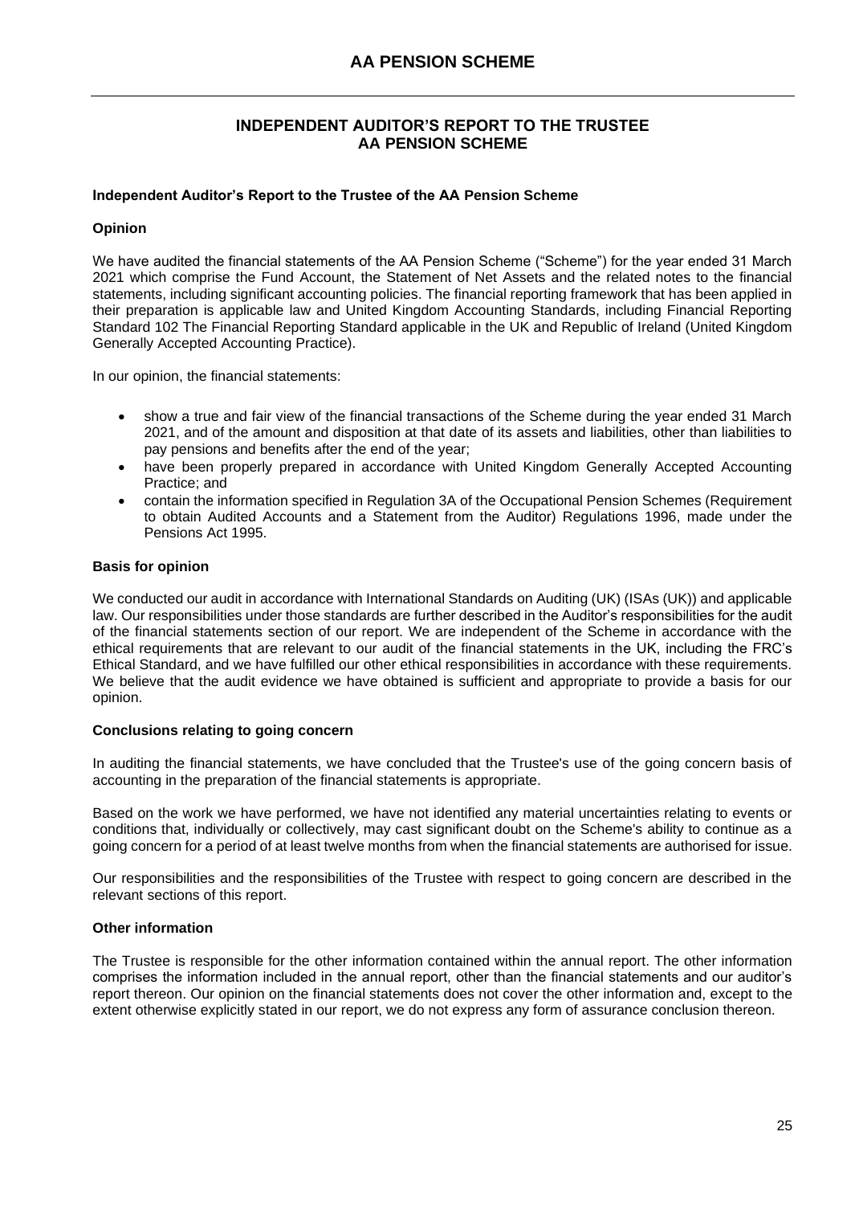# INDEPENDENT AUDITOR'S REPORT TO THE TRUSTEE AA PENSION SCHEME

### Independent Auditor's Report to the Trustee of the AA Pension Scheme

### Opinion

We have audited the financial statements of the AA Pension Scheme ("Scheme") for the year ended 31 March 2021 which comprise the Fund Account, the Statement of Net Assets and the related notes to the financial statements, including significant accounting policies. The financial reporting framework that has been applied in their preparation is applicable law and United Kingdom Accounting Standards, including Financial Reporting Standard 102 The Financial Reporting Standard applicable in the UK and Republic of Ireland (United Kingdom Generally Accepted Accounting Practice).

In our opinion, the financial statements:

- show a true and fair view of the financial transactions of the Scheme during the year ended 31 March 2021, and of the amount and disposition at that date of its assets and liabilities, other than liabilities to pay pensions and benefits after the end of the year;
- have been properly prepared in accordance with United Kingdom Generally Accepted Accounting Practice; and
- contain the information specified in Regulation 3A of the Occupational Pension Schemes (Requirement to obtain Audited Accounts and a Statement from the Auditor) Regulations 1996, made under the Pensions Act 1995.

### Basis for opinion

We conducted our audit in accordance with International Standards on Auditing (UK) (ISAs (UK)) and applicable law. Our responsibilities under those standards are further described in the Auditor's responsibilities for the audit of the financial statements section of our report. We are independent of the Scheme in accordance with the ethical requirements that are relevant to our audit of the financial statements in the UK, including the FRC's Ethical Standard, and we have fulfilled our other ethical responsibilities in accordance with these requirements. We believe that the audit evidence we have obtained is sufficient and appropriate to provide a basis for our opinion.

### Conclusions relating to going concern

In auditing the financial statements, we have concluded that the Trustee's use of the going concern basis of accounting in the preparation of the financial statements is appropriate.

Based on the work we have performed, we have not identified any material uncertainties relating to events or conditions that, individually or collectively, may cast significant doubt on the Scheme's ability to continue as a going concern for a period of at least twelve months from when the financial statements are authorised for issue.

Our responsibilities and the responsibilities of the Trustee with respect to going concern are described in the relevant sections of this report.

### Other information

The Trustee is responsible for the other information contained within the annual report. The other information comprises the information included in the annual report, other than the financial statements and our auditor's report thereon. Our opinion on the financial statements does not cover the other information and, except to the extent otherwise explicitly stated in our report, we do not express any form of assurance conclusion thereon.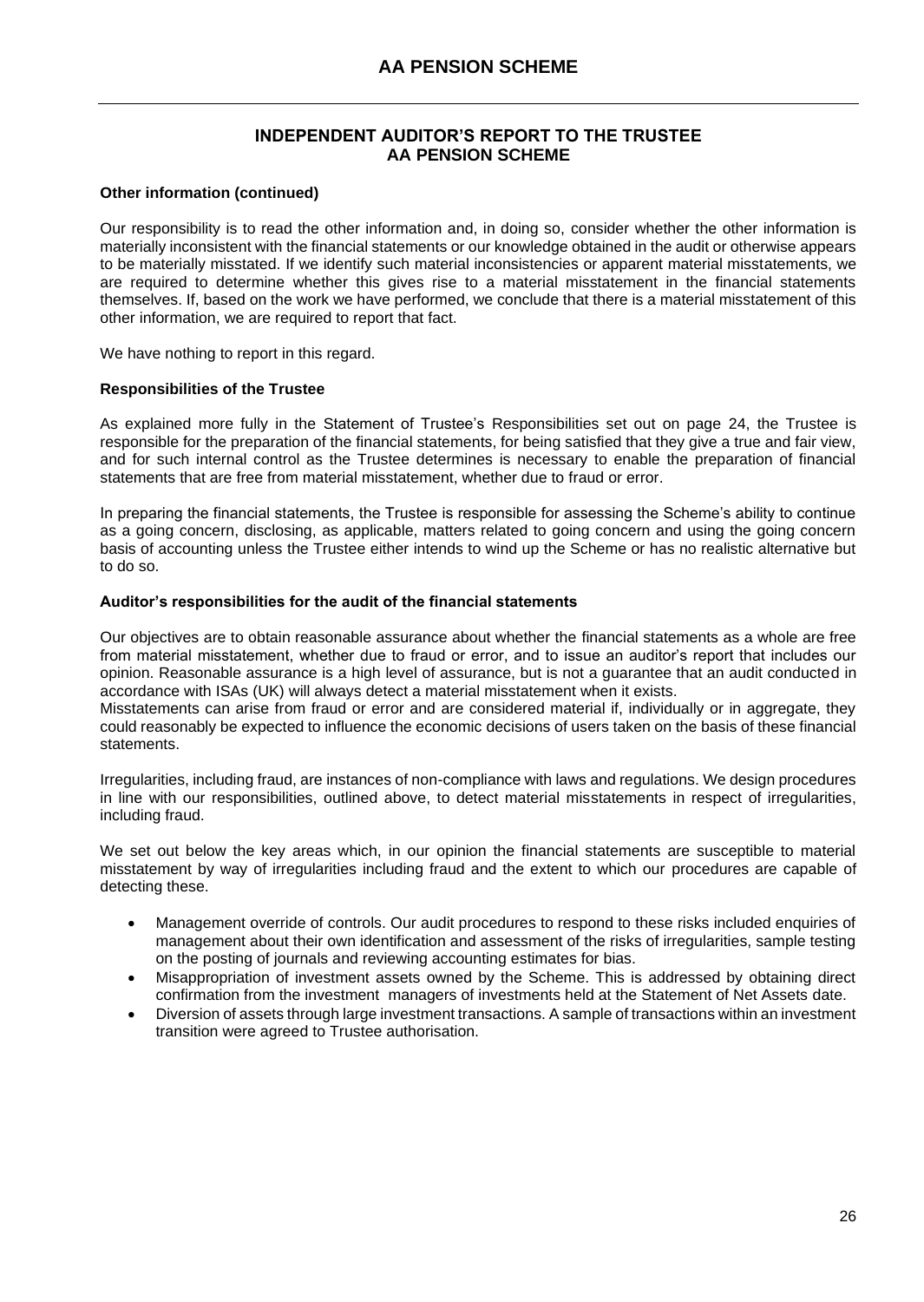## INDEPENDENT AUDITOR'S REPORT TO THE TRUSTEE AA PENSION SCHEME

**Other information (continued)**

Our responsibility is to read the other information and, in doing so, consider whether the other information is materially inconsistent with the financial statements or our knowledge obtained in the audit or otherwise appears to be materially misstated. If we identify such material inconsistencies or apparent material misstatements, we are required to determine whether this gives rise to a material misstatement in the financial statements themselves. If, based on the work we have performed, we conclude that there is a material misstatement of this other information, we are required to report that fact.

We have nothing to report in this regard.

**Responsibilities of the Trustee**

As explained more fully in the Statement of Trustee's Responsibilities set out on page 24, the Trustee is responsible for the preparation of the financial statements, for being satisfied that they give a true and fair view, and for such internal control as the Trustee determines is necessary to enable the preparation of financial statements that are free from material misstatement, whether due to fraud or error.

In preparing the financial statements, the Trustee is responsible for assessing the Scheme's ability to continue as a going concern, disclosing, as applicable, matters related to going concern and using the going concern basis of accounting unless the Trustee either intends to wind up the Scheme or has no realistic alternative but to do so.

**Auditor's responsibilities for the audit of the financial statements**

Our objectives are to obtain reasonable assurance about whether the financial statements as a whole are free from material misstatement, whether due to fraud or error, and to issue an auditor's report that includes our opinion. Reasonable assurance is a high level of assurance, but is not a guarantee that an audit conducted in accordance with ISAs (UK) will always detect a material misstatement when it exists.
Misstatements can arise from fraud or error and are considered material if, individually or in aggregate, they could reasonably be expected to influence the economic decisions of users taken on the basis of these financial statements.

Irregularities, including fraud, are instances of non-compliance with laws and regulations. We design procedures in line with our responsibilities, outlined above, to detect material misstatements in respect of irregularities, including fraud.

We set out below the key areas which, in our opinion the financial statements are susceptible to material misstatement by way of irregularities including fraud and the extent to which our procedures are capable of detecting these.

- Management override of controls. Our audit procedures to respond to these risks included enquiries of management about their own identification and assessment of the risks of irregularities, sample testing on the posting of journals and reviewing accounting estimates for bias.
- Misappropriation of investment assets owned by the Scheme. This is addressed by obtaining direct confirmation from the investment managers of investments held at the Statement of Net Assets date.
- Diversion of assets through large investment transactions. A sample of transactions within an investment transition were agreed to Trustee authorisation.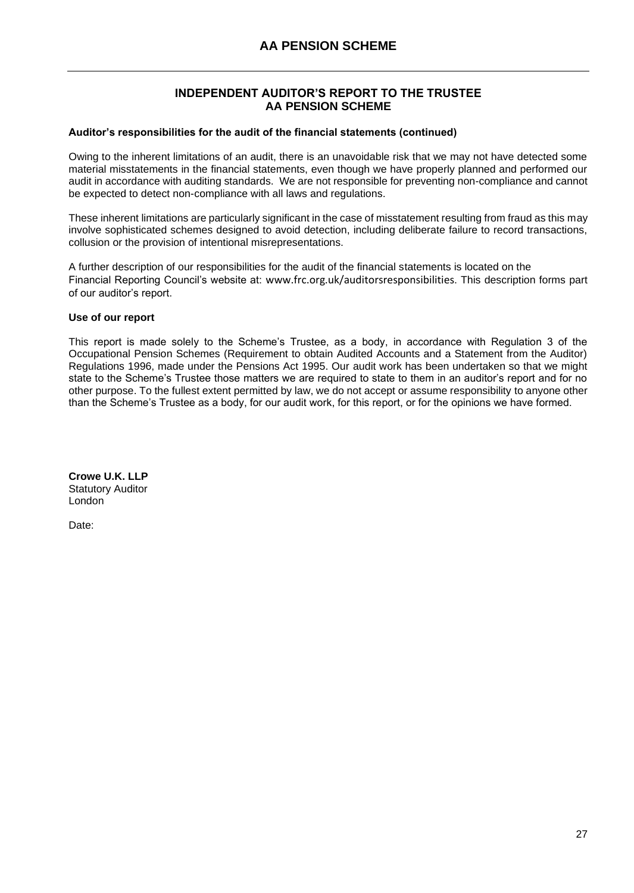## INDEPENDENT AUDITOR'S REPORT TO THE TRUSTEE AA PENSION SCHEME

### Auditor's responsibilities for the audit of the financial statements (continued)

Owing to the inherent limitations of an audit, there is an unavoidable risk that we may not have detected some material misstatements in the financial statements, even though we have properly planned and performed our audit in accordance with auditing standards. We are not responsible for preventing non-compliance and cannot be expected to detect non-compliance with all laws and regulations.

These inherent limitations are particularly significant in the case of misstatement resulting from fraud as this may involve sophisticated schemes designed to avoid detection, including deliberate failure to record transactions, collusion or the provision of intentional misrepresentations.

A further description of our responsibilities for the audit of the financial statements is located on the Financial Reporting Council's website at: www.frc.org.uk/auditorsresponsibilities. This description forms part of our auditor's report.

### Use of our report

This report is made solely to the Scheme's Trustee, as a body, in accordance with Regulation 3 of the Occupational Pension Schemes (Requirement to obtain Audited Accounts and a Statement from the Auditor) Regulations 1996, made under the Pensions Act 1995. Our audit work has been undertaken so that we might state to the Scheme's Trustee those matters we are required to state to them in an auditor's report and for no other purpose. To the fullest extent permitted by law, we do not accept or assume responsibility to anyone other than the Scheme's Trustee as a body, for our audit work, for this report, or for the opinions we have formed.

**Crowe U.K. LLP**
Statutory Auditor
London

Date: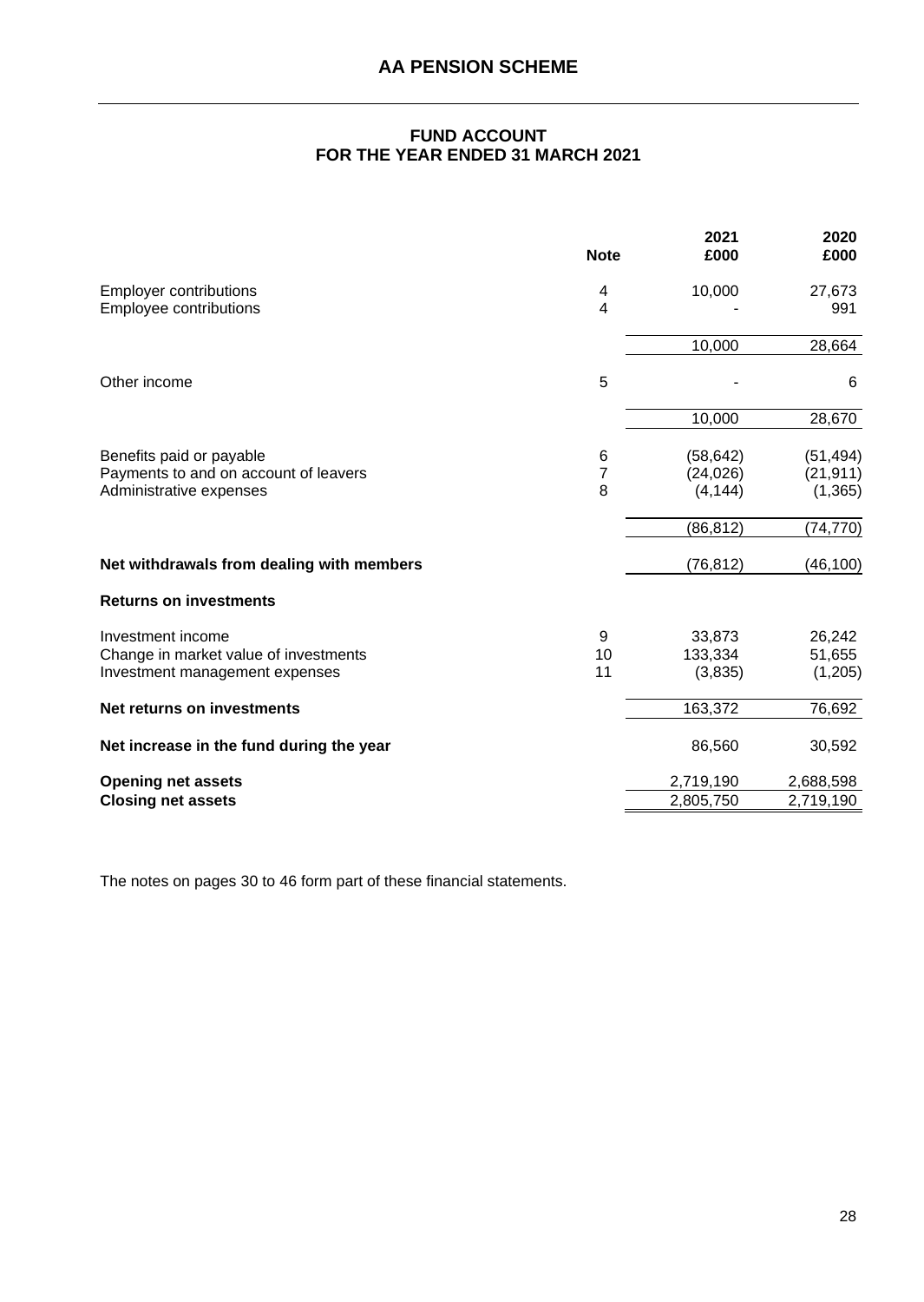# AA PENSION SCHEME

## FUND ACCOUNT
## FOR THE YEAR ENDED 31 MARCH 2021

| | Note | 2021 £000 | 2020 £000 |
|---|---|---|---|
| Employer contributions | 4 | 10,000 | 27,673 |
| Employee contributions | 4 | - | 991 |
| | | 10,000 | 28,664 |
| Other income | 5 | - | 6 |
| | | 10,000 | 28,670 |
| Benefits paid or payable | 6 | (58,642) | (51,494) |
| Payments to and on account of leavers | 7 | (24,026) | (21,911) |
| Administrative expenses | 8 | (4,144) | (1,365) |
| | | (86,812) | (74,770) |
| **Net withdrawals from dealing with members** | | (76,812) | (46,100) |
| **Returns on investments** | | | |
| Investment income | 9 | 33,873 | 26,242 |
| Change in market value of investments | 10 | 133,334 | 51,655 |
| Investment management expenses | 11 | (3,835) | (1,205) |
| **Net returns on investments** | | 163,372 | 76,692 |
| **Net increase in the fund during the year** | | 86,560 | 30,592 |
| **Opening net assets** | | 2,719,190 | 2,688,598 |
| **Closing net assets** | | 2,805,750 | 2,719,190 |

The notes on pages 30 to 46 form part of these financial statements.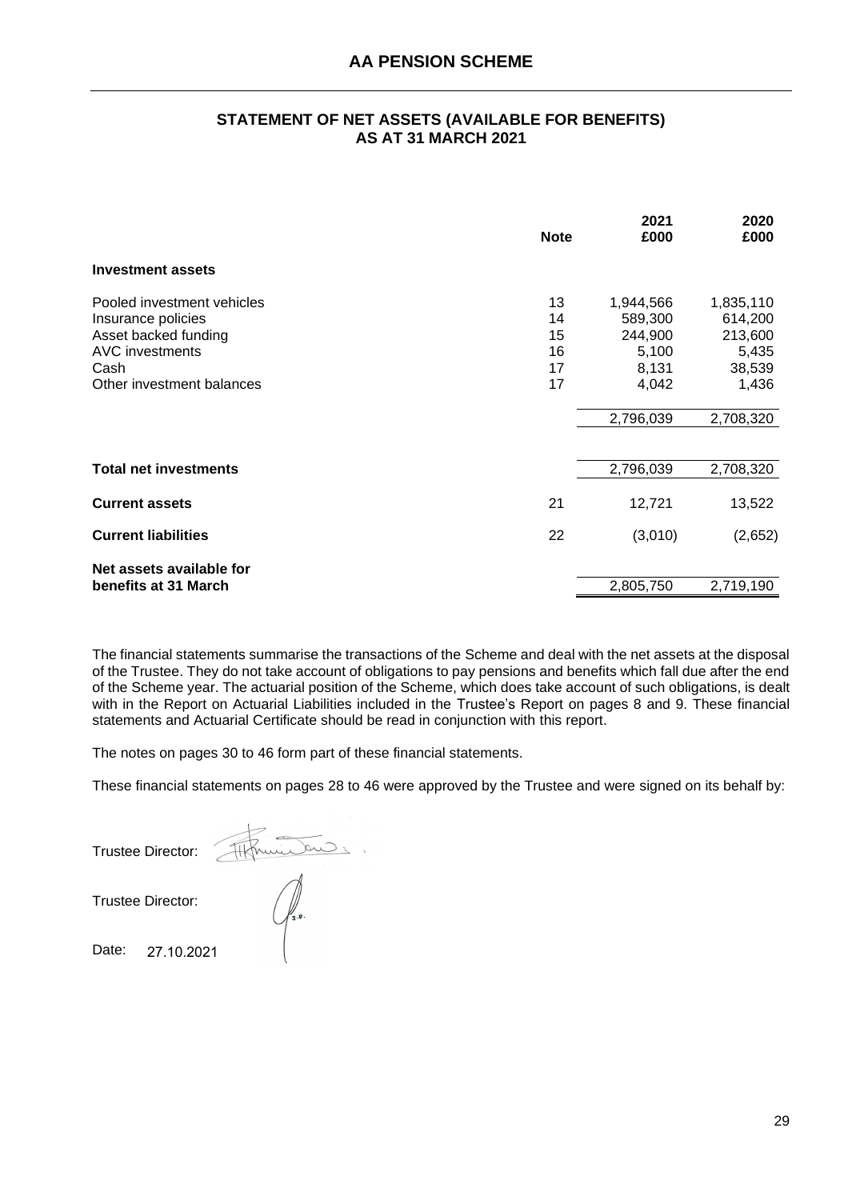# AA PENSION SCHEME

## STATEMENT OF NET ASSETS (AVAILABLE FOR BENEFITS) AS AT 31 MARCH 2021

| | Note | 2021 £000 | 2020 £000 |
|---|---|---|---|
| **Investment assets** | | | |
| Pooled investment vehicles | 13 | 1,944,566 | 1,835,110 |
| Insurance policies | 14 | 589,300 | 614,200 |
| Asset backed funding | 15 | 244,900 | 213,600 |
| AVC investments | 16 | 5,100 | 5,435 |
| Cash | 17 | 8,131 | 38,539 |
| Other investment balances | 17 | 4,042 | 1,436 |
| | | 2,796,039 | 2,708,320 |
| **Total net investments** | | 2,796,039 | 2,708,320 |
| **Current assets** | 21 | 12,721 | 13,522 |
| **Current liabilities** | 22 | (3,010) | (2,652) |
| **Net assets available for benefits at 31 March** | | 2,805,750 | 2,719,190 |

The financial statements summarise the transactions of the Scheme and deal with the net assets at the disposal of the Trustee. They do not take account of obligations to pay pensions and benefits which fall due after the end of the Scheme year. The actuarial position of the Scheme, which does take account of such obligations, is dealt with in the Report on Actuarial Liabilities included in the Trustee's Report on pages 8 and 9. These financial statements and Actuarial Certificate should be read in conjunction with this report.

The notes on pages 30 to 46 form part of these financial statements.

These financial statements on pages 28 to 46 were approved by the Trustee and were signed on its behalf by:

Trustee Director:

Trustee Director:

Date: 27.10.2021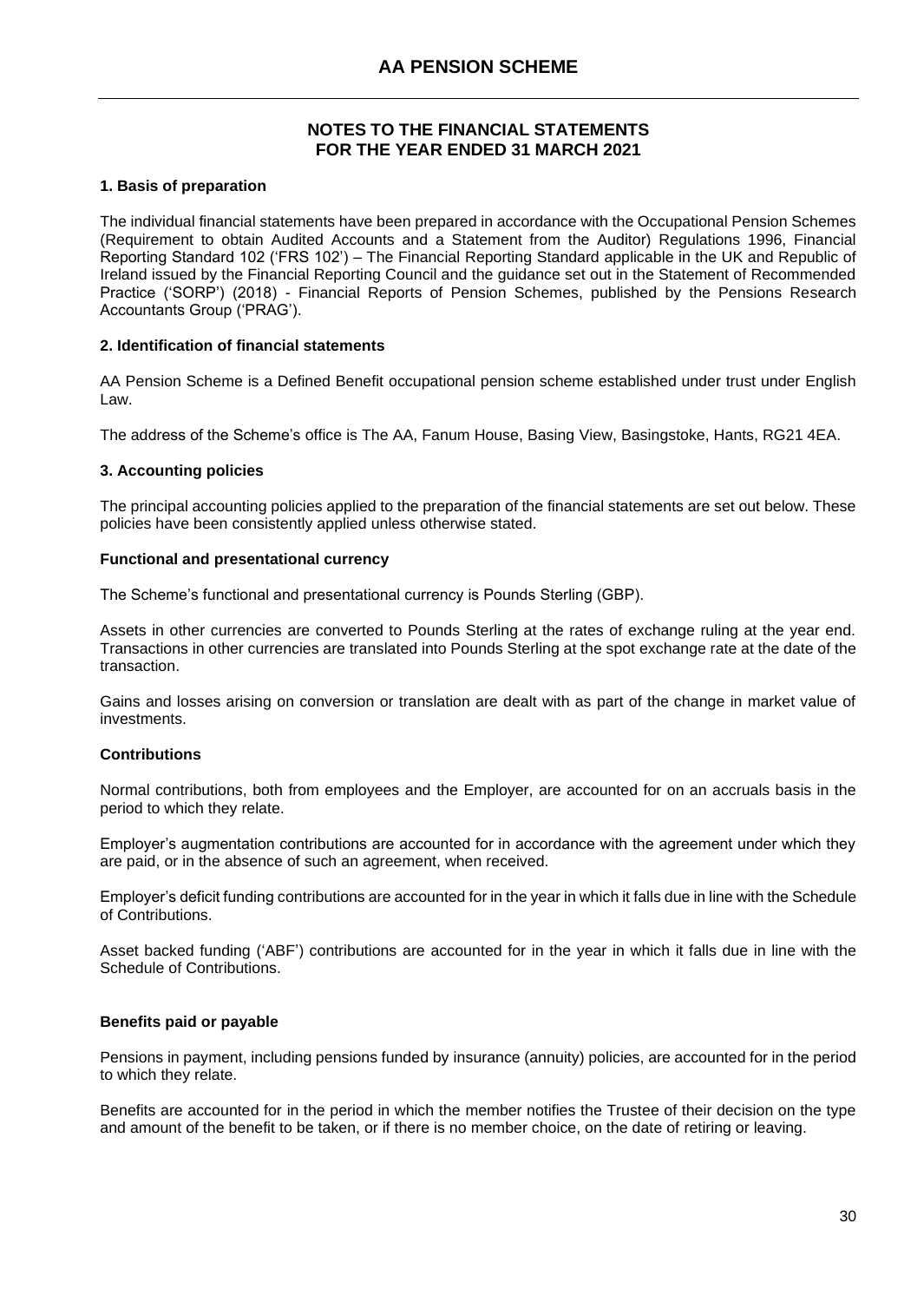# AA PENSION SCHEME

## NOTES TO THE FINANCIAL STATEMENTS
## FOR THE YEAR ENDED 31 MARCH 2021

### 1. Basis of preparation

The individual financial statements have been prepared in accordance with the Occupational Pension Schemes (Requirement to obtain Audited Accounts and a Statement from the Auditor) Regulations 1996, Financial Reporting Standard 102 ('FRS 102') – The Financial Reporting Standard applicable in the UK and Republic of Ireland issued by the Financial Reporting Council and the guidance set out in the Statement of Recommended Practice ('SORP') (2018) - Financial Reports of Pension Schemes, published by the Pensions Research Accountants Group ('PRAG').

### 2. Identification of financial statements

AA Pension Scheme is a Defined Benefit occupational pension scheme established under trust under English Law.

The address of the Scheme's office is The AA, Fanum House, Basing View, Basingstoke, Hants, RG21 4EA.

### 3. Accounting policies

The principal accounting policies applied to the preparation of the financial statements are set out below. These policies have been consistently applied unless otherwise stated.

**Functional and presentational currency**

The Scheme's functional and presentational currency is Pounds Sterling (GBP).

Assets in other currencies are converted to Pounds Sterling at the rates of exchange ruling at the year end. Transactions in other currencies are translated into Pounds Sterling at the spot exchange rate at the date of the transaction.

Gains and losses arising on conversion or translation are dealt with as part of the change in market value of investments.

**Contributions**

Normal contributions, both from employees and the Employer, are accounted for on an accruals basis in the period to which they relate.

Employer's augmentation contributions are accounted for in accordance with the agreement under which they are paid, or in the absence of such an agreement, when received.

Employer's deficit funding contributions are accounted for in the year in which it falls due in line with the Schedule of Contributions.

Asset backed funding ('ABF') contributions are accounted for in the year in which it falls due in line with the Schedule of Contributions.

**Benefits paid or payable**

Pensions in payment, including pensions funded by insurance (annuity) policies, are accounted for in the period to which they relate.

Benefits are accounted for in the period in which the member notifies the Trustee of their decision on the type and amount of the benefit to be taken, or if there is no member choice, on the date of retiring or leaving.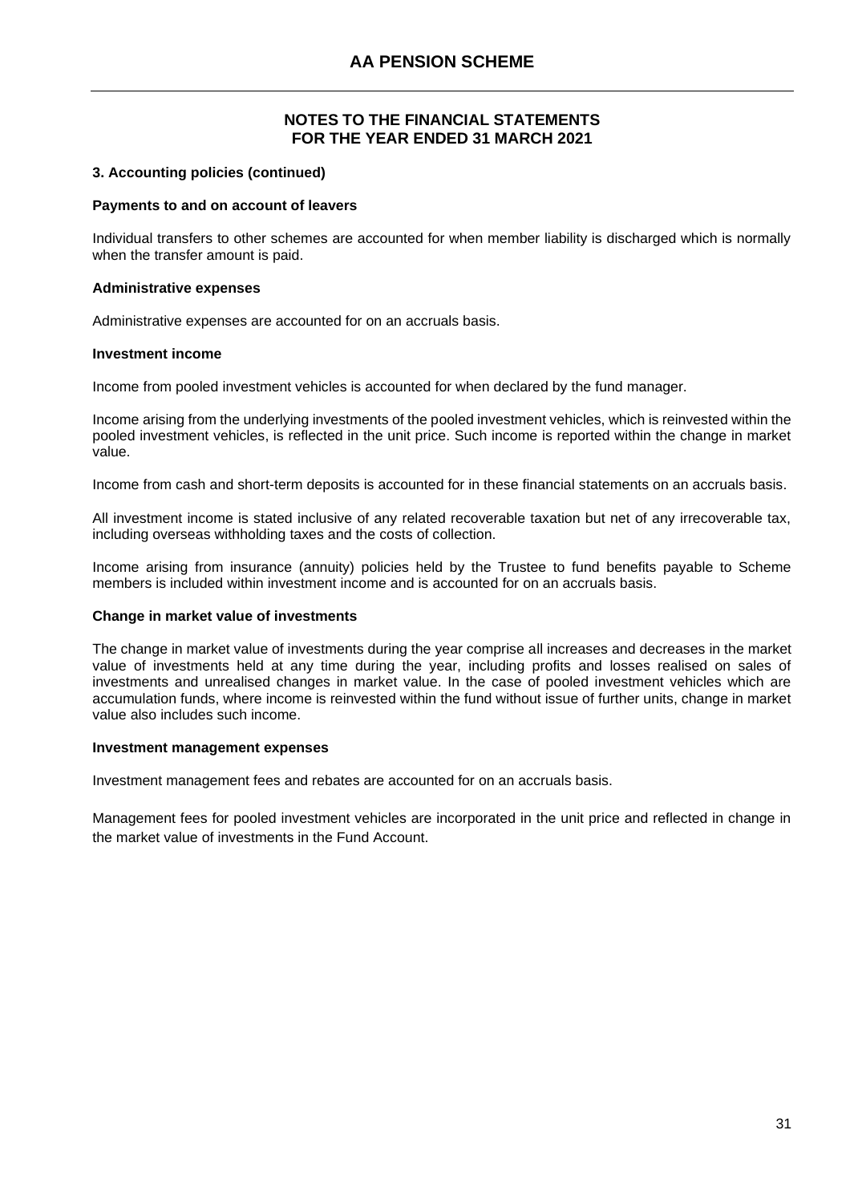### 3. Accounting policies (continued)

**Payments to and on account of leavers**

Individual transfers to other schemes are accounted for when member liability is discharged which is normally when the transfer amount is paid.

**Administrative expenses**

Administrative expenses are accounted for on an accruals basis.

**Investment income**

Income from pooled investment vehicles is accounted for when declared by the fund manager.

Income arising from the underlying investments of the pooled investment vehicles, which is reinvested within the pooled investment vehicles, is reflected in the unit price. Such income is reported within the change in market value.

Income from cash and short-term deposits is accounted for in these financial statements on an accruals basis.

All investment income is stated inclusive of any related recoverable taxation but net of any irrecoverable tax, including overseas withholding taxes and the costs of collection.

Income arising from insurance (annuity) policies held by the Trustee to fund benefits payable to Scheme members is included within investment income and is accounted for on an accruals basis.

**Change in market value of investments**

The change in market value of investments during the year comprise all increases and decreases in the market value of investments held at any time during the year, including profits and losses realised on sales of investments and unrealised changes in market value. In the case of pooled investment vehicles which are accumulation funds, where income is reinvested within the fund without issue of further units, change in market value also includes such income.

**Investment management expenses**

Investment management fees and rebates are accounted for on an accruals basis.

Management fees for pooled investment vehicles are incorporated in the unit price and reflected in change in the market value of investments in the Fund Account.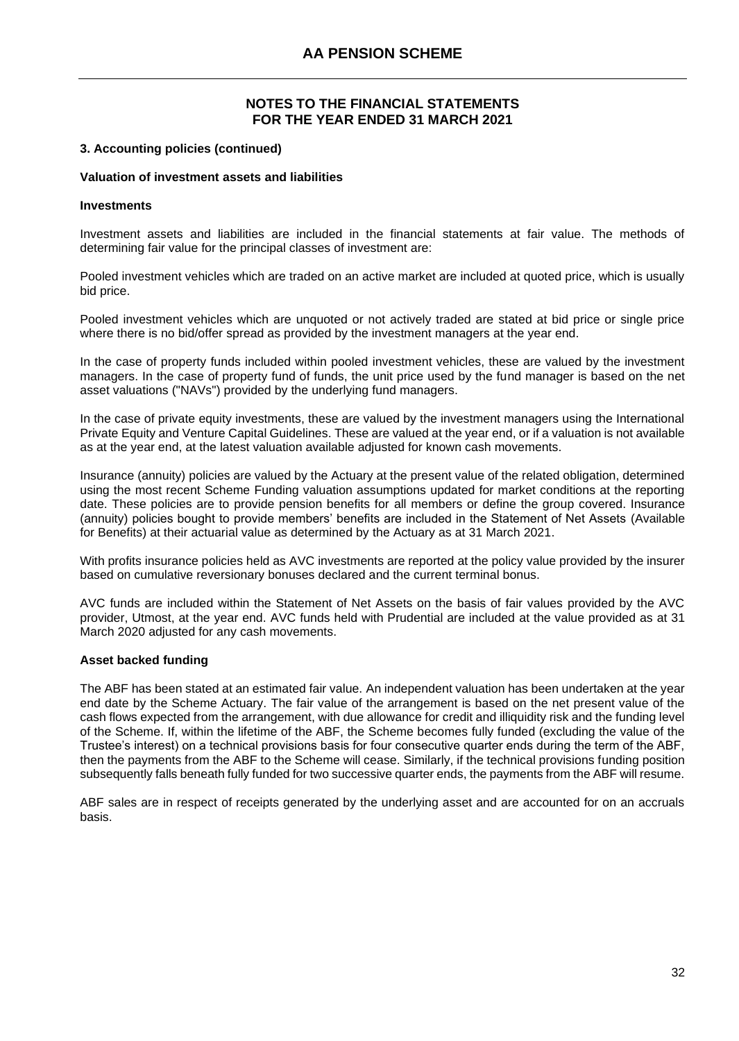**3. Accounting policies (continued)**

**Valuation of investment assets and liabilities**

**Investments**

Investment assets and liabilities are included in the financial statements at fair value. The methods of determining fair value for the principal classes of investment are:

Pooled investment vehicles which are traded on an active market are included at quoted price, which is usually bid price.

Pooled investment vehicles which are unquoted or not actively traded are stated at bid price or single price where there is no bid/offer spread as provided by the investment managers at the year end.

In the case of property funds included within pooled investment vehicles, these are valued by the investment managers. In the case of property fund of funds, the unit price used by the fund manager is based on the net asset valuations ("NAVs") provided by the underlying fund managers.

In the case of private equity investments, these are valued by the investment managers using the International Private Equity and Venture Capital Guidelines. These are valued at the year end, or if a valuation is not available as at the year end, at the latest valuation available adjusted for known cash movements.

Insurance (annuity) policies are valued by the Actuary at the present value of the related obligation, determined using the most recent Scheme Funding valuation assumptions updated for market conditions at the reporting date. These policies are to provide pension benefits for all members or define the group covered. Insurance (annuity) policies bought to provide members' benefits are included in the Statement of Net Assets (Available for Benefits) at their actuarial value as determined by the Actuary as at 31 March 2021.

With profits insurance policies held as AVC investments are reported at the policy value provided by the insurer based on cumulative reversionary bonuses declared and the current terminal bonus.

AVC funds are included within the Statement of Net Assets on the basis of fair values provided by the AVC provider, Utmost, at the year end. AVC funds held with Prudential are included at the value provided as at 31 March 2020 adjusted for any cash movements.

**Asset backed funding**

The ABF has been stated at an estimated fair value. An independent valuation has been undertaken at the year end date by the Scheme Actuary. The fair value of the arrangement is based on the net present value of the cash flows expected from the arrangement, with due allowance for credit and illiquidity risk and the funding level of the Scheme. If, within the lifetime of the ABF, the Scheme becomes fully funded (excluding the value of the Trustee's interest) on a technical provisions basis for four consecutive quarter ends during the term of the ABF, then the payments from the ABF to the Scheme will cease. Similarly, if the technical provisions funding position subsequently falls beneath fully funded for two successive quarter ends, the payments from the ABF will resume.

ABF sales are in respect of receipts generated by the underlying asset and are accounted for on an accruals basis.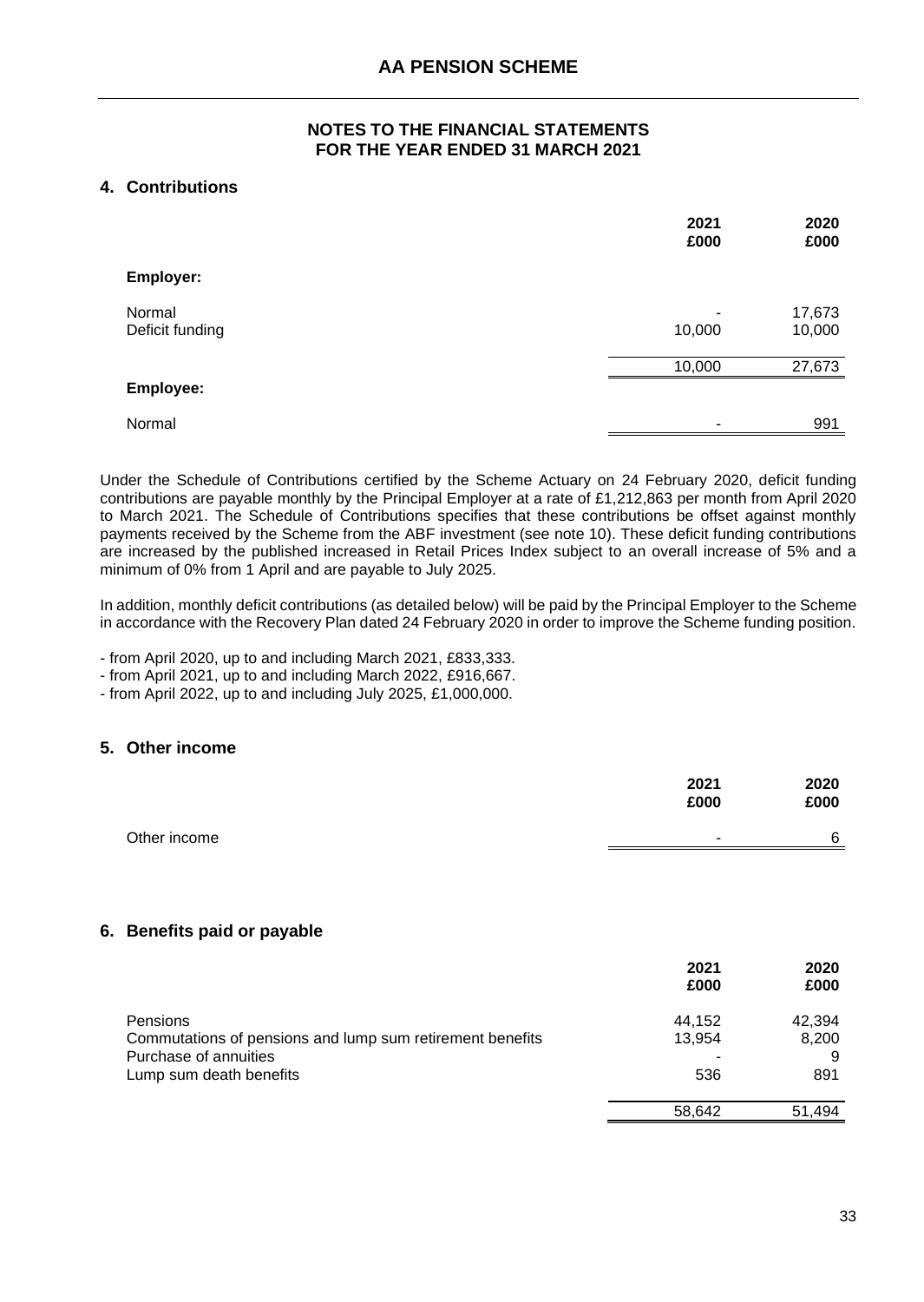# AA PENSION SCHEME

## NOTES TO THE FINANCIAL STATEMENTS FOR THE YEAR ENDED 31 MARCH 2021

### 4. Contributions

| | 2021 £000 | 2020 £000 |
|---|---|---|
| **Employer:** | | |
| Normal | - | 17,673 |
| Deficit funding | 10,000 | 10,000 |
| | 10,000 | 27,673 |
| **Employee:** | | |
| Normal | - | 991 |

Under the Schedule of Contributions certified by the Scheme Actuary on 24 February 2020, deficit funding contributions are payable monthly by the Principal Employer at a rate of £1,212,863 per month from April 2020 to March 2021. The Schedule of Contributions specifies that these contributions be offset against monthly payments received by the Scheme from the ABF investment (see note 10). These deficit funding contributions are increased by the published increased in Retail Prices Index subject to an overall increase of 5% and a minimum of 0% from 1 April and are payable to July 2025.

In addition, monthly deficit contributions (as detailed below) will be paid by the Principal Employer to the Scheme in accordance with the Recovery Plan dated 24 February 2020 in order to improve the Scheme funding position.

- from April 2020, up to and including March 2021, £833,333.
- from April 2021, up to and including March 2022, £916,667.
- from April 2022, up to and including July 2025, £1,000,000.

### 5. Other income

| | 2021 £000 | 2020 £000 |
|---|---|---|
| Other income | - | 6 |

### 6. Benefits paid or payable

| | 2021 £000 | 2020 £000 |
|---|---|---|
| Pensions | 44,152 | 42,394 |
| Commutations of pensions and lump sum retirement benefits | 13,954 | 8,200 |
| Purchase of annuities | - | 9 |
| Lump sum death benefits | 536 | 891 |
| | 58,642 | 51,494 |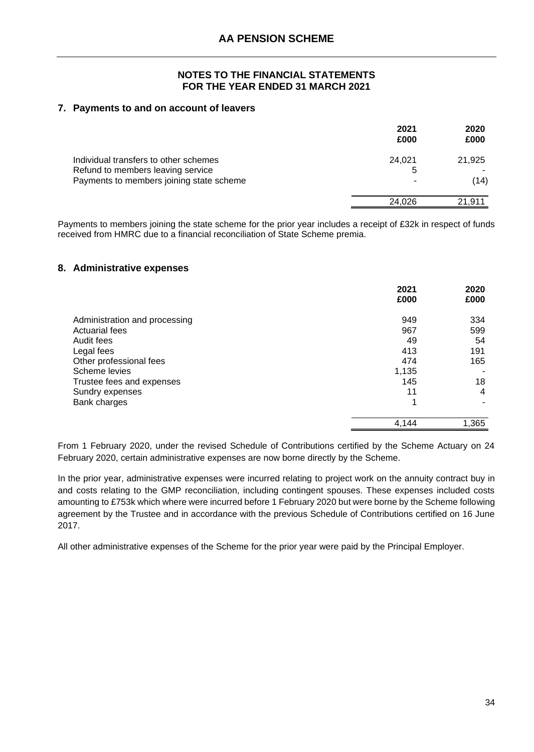# AA PENSION SCHEME

## NOTES TO THE FINANCIAL STATEMENTS FOR THE YEAR ENDED 31 MARCH 2021

### 7. Payments to and on account of leavers

| | 2021 £000 | 2020 £000 |
|---|---|---|
| Individual transfers to other schemes | 24,021 | 21,925 |
| Refund to members leaving service | 5 | - |
| Payments to members joining state scheme | - | (14) |
| | 24,026 | 21,911 |

Payments to members joining the state scheme for the prior year includes a receipt of £32k in respect of funds received from HMRC due to a financial reconciliation of State Scheme premia.

### 8. Administrative expenses

| | 2021 £000 | 2020 £000 |
|---|---|---|
| Administration and processing | 949 | 334 |
| Actuarial fees | 967 | 599 |
| Audit fees | 49 | 54 |
| Legal fees | 413 | 191 |
| Other professional fees | 474 | 165 |
| Scheme levies | 1,135 | - |
| Trustee fees and expenses | 145 | 18 |
| Sundry expenses | 11 | 4 |
| Bank charges | 1 | - |
| | 4,144 | 1,365 |

From 1 February 2020, under the revised Schedule of Contributions certified by the Scheme Actuary on 24 February 2020, certain administrative expenses are now borne directly by the Scheme.

In the prior year, administrative expenses were incurred relating to project work on the annuity contract buy in and costs relating to the GMP reconciliation, including contingent spouses. These expenses included costs amounting to £753k which where were incurred before 1 February 2020 but were borne by the Scheme following agreement by the Trustee and in accordance with the previous Schedule of Contributions certified on 16 June 2017.

All other administrative expenses of the Scheme for the prior year were paid by the Principal Employer.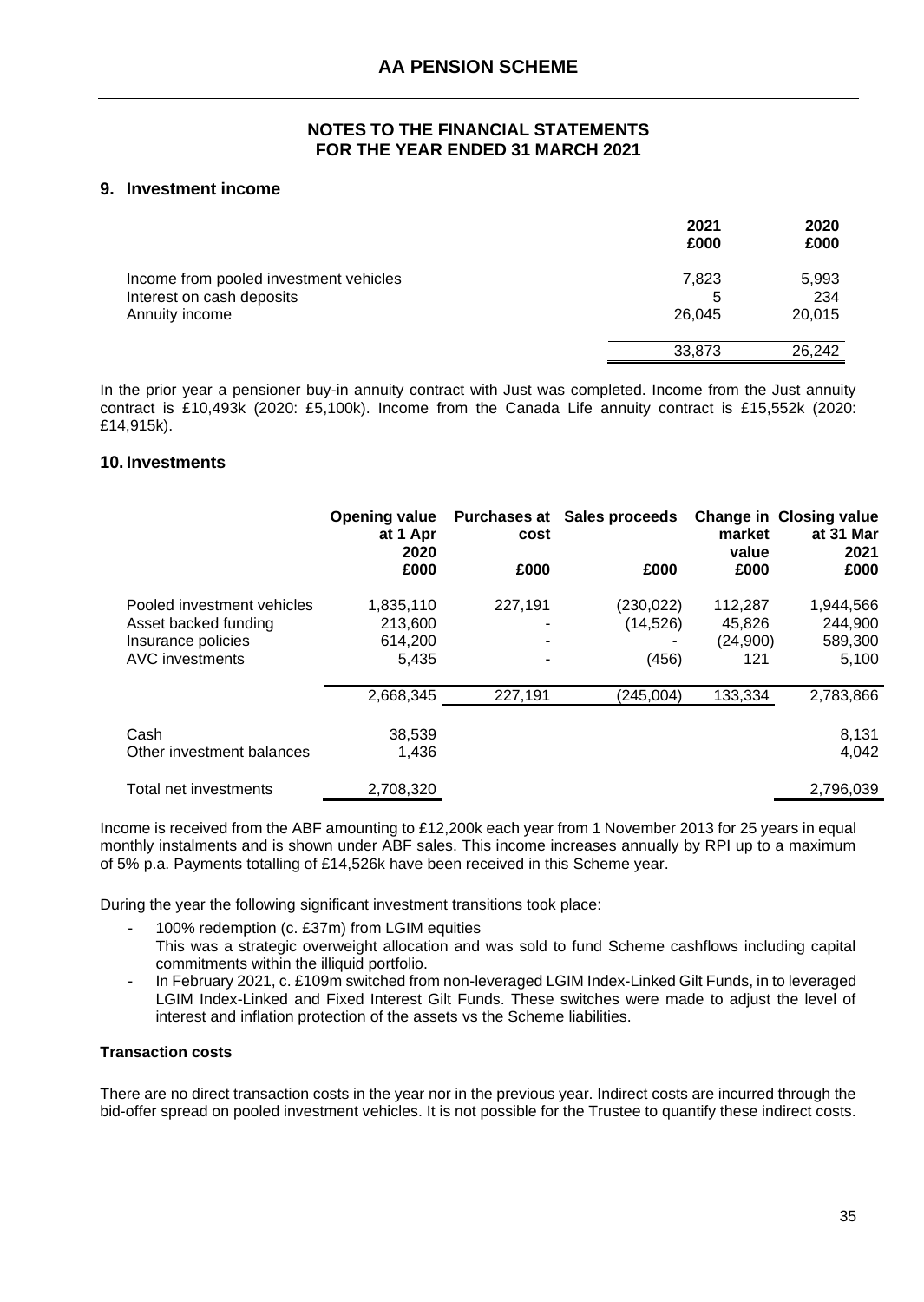## 9. Investment income

| | 2021 £000 | 2020 £000 |
|---|---|---|
| Income from pooled investment vehicles | 7,823 | 5,993 |
| Interest on cash deposits | 5 | 234 |
| Annuity income | 26,045 | 20,015 |
| | 33,873 | 26,242 |

In the prior year a pensioner buy-in annuity contract with Just was completed. Income from the Just annuity contract is £10,493k (2020: £5,100k). Income from the Canada Life annuity contract is £15,552k (2020: £14,915k).

## 10. Investments

| | Opening value at 1 Apr 2020 £000 | Purchases at cost £000 | Sales proceeds £000 | Change in market value £000 | Closing value at 31 Mar 2021 £000 |
|---|---|---|---|---|---|
| Pooled investment vehicles | 1,835,110 | 227,191 | (230,022) | 112,287 | 1,944,566 |
| Asset backed funding | 213,600 | - | (14,526) | 45,826 | 244,900 |
| Insurance policies | 614,200 | - | - | (24,900) | 589,300 |
| AVC investments | 5,435 | - | (456) | 121 | 5,100 |
| | 2,668,345 | 227,191 | (245,004) | 133,334 | 2,783,866 |
| Cash | 38,539 | | | | 8,131 |
| Other investment balances | 1,436 | | | | 4,042 |
| Total net investments | 2,708,320 | | | | 2,796,039 |

Income is received from the ABF amounting to £12,200k each year from 1 November 2013 for 25 years in equal monthly instalments and is shown under ABF sales. This income increases annually by RPI up to a maximum of 5% p.a. Payments totalling of £14,526k have been received in this Scheme year.

During the year the following significant investment transitions took place:

- 100% redemption (c. £37m) from LGIM equities
  This was a strategic overweight allocation and was sold to fund Scheme cashflows including capital commitments within the illiquid portfolio.
- In February 2021, c. £109m switched from non-leveraged LGIM Index-Linked Gilt Funds, in to leveraged LGIM Index-Linked and Fixed Interest Gilt Funds. These switches were made to adjust the level of interest and inflation protection of the assets vs the Scheme liabilities.

**Transaction costs**

There are no direct transaction costs in the year nor in the previous year. Indirect costs are incurred through the bid-offer spread on pooled investment vehicles. It is not possible for the Trustee to quantify these indirect costs.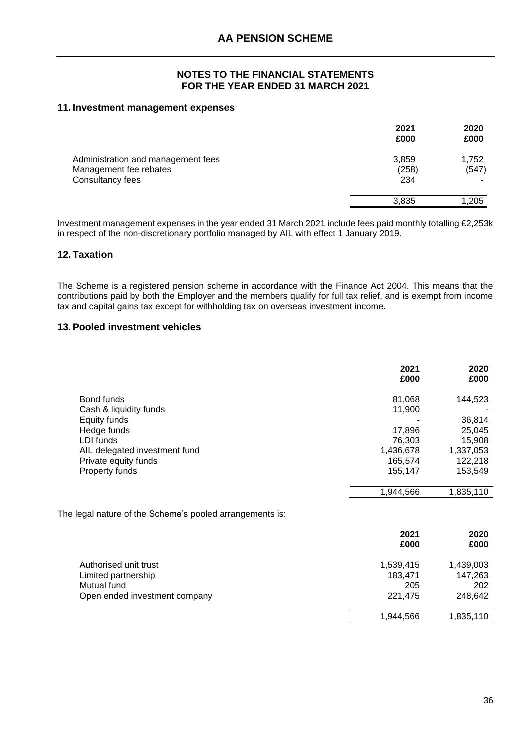## 11. Investment management expenses

| | 2021 £000 | 2020 £000 |
|---|---|---|
| Administration and management fees | 3,859 | 1,752 |
| Management fee rebates | (258) | (547) |
| Consultancy fees | 234 | - |
| | 3,835 | 1,205 |

Investment management expenses in the year ended 31 March 2021 include fees paid monthly totalling £2,253k in respect of the non-discretionary portfolio managed by AIL with effect 1 January 2019.

## 12. Taxation

The Scheme is a registered pension scheme in accordance with the Finance Act 2004. This means that the contributions paid by both the Employer and the members qualify for full tax relief, and is exempt from income tax and capital gains tax except for withholding tax on overseas investment income.

## 13. Pooled investment vehicles

| | 2021 £000 | 2020 £000 |
|---|---|---|
| Bond funds | 81,068 | 144,523 |
| Cash & liquidity funds | 11,900 | - |
| Equity funds | - | 36,814 |
| Hedge funds | 17,896 | 25,045 |
| LDI funds | 76,303 | 15,908 |
| AIL delegated investment fund | 1,436,678 | 1,337,053 |
| Private equity funds | 165,574 | 122,218 |
| Property funds | 155,147 | 153,549 |
| | 1,944,566 | 1,835,110 |

The legal nature of the Scheme's pooled arrangements is:

| | 2021 £000 | 2020 £000 |
|---|---|---|
| Authorised unit trust | 1,539,415 | 1,439,003 |
| Limited partnership | 183,471 | 147,263 |
| Mutual fund | 205 | 202 |
| Open ended investment company | 221,475 | 248,642 |
| | 1,944,566 | 1,835,110 |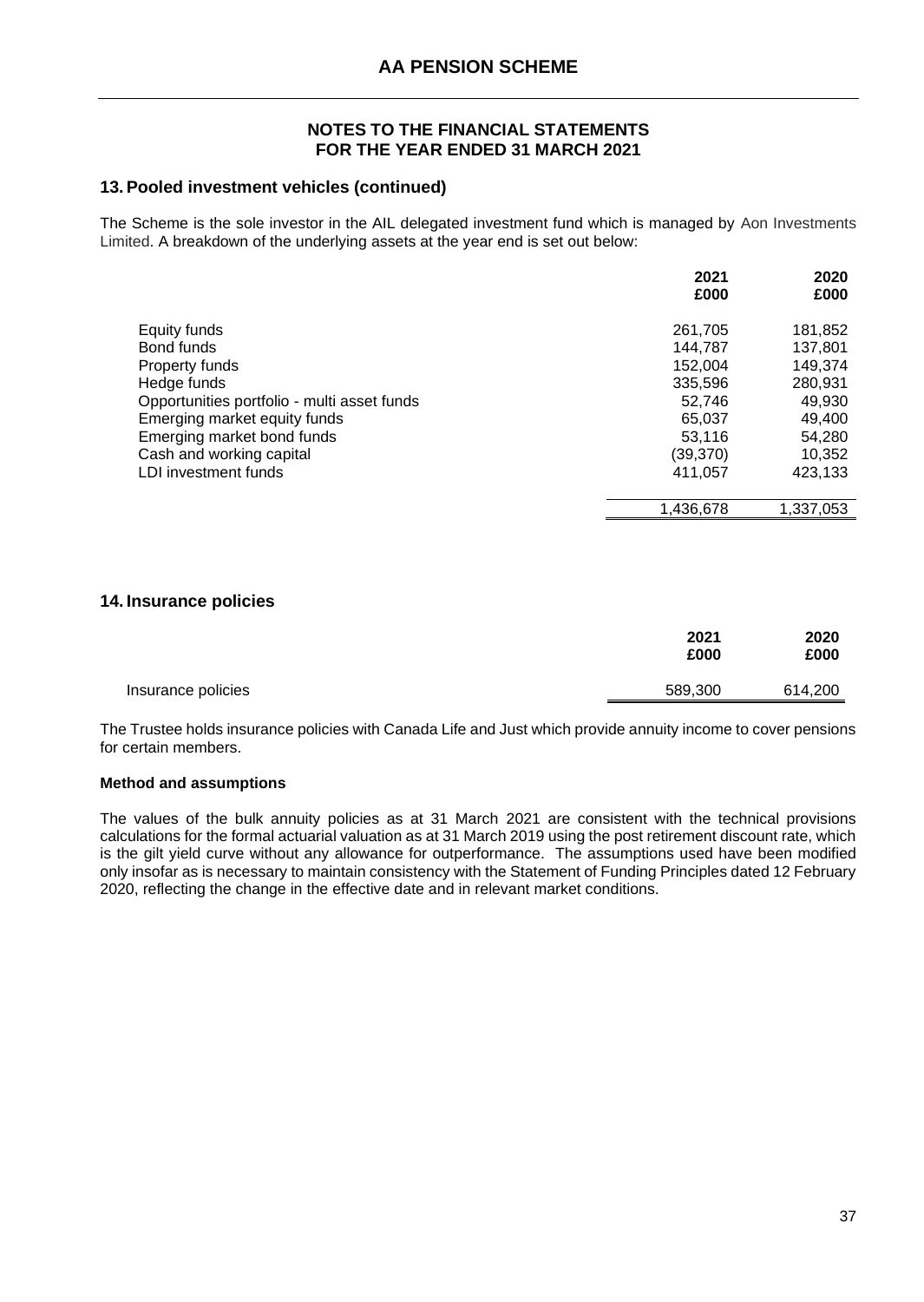## NOTES TO THE FINANCIAL STATEMENTS
## FOR THE YEAR ENDED 31 MARCH 2021

### 13. Pooled investment vehicles (continued)

The Scheme is the sole investor in the AIL delegated investment fund which is managed by Aon Investments Limited. A breakdown of the underlying assets at the year end is set out below:

| | 2021<br>£000 | 2020<br>£000 |
|---|---|---|
| Equity funds | 261,705 | 181,852 |
| Bond funds | 144,787 | 137,801 |
| Property funds | 152,004 | 149,374 |
| Hedge funds | 335,596 | 280,931 |
| Opportunities portfolio - multi asset funds | 52,746 | 49,930 |
| Emerging market equity funds | 65,037 | 49,400 |
| Emerging market bond funds | 53,116 | 54,280 |
| Cash and working capital | (39,370) | 10,352 |
| LDI investment funds | 411,057 | 423,133 |
| | 1,436,678 | 1,337,053 |

### 14. Insurance policies

| | 2021<br>£000 | 2020<br>£000 |
|---|---|---|
| Insurance policies | 589,300 | 614,200 |

The Trustee holds insurance policies with Canada Life and Just which provide annuity income to cover pensions for certain members.

**Method and assumptions**

The values of the bulk annuity policies as at 31 March 2021 are consistent with the technical provisions calculations for the formal actuarial valuation as at 31 March 2019 using the post retirement discount rate, which is the gilt yield curve without any allowance for outperformance. The assumptions used have been modified only insofar as is necessary to maintain consistency with the Statement of Funding Principles dated 12 February 2020, reflecting the change in the effective date and in relevant market conditions.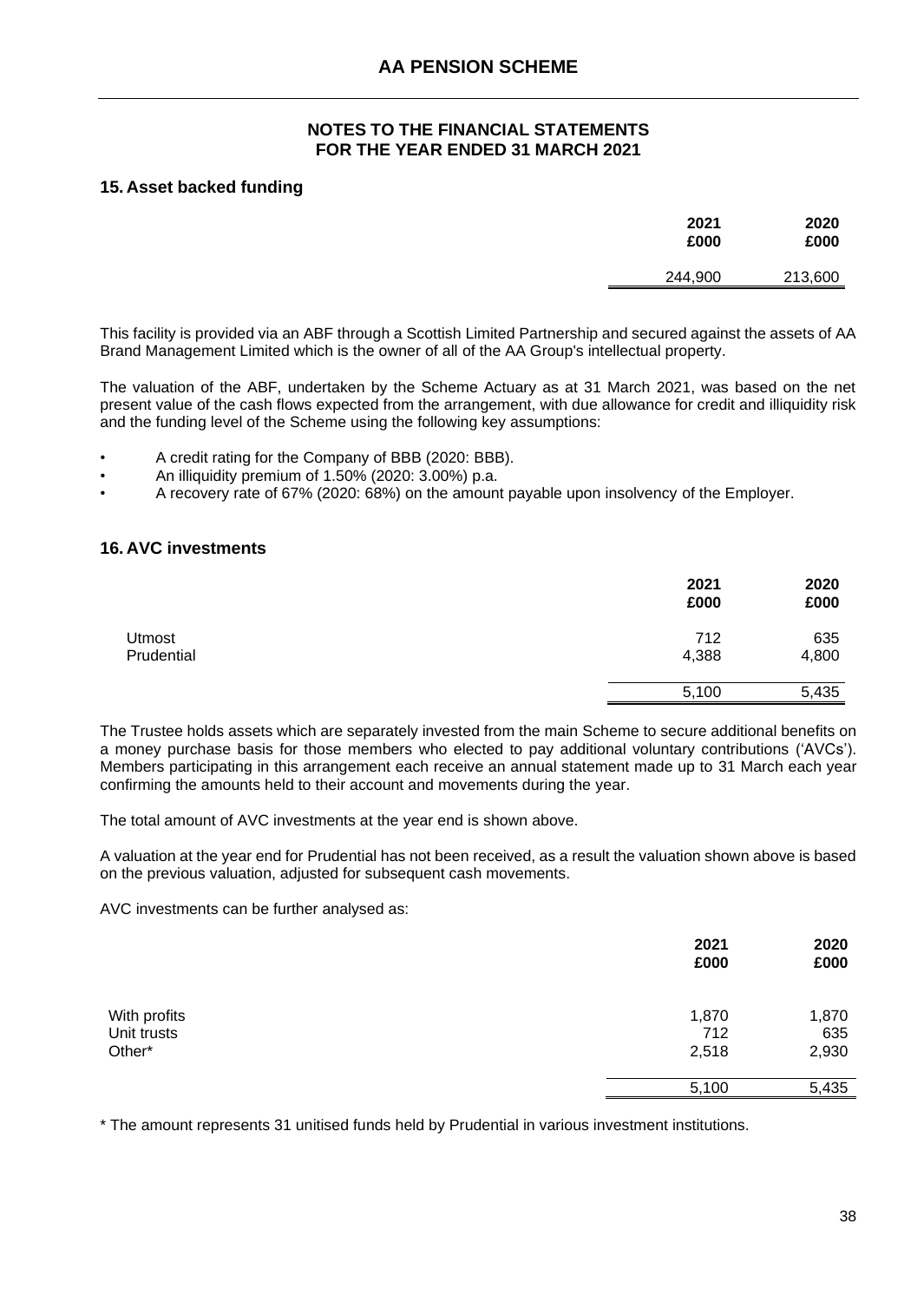## NOTES TO THE FINANCIAL STATEMENTS FOR THE YEAR ENDED 31 MARCH 2021

### 15. Asset backed funding

| | 2021 £000 | 2020 £000 |
|---|---|---|
| | 244,900 | 213,600 |

This facility is provided via an ABF through a Scottish Limited Partnership and secured against the assets of AA Brand Management Limited which is the owner of all of the AA Group's intellectual property.

The valuation of the ABF, undertaken by the Scheme Actuary as at 31 March 2021, was based on the net present value of the cash flows expected from the arrangement, with due allowance for credit and illiquidity risk and the funding level of the Scheme using the following key assumptions:

- A credit rating for the Company of BBB (2020: BBB).
- An illiquidity premium of 1.50% (2020: 3.00%) p.a.
- A recovery rate of 67% (2020: 68%) on the amount payable upon insolvency of the Employer.

### 16. AVC investments

| | 2021 £000 | 2020 £000 |
|---|---|---|
| Utmost | 712 | 635 |
| Prudential | 4,388 | 4,800 |
| | 5,100 | 5,435 |

The Trustee holds assets which are separately invested from the main Scheme to secure additional benefits on a money purchase basis for those members who elected to pay additional voluntary contributions ('AVCs'). Members participating in this arrangement each receive an annual statement made up to 31 March each year confirming the amounts held to their account and movements during the year.

The total amount of AVC investments at the year end is shown above.

A valuation at the year end for Prudential has not been received, as a result the valuation shown above is based on the previous valuation, adjusted for subsequent cash movements.

AVC investments can be further analysed as:

| | 2021 £000 | 2020 £000 |
|---|---|---|
| With profits | 1,870 | 1,870 |
| Unit trusts | 712 | 635 |
| Other* | 2,518 | 2,930 |
| | 5,100 | 5,435 |

* The amount represents 31 unitised funds held by Prudential in various investment institutions.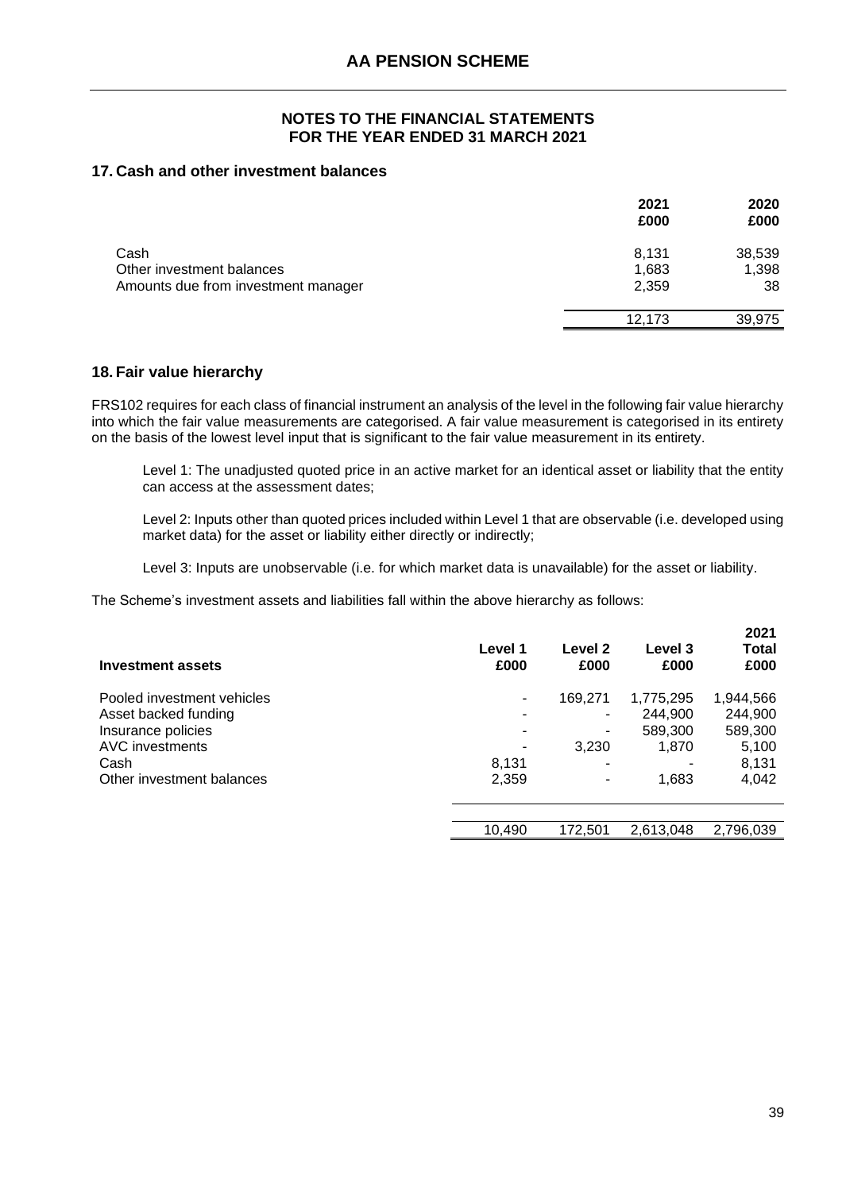# AA PENSION SCHEME

## NOTES TO THE FINANCIAL STATEMENTS FOR THE YEAR ENDED 31 MARCH 2021

### 17. Cash and other investment balances

| | 2021 £000 | 2020 £000 |
|---|---|---|
| Cash | 8,131 | 38,539 |
| Other investment balances | 1,683 | 1,398 |
| Amounts due from investment manager | 2,359 | 38 |
| | 12,173 | 39,975 |

### 18. Fair value hierarchy

FRS102 requires for each class of financial instrument an analysis of the level in the following fair value hierarchy into which the fair value measurements are categorised. A fair value measurement is categorised in its entirety on the basis of the lowest level input that is significant to the fair value measurement in its entirety.

Level 1: The unadjusted quoted price in an active market for an identical asset or liability that the entity can access at the assessment dates;

Level 2: Inputs other than quoted prices included within Level 1 that are observable (i.e. developed using market data) for the asset or liability either directly or indirectly;

Level 3: Inputs are unobservable (i.e. for which market data is unavailable) for the asset or liability.

The Scheme's investment assets and liabilities fall within the above hierarchy as follows:

| Investment assets | Level 1 £000 | Level 2 £000 | Level 3 £000 | 2021 Total £000 |
|---|---|---|---|---|
| Pooled investment vehicles | - | 169,271 | 1,775,295 | 1,944,566 |
| Asset backed funding | - | - | 244,900 | 244,900 |
| Insurance policies | - | - | 589,300 | 589,300 |
| AVC investments | - | 3,230 | 1,870 | 5,100 |
| Cash | 8,131 | - | - | 8,131 |
| Other investment balances | 2,359 | - | 1,683 | 4,042 |
| | 10,490 | 172,501 | 2,613,048 | 2,796,039 |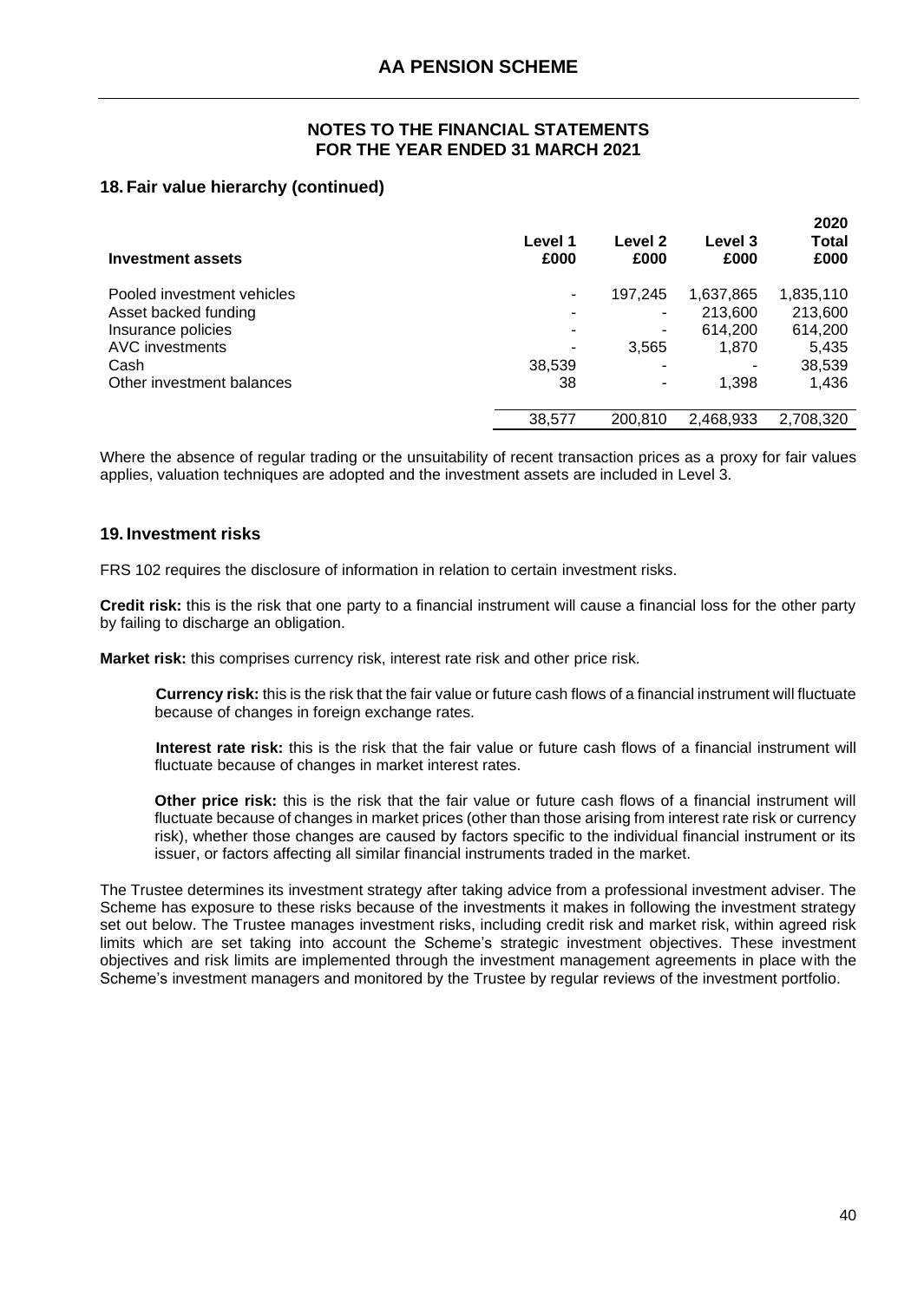### 18. Fair value hierarchy (continued)

| Investment assets | Level 1 £000 | Level 2 £000 | Level 3 £000 | 2020 Total £000 |
|---|---|---|---|---|
| Pooled investment vehicles | - | 197,245 | 1,637,865 | 1,835,110 |
| Asset backed funding | - | - | 213,600 | 213,600 |
| Insurance policies | - | - | 614,200 | 614,200 |
| AVC investments | - | 3,565 | 1,870 | 5,435 |
| Cash | 38,539 | - | - | 38,539 |
| Other investment balances | 38 | - | 1,398 | 1,436 |
| | 38,577 | 200,810 | 2,468,933 | 2,708,320 |

Where the absence of regular trading or the unsuitability of recent transaction prices as a proxy for fair values applies, valuation techniques are adopted and the investment assets are included in Level 3.

### 19. Investment risks

FRS 102 requires the disclosure of information in relation to certain investment risks.

**Credit risk:** this is the risk that one party to a financial instrument will cause a financial loss for the other party by failing to discharge an obligation.

**Market risk:** this comprises currency risk, interest rate risk and other price risk.

> **Currency risk:** this is the risk that the fair value or future cash flows of a financial instrument will fluctuate because of changes in foreign exchange rates.
>
> **Interest rate risk:** this is the risk that the fair value or future cash flows of a financial instrument will fluctuate because of changes in market interest rates.
>
> **Other price risk:** this is the risk that the fair value or future cash flows of a financial instrument will fluctuate because of changes in market prices (other than those arising from interest rate risk or currency risk), whether those changes are caused by factors specific to the individual financial instrument or its issuer, or factors affecting all similar financial instruments traded in the market.

The Trustee determines its investment strategy after taking advice from a professional investment adviser. The Scheme has exposure to these risks because of the investments it makes in following the investment strategy set out below. The Trustee manages investment risks, including credit risk and market risk, within agreed risk limits which are set taking into account the Scheme's strategic investment objectives. These investment objectives and risk limits are implemented through the investment management agreements in place with the Scheme's investment managers and monitored by the Trustee by regular reviews of the investment portfolio.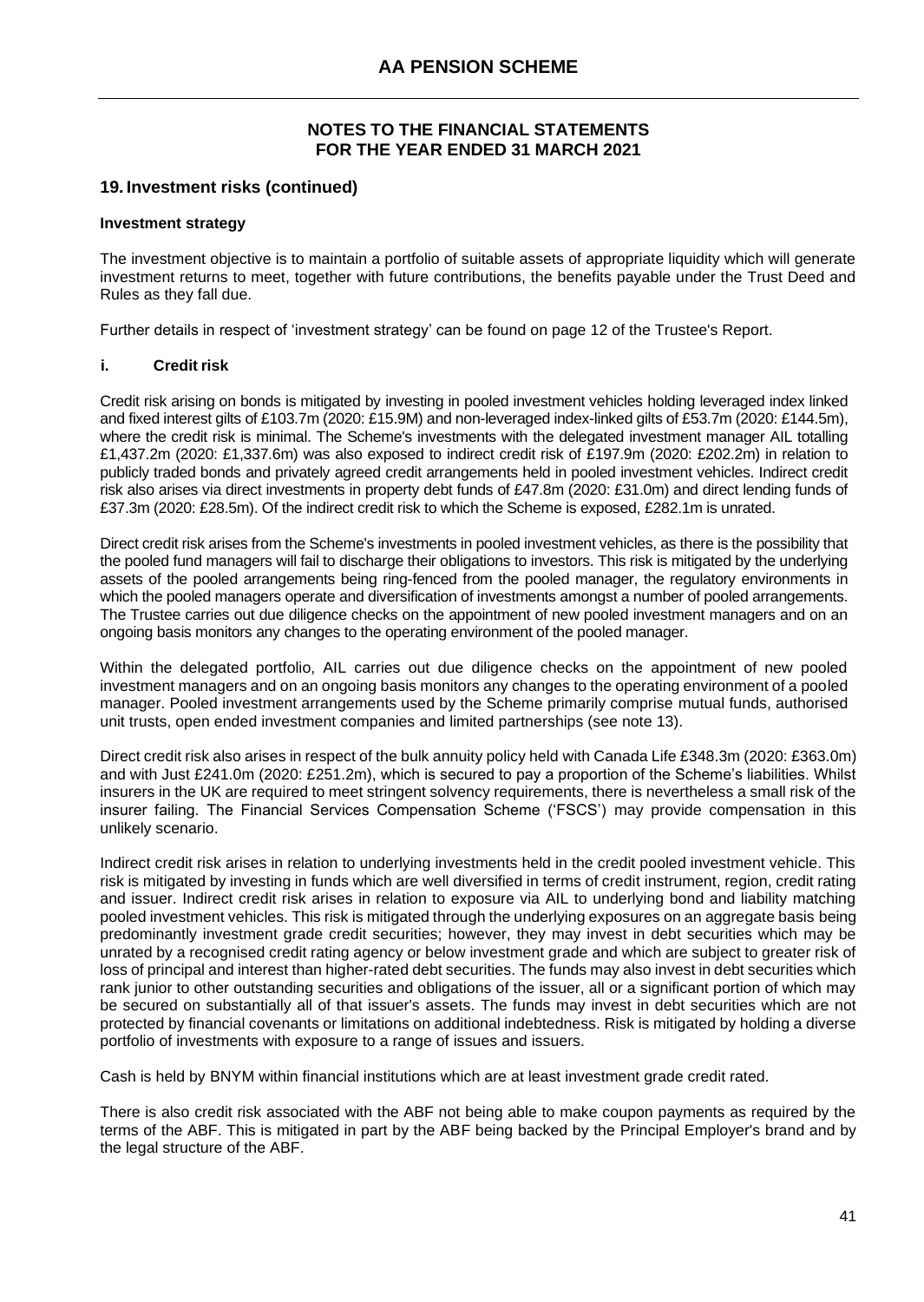# AA PENSION SCHEME

## NOTES TO THE FINANCIAL STATEMENTS FOR THE YEAR ENDED 31 MARCH 2021

### 19. Investment risks (continued)

**Investment strategy**

The investment objective is to maintain a portfolio of suitable assets of appropriate liquidity which will generate investment returns to meet, together with future contributions, the benefits payable under the Trust Deed and Rules as they fall due.

Further details in respect of 'investment strategy' can be found on page 12 of the Trustee's Report.

**i. Credit risk**

Credit risk arising on bonds is mitigated by investing in pooled investment vehicles holding leveraged index linked and fixed interest gilts of £103.7m (2020: £15.9M) and non-leveraged index-linked gilts of £53.7m (2020: £144.5m), where the credit risk is minimal. The Scheme's investments with the delegated investment manager AIL totalling £1,437.2m (2020: £1,337.6m) was also exposed to indirect credit risk of £197.9m (2020: £202.2m) in relation to publicly traded bonds and privately agreed credit arrangements held in pooled investment vehicles. Indirect credit risk also arises via direct investments in property debt funds of £47.8m (2020: £31.0m) and direct lending funds of £37.3m (2020: £28.5m). Of the indirect credit risk to which the Scheme is exposed, £282.1m is unrated.

Direct credit risk arises from the Scheme's investments in pooled investment vehicles, as there is the possibility that the pooled fund managers will fail to discharge their obligations to investors. This risk is mitigated by the underlying assets of the pooled arrangements being ring-fenced from the pooled manager, the regulatory environments in which the pooled managers operate and diversification of investments amongst a number of pooled arrangements. The Trustee carries out due diligence checks on the appointment of new pooled investment managers and on an ongoing basis monitors any changes to the operating environment of the pooled manager.

Within the delegated portfolio, AIL carries out due diligence checks on the appointment of new pooled investment managers and on an ongoing basis monitors any changes to the operating environment of a pooled manager. Pooled investment arrangements used by the Scheme primarily comprise mutual funds, authorised unit trusts, open ended investment companies and limited partnerships (see note 13).

Direct credit risk also arises in respect of the bulk annuity policy held with Canada Life £348.3m (2020: £363.0m) and with Just £241.0m (2020: £251.2m), which is secured to pay a proportion of the Scheme's liabilities. Whilst insurers in the UK are required to meet stringent solvency requirements, there is nevertheless a small risk of the insurer failing. The Financial Services Compensation Scheme ('FSCS') may provide compensation in this unlikely scenario.

Indirect credit risk arises in relation to underlying investments held in the credit pooled investment vehicle. This risk is mitigated by investing in funds which are well diversified in terms of credit instrument, region, credit rating and issuer. Indirect credit risk arises in relation to exposure via AIL to underlying bond and liability matching pooled investment vehicles. This risk is mitigated through the underlying exposures on an aggregate basis being predominantly investment grade credit securities; however, they may invest in debt securities which may be unrated by a recognised credit rating agency or below investment grade and which are subject to greater risk of loss of principal and interest than higher-rated debt securities. The funds may also invest in debt securities which rank junior to other outstanding securities and obligations of the issuer, all or a significant portion of which may be secured on substantially all of that issuer's assets. The funds may invest in debt securities which are not protected by financial covenants or limitations on additional indebtedness. Risk is mitigated by holding a diverse portfolio of investments with exposure to a range of issues and issuers.

Cash is held by BNYM within financial institutions which are at least investment grade credit rated.

There is also credit risk associated with the ABF not being able to make coupon payments as required by the terms of the ABF. This is mitigated in part by the ABF being backed by the Principal Employer's brand and by the legal structure of the ABF.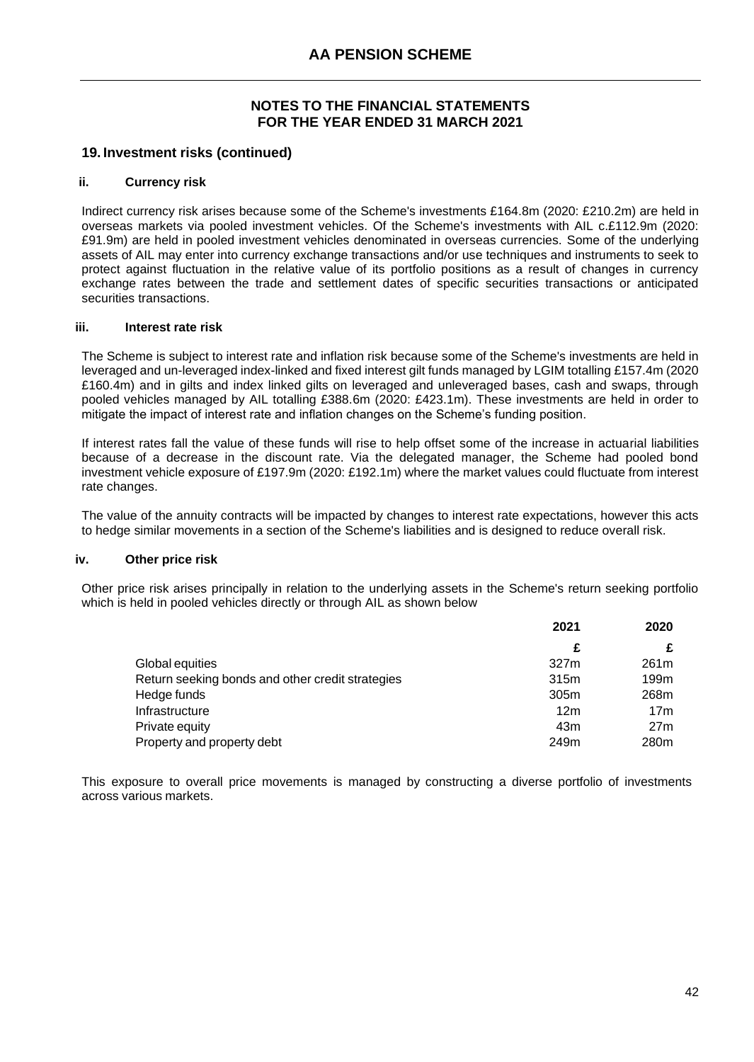## NOTES TO THE FINANCIAL STATEMENTS
## FOR THE YEAR ENDED 31 MARCH 2021

### 19. Investment risks (continued)

#### ii. Currency risk

Indirect currency risk arises because some of the Scheme's investments £164.8m (2020: £210.2m) are held in overseas markets via pooled investment vehicles. Of the Scheme's investments with AIL c.£112.9m (2020: £91.9m) are held in pooled investment vehicles denominated in overseas currencies. Some of the underlying assets of AIL may enter into currency exchange transactions and/or use techniques and instruments to seek to protect against fluctuation in the relative value of its portfolio positions as a result of changes in currency exchange rates between the trade and settlement dates of specific securities transactions or anticipated securities transactions.

#### iii. Interest rate risk

The Scheme is subject to interest rate and inflation risk because some of the Scheme's investments are held in leveraged and un-leveraged index-linked and fixed interest gilt funds managed by LGIM totalling £157.4m (2020 £160.4m) and in gilts and index linked gilts on leveraged and unleveraged bases, cash and swaps, through pooled vehicles managed by AIL totalling £388.6m (2020: £423.1m). These investments are held in order to mitigate the impact of interest rate and inflation changes on the Scheme's funding position.

If interest rates fall the value of these funds will rise to help offset some of the increase in actuarial liabilities because of a decrease in the discount rate. Via the delegated manager, the Scheme had pooled bond investment vehicle exposure of £197.9m (2020: £192.1m) where the market values could fluctuate from interest rate changes.

The value of the annuity contracts will be impacted by changes to interest rate expectations, however this acts to hedge similar movements in a section of the Scheme's liabilities and is designed to reduce overall risk.

#### iv. Other price risk

Other price risk arises principally in relation to the underlying assets in the Scheme's return seeking portfolio which is held in pooled vehicles directly or through AIL as shown below

| | 2021 | 2020 |
|---|---|---|
| | £ | £ |
| Global equities | 327m | 261m |
| Return seeking bonds and other credit strategies | 315m | 199m |
| Hedge funds | 305m | 268m |
| Infrastructure | 12m | 17m |
| Private equity | 43m | 27m |
| Property and property debt | 249m | 280m |

This exposure to overall price movements is managed by constructing a diverse portfolio of investments across various markets.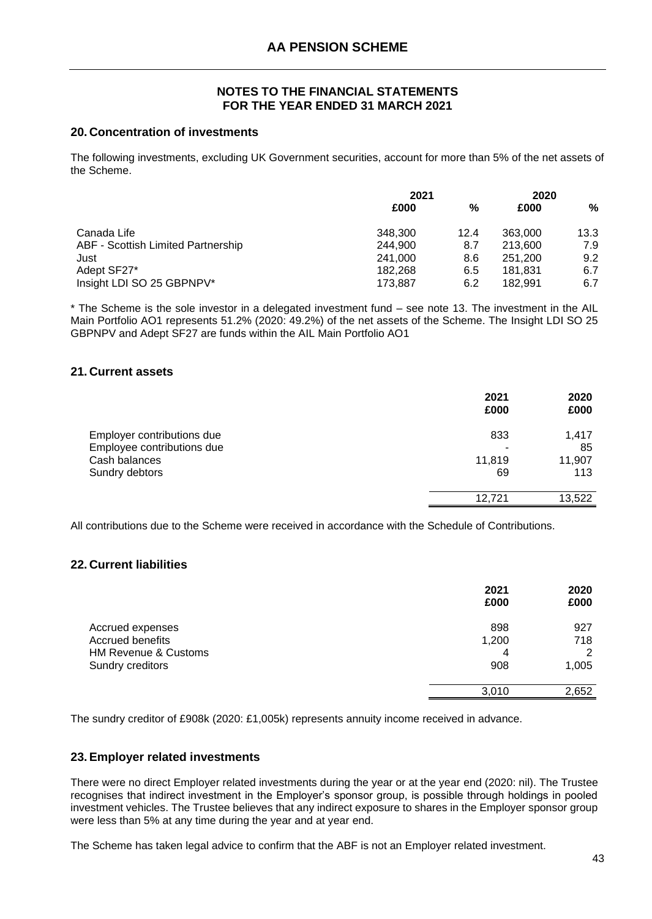## 20. Concentration of investments

The following investments, excluding UK Government securities, account for more than 5% of the net assets of the Scheme.

| | 2021 | | 2020 | |
|---|---|---|---|---|
| | £000 | % | £000 | % |
| Canada Life | 348,300 | 12.4 | 363,000 | 13.3 |
| ABF - Scottish Limited Partnership | 244,900 | 8.7 | 213,600 | 7.9 |
| Just | 241,000 | 8.6 | 251,200 | 9.2 |
| Adept SF27* | 182,268 | 6.5 | 181,831 | 6.7 |
| Insight LDI SO 25 GBPNPV* | 173,887 | 6.2 | 182,991 | 6.7 |

\* The Scheme is the sole investor in a delegated investment fund – see note 13. The investment in the AIL Main Portfolio AO1 represents 51.2% (2020: 49.2%) of the net assets of the Scheme. The Insight LDI SO 25 GBPNPV and Adept SF27 are funds within the AIL Main Portfolio AO1

## 21. Current assets

| | 2021 £000 | 2020 £000 |
|---|---|---|
| Employer contributions due | 833 | 1,417 |
| Employee contributions due | - | 85 |
| Cash balances | 11,819 | 11,907 |
| Sundry debtors | 69 | 113 |
| | 12,721 | 13,522 |

All contributions due to the Scheme were received in accordance with the Schedule of Contributions.

## 22. Current liabilities

| | 2021 £000 | 2020 £000 |
|---|---|---|
| Accrued expenses | 898 | 927 |
| Accrued benefits | 1,200 | 718 |
| HM Revenue & Customs | 4 | 2 |
| Sundry creditors | 908 | 1,005 |
| | 3,010 | 2,652 |

The sundry creditor of £908k (2020: £1,005k) represents annuity income received in advance.

## 23. Employer related investments

There were no direct Employer related investments during the year or at the year end (2020: nil). The Trustee recognises that indirect investment in the Employer's sponsor group, is possible through holdings in pooled investment vehicles. The Trustee believes that any indirect exposure to shares in the Employer sponsor group were less than 5% at any time during the year and at year end.

The Scheme has taken legal advice to confirm that the ABF is not an Employer related investment.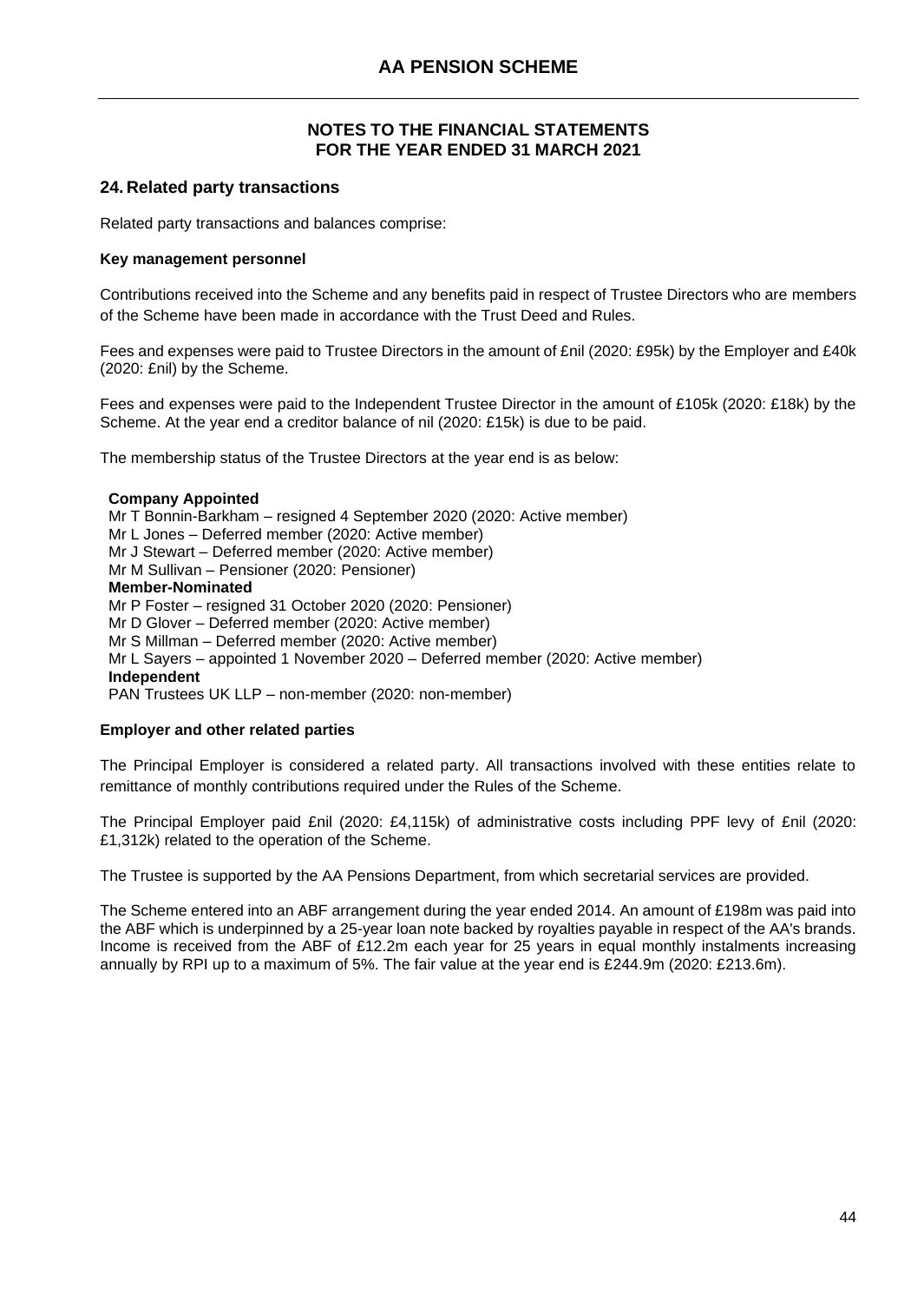# NOTES TO THE FINANCIAL STATEMENTS FOR THE YEAR ENDED 31 MARCH 2021

## 24. Related party transactions

Related party transactions and balances comprise:

**Key management personnel**

Contributions received into the Scheme and any benefits paid in respect of Trustee Directors who are members of the Scheme have been made in accordance with the Trust Deed and Rules.

Fees and expenses were paid to Trustee Directors in the amount of £nil (2020: £95k) by the Employer and £40k (2020: £nil) by the Scheme.

Fees and expenses were paid to the Independent Trustee Director in the amount of £105k (2020: £18k) by the Scheme. At the year end a creditor balance of nil (2020: £15k) is due to be paid.

The membership status of the Trustee Directors at the year end is as below:

**Company Appointed**
Mr T Bonnin-Barkham – resigned 4 September 2020 (2020: Active member)
Mr L Jones – Deferred member (2020: Active member)
Mr J Stewart – Deferred member (2020: Active member)
Mr M Sullivan – Pensioner (2020: Pensioner)
**Member-Nominated**
Mr P Foster – resigned 31 October 2020 (2020: Pensioner)
Mr D Glover – Deferred member (2020: Active member)
Mr S Millman – Deferred member (2020: Active member)
Mr L Sayers – appointed 1 November 2020 – Deferred member (2020: Active member)
**Independent**
PAN Trustees UK LLP – non-member (2020: non-member)

**Employer and other related parties**

The Principal Employer is considered a related party. All transactions involved with these entities relate to remittance of monthly contributions required under the Rules of the Scheme.

The Principal Employer paid £nil (2020: £4,115k) of administrative costs including PPF levy of £nil (2020: £1,312k) related to the operation of the Scheme.

The Trustee is supported by the AA Pensions Department, from which secretarial services are provided.

The Scheme entered into an ABF arrangement during the year ended 2014. An amount of £198m was paid into the ABF which is underpinned by a 25-year loan note backed by royalties payable in respect of the AA's brands. Income is received from the ABF of £12.2m each year for 25 years in equal monthly instalments increasing annually by RPI up to a maximum of 5%. The fair value at the year end is £244.9m (2020: £213.6m).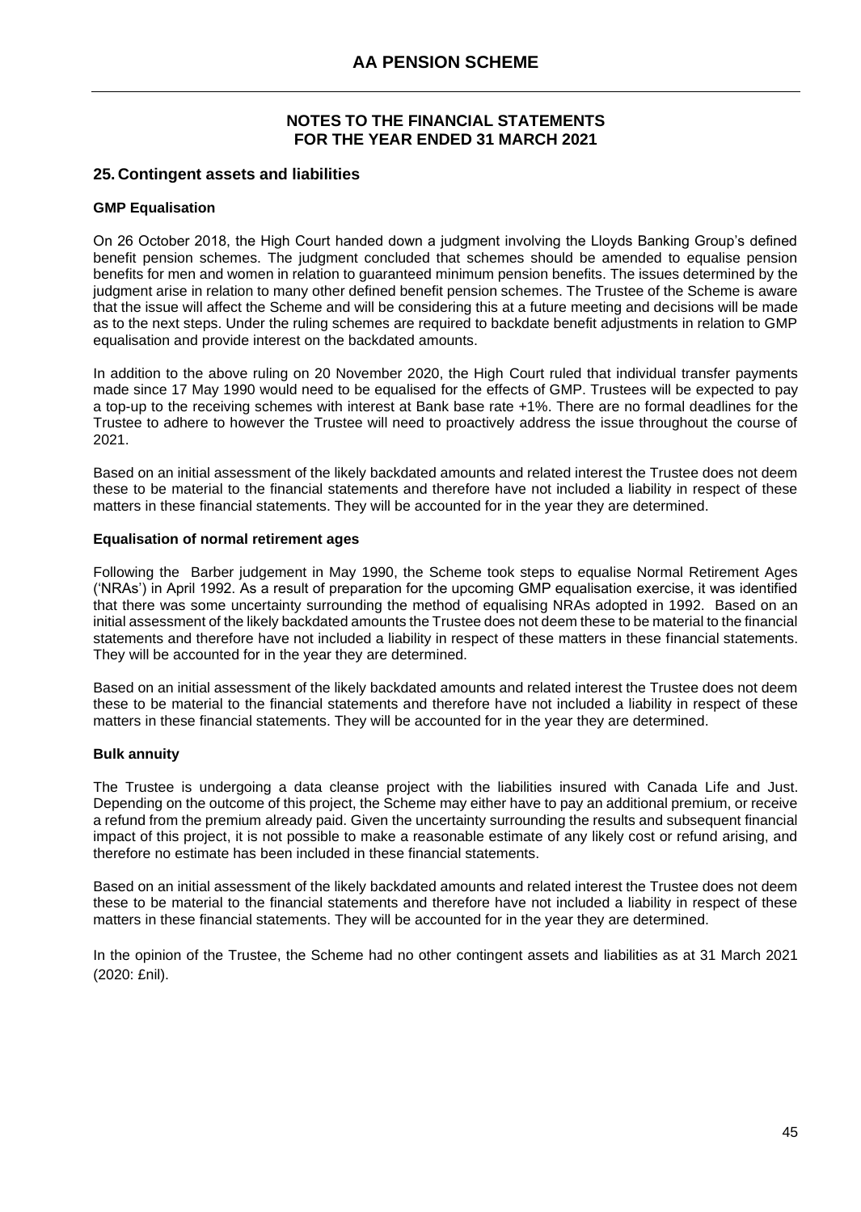# AA PENSION SCHEME

## NOTES TO THE FINANCIAL STATEMENTS FOR THE YEAR ENDED 31 MARCH 2021

## 25. Contingent assets and liabilities

**GMP Equalisation**

On 26 October 2018, the High Court handed down a judgment involving the Lloyds Banking Group's defined benefit pension schemes. The judgment concluded that schemes should be amended to equalise pension benefits for men and women in relation to guaranteed minimum pension benefits. The issues determined by the judgment arise in relation to many other defined benefit pension schemes. The Trustee of the Scheme is aware that the issue will affect the Scheme and will be considering this at a future meeting and decisions will be made as to the next steps. Under the ruling schemes are required to backdate benefit adjustments in relation to GMP equalisation and provide interest on the backdated amounts.

In addition to the above ruling on 20 November 2020, the High Court ruled that individual transfer payments made since 17 May 1990 would need to be equalised for the effects of GMP. Trustees will be expected to pay a top-up to the receiving schemes with interest at Bank base rate +1%. There are no formal deadlines for the Trustee to adhere to however the Trustee will need to proactively address the issue throughout the course of 2021.

Based on an initial assessment of the likely backdated amounts and related interest the Trustee does not deem these to be material to the financial statements and therefore have not included a liability in respect of these matters in these financial statements. They will be accounted for in the year they are determined.

**Equalisation of normal retirement ages**

Following the Barber judgement in May 1990, the Scheme took steps to equalise Normal Retirement Ages ('NRAs') in April 1992. As a result of preparation for the upcoming GMP equalisation exercise, it was identified that there was some uncertainty surrounding the method of equalising NRAs adopted in 1992. Based on an initial assessment of the likely backdated amounts the Trustee does not deem these to be material to the financial statements and therefore have not included a liability in respect of these matters in these financial statements. They will be accounted for in the year they are determined.

Based on an initial assessment of the likely backdated amounts and related interest the Trustee does not deem these to be material to the financial statements and therefore have not included a liability in respect of these matters in these financial statements. They will be accounted for in the year they are determined.

**Bulk annuity**

The Trustee is undergoing a data cleanse project with the liabilities insured with Canada Life and Just. Depending on the outcome of this project, the Scheme may either have to pay an additional premium, or receive a refund from the premium already paid. Given the uncertainty surrounding the results and subsequent financial impact of this project, it is not possible to make a reasonable estimate of any likely cost or refund arising, and therefore no estimate has been included in these financial statements.

Based on an initial assessment of the likely backdated amounts and related interest the Trustee does not deem these to be material to the financial statements and therefore have not included a liability in respect of these matters in these financial statements. They will be accounted for in the year they are determined.

In the opinion of the Trustee, the Scheme had no other contingent assets and liabilities as at 31 March 2021 (2020: £nil).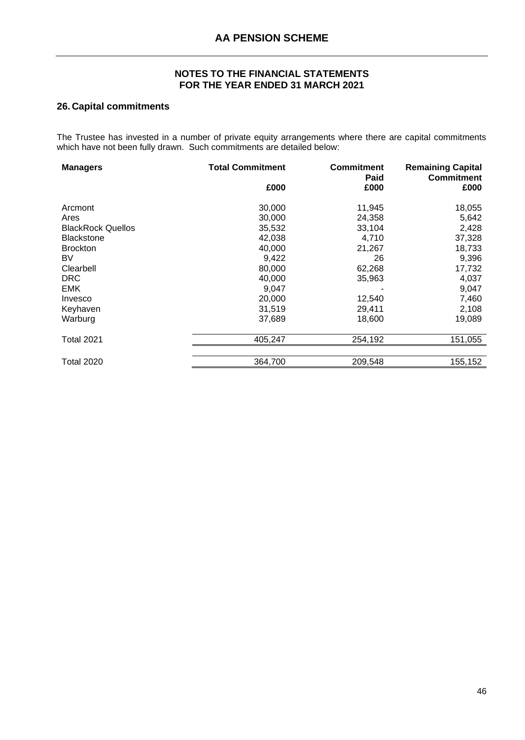# AA PENSION SCHEME

## NOTES TO THE FINANCIAL STATEMENTS
## FOR THE YEAR ENDED 31 MARCH 2021

### 26. Capital commitments

The Trustee has invested in a number of private equity arrangements where there are capital commitments which have not been fully drawn. Such commitments are detailed below:

| Managers | Total Commitment | Commitment Paid | Remaining Capital Commitment |
|---|---|---|---|
| | £000 | £000 | £000 |
| Arcmont | 30,000 | 11,945 | 18,055 |
| Ares | 30,000 | 24,358 | 5,642 |
| BlackRock Quellos | 35,532 | 33,104 | 2,428 |
| Blackstone | 42,038 | 4,710 | 37,328 |
| Brockton | 40,000 | 21,267 | 18,733 |
| BV | 9,422 | 26 | 9,396 |
| Clearbell | 80,000 | 62,268 | 17,732 |
| DRC | 40,000 | 35,963 | 4,037 |
| EMK | 9,047 | - | 9,047 |
| Invesco | 20,000 | 12,540 | 7,460 |
| Keyhaven | 31,519 | 29,411 | 2,108 |
| Warburg | 37,689 | 18,600 | 19,089 |
| Total 2021 | 405,247 | 254,192 | 151,055 |
| Total 2020 | 364,700 | 209,548 | 155,152 |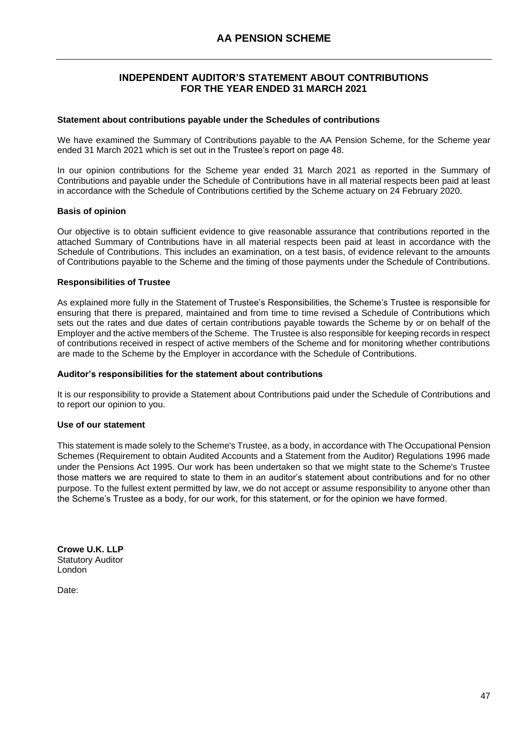# INDEPENDENT AUDITOR'S STATEMENT ABOUT CONTRIBUTIONS FOR THE YEAR ENDED 31 MARCH 2021

### Statement about contributions payable under the Schedules of contributions

We have examined the Summary of Contributions payable to the AA Pension Scheme, for the Scheme year ended 31 March 2021 which is set out in the Trustee's report on page 48.

In our opinion contributions for the Scheme year ended 31 March 2021 as reported in the Summary of Contributions and payable under the Schedule of Contributions have in all material respects been paid at least in accordance with the Schedule of Contributions certified by the Scheme actuary on 24 February 2020.

### Basis of opinion

Our objective is to obtain sufficient evidence to give reasonable assurance that contributions reported in the attached Summary of Contributions have in all material respects been paid at least in accordance with the Schedule of Contributions. This includes an examination, on a test basis, of evidence relevant to the amounts of Contributions payable to the Scheme and the timing of those payments under the Schedule of Contributions.

### Responsibilities of Trustee

As explained more fully in the Statement of Trustee's Responsibilities, the Scheme's Trustee is responsible for ensuring that there is prepared, maintained and from time to time revised a Schedule of Contributions which sets out the rates and due dates of certain contributions payable towards the Scheme by or on behalf of the Employer and the active members of the Scheme. The Trustee is also responsible for keeping records in respect of contributions received in respect of active members of the Scheme and for monitoring whether contributions are made to the Scheme by the Employer in accordance with the Schedule of Contributions.

### Auditor's responsibilities for the statement about contributions

It is our responsibility to provide a Statement about Contributions paid under the Schedule of Contributions and to report our opinion to you.

### Use of our statement

This statement is made solely to the Scheme's Trustee, as a body, in accordance with The Occupational Pension Schemes (Requirement to obtain Audited Accounts and a Statement from the Auditor) Regulations 1996 made under the Pensions Act 1995. Our work has been undertaken so that we might state to the Scheme's Trustee those matters we are required to state to them in an auditor's statement about contributions and for no other purpose. To the fullest extent permitted by law, we do not accept or assume responsibility to anyone other than the Scheme's Trustee as a body, for our work, for this statement, or for the opinion we have formed.

**Crowe U.K. LLP**
Statutory Auditor
London

Date: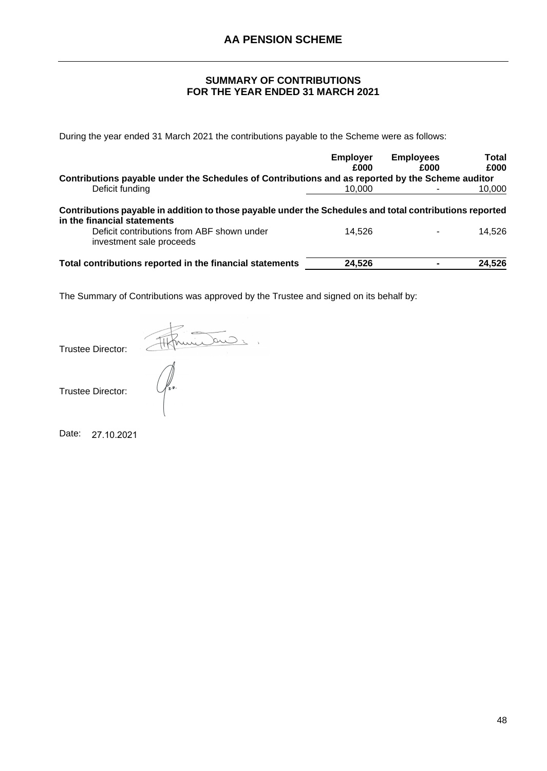# AA PENSION SCHEME

## SUMMARY OF CONTRIBUTIONS
## FOR THE YEAR ENDED 31 MARCH 2021

During the year ended 31 March 2021 the contributions payable to the Scheme were as follows:

| | Employer £000 | Employees £000 | Total £000 |
|---|---|---|---|
| **Contributions payable under the Schedules of Contributions and as reported by the Scheme auditor** | | | |
| Deficit funding | 10,000 | - | 10,000 |
| **Contributions payable in addition to those payable under the Schedules and total contributions reported in the financial statements** | | | |
| Deficit contributions from ABF shown under investment sale proceeds | 14,526 | - | 14,526 |
| **Total contributions reported in the financial statements** | **24,526** | **-** | **24,526** |

The Summary of Contributions was approved by the Trustee and signed on its behalf by:

Trustee Director:

Trustee Director:

Date: 27.10.2021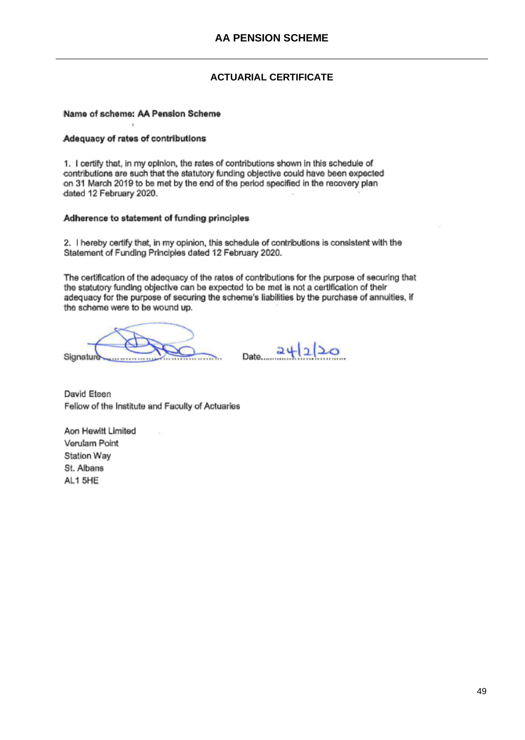## AA PENSION SCHEME

### ACTUARIAL CERTIFICATE

**Name of scheme: AA Pension Scheme**

**Adequacy of rates of contributions**

1. I certify that, in my opinion, the rates of contributions shown in this schedule of contributions are such that the statutory funding objective could have been expected on 31 March 2019 to be met by the end of the period specified in the recovery plan dated 12 February 2020.

**Adherence to statement of funding principles**

2. I hereby certify that, in my opinion, this schedule of contributions is consistent with the Statement of Funding Principles dated 12 February 2020.

The certification of the adequacy of the rates of contributions for the purpose of securing that the statutory funding objective can be expected to be met is not a certification of their adequacy for the purpose of securing the scheme's liabilities by the purchase of annuities, if the scheme were to be wound up.

Signature .................................................. Date 24/2/20

David Eteen
Fellow of the Institute and Faculty of Actuaries

Aon Hewitt Limited
Verulam Point
Station Way
St. Albans
AL1 5HE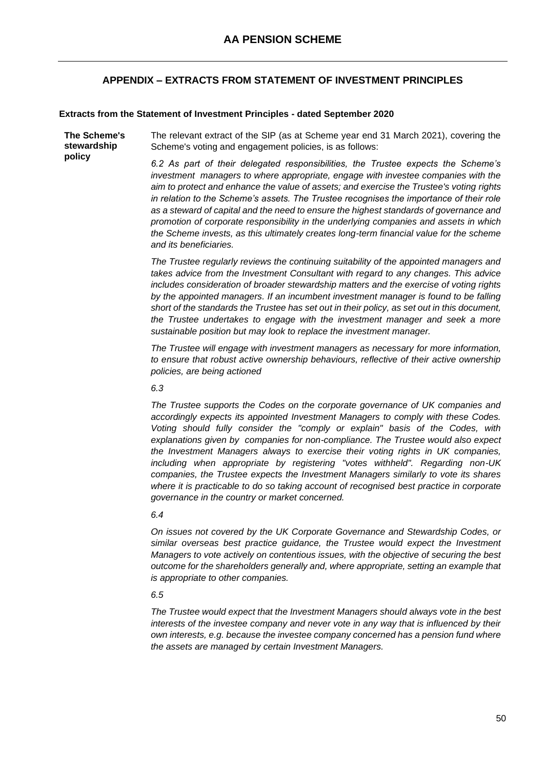## APPENDIX – EXTRACTS FROM STATEMENT OF INVESTMENT PRINCIPLES

**Extracts from the Statement of Investment Principles - dated September 2020**

**The Scheme's stewardship policy**

The relevant extract of the SIP (as at Scheme year end 31 March 2021), covering the Scheme's voting and engagement policies, is as follows:

*6.2 As part of their delegated responsibilities, the Trustee expects the Scheme's investment managers to where appropriate, engage with investee companies with the aim to protect and enhance the value of assets; and exercise the Trustee's voting rights in relation to the Scheme's assets. The Trustee recognises the importance of their role as a steward of capital and the need to ensure the highest standards of governance and promotion of corporate responsibility in the underlying companies and assets in which the Scheme invests, as this ultimately creates long-term financial value for the scheme and its beneficiaries.*

*The Trustee regularly reviews the continuing suitability of the appointed managers and takes advice from the Investment Consultant with regard to any changes. This advice includes consideration of broader stewardship matters and the exercise of voting rights by the appointed managers. If an incumbent investment manager is found to be falling short of the standards the Trustee has set out in their policy, as set out in this document, the Trustee undertakes to engage with the investment manager and seek a more sustainable position but may look to replace the investment manager.*

*The Trustee will engage with investment managers as necessary for more information, to ensure that robust active ownership behaviours, reflective of their active ownership policies, are being actioned*

*6.3*

*The Trustee supports the Codes on the corporate governance of UK companies and accordingly expects its appointed Investment Managers to comply with these Codes. Voting should fully consider the "comply or explain" basis of the Codes, with explanations given by companies for non-compliance. The Trustee would also expect the Investment Managers always to exercise their voting rights in UK companies, including when appropriate by registering "votes withheld". Regarding non-UK companies, the Trustee expects the Investment Managers similarly to vote its shares where it is practicable to do so taking account of recognised best practice in corporate governance in the country or market concerned.*

*6.4*

*On issues not covered by the UK Corporate Governance and Stewardship Codes, or similar overseas best practice guidance, the Trustee would expect the Investment Managers to vote actively on contentious issues, with the objective of securing the best outcome for the shareholders generally and, where appropriate, setting an example that is appropriate to other companies.*

*6.5*

*The Trustee would expect that the Investment Managers should always vote in the best interests of the investee company and never vote in any way that is influenced by their own interests, e.g. because the investee company concerned has a pension fund where the assets are managed by certain Investment Managers.*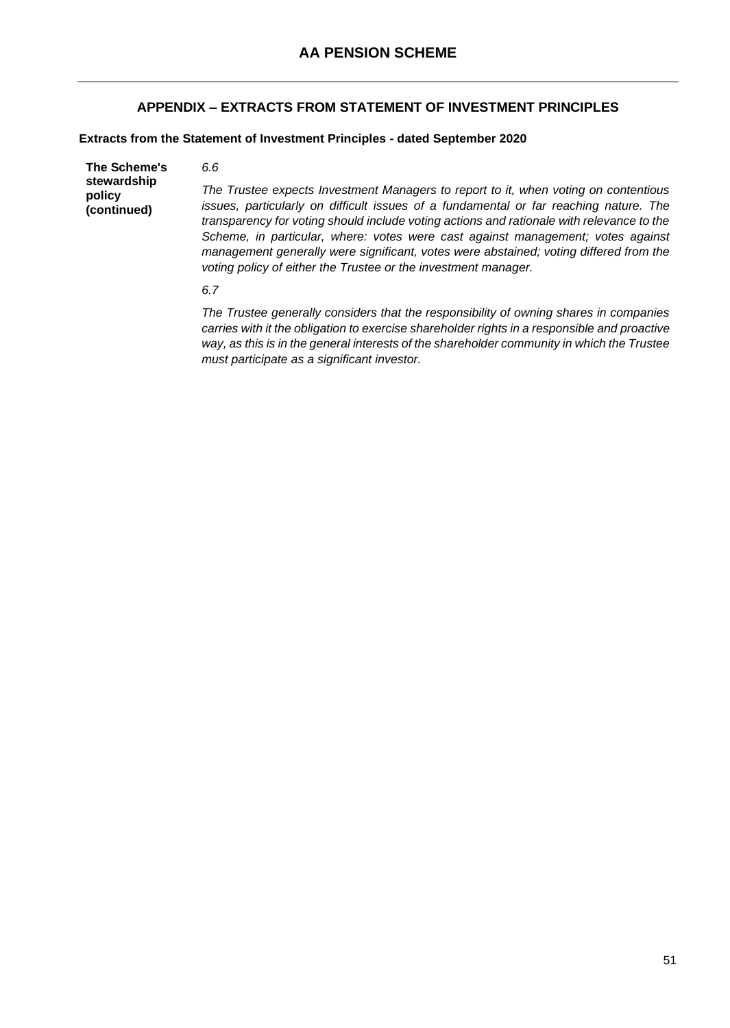## APPENDIX – EXTRACTS FROM STATEMENT OF INVESTMENT PRINCIPLES

**Extracts from the Statement of Investment Principles - dated September 2020**

**The Scheme's stewardship policy (continued)**

*6.6*

*The Trustee expects Investment Managers to report to it, when voting on contentious issues, particularly on difficult issues of a fundamental or far reaching nature. The transparency for voting should include voting actions and rationale with relevance to the Scheme, in particular, where: votes were cast against management; votes against management generally were significant, votes were abstained; voting differed from the voting policy of either the Trustee or the investment manager.*

*6.7*

*The Trustee generally considers that the responsibility of owning shares in companies carries with it the obligation to exercise shareholder rights in a responsible and proactive way, as this is in the general interests of the shareholder community in which the Trustee must participate as a significant investor.*